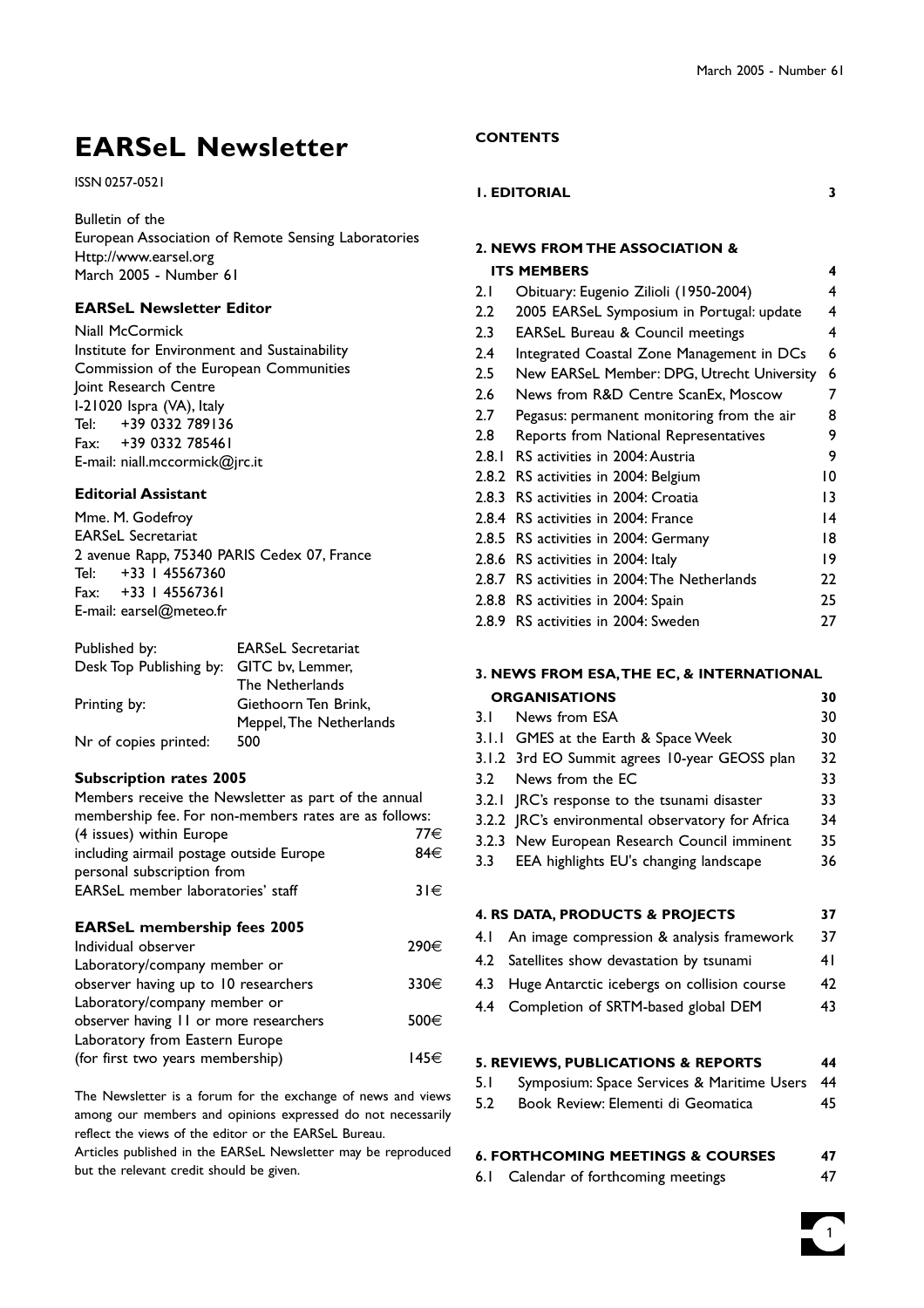# EARSeL Newsletter

ISSN 0257-0521

Bulletin of the
European Association of Remote Sensing Laboratories
Http://www.earsel.org
March 2005 - Number 61

### EARSeL Newsletter Editor

Niall McCormick
Institute for Environment and Sustainability
Commission of the European Communities
Joint Research Centre
I-21020 Ispra (VA), Italy
Tel: +39 0332 789136
Fax: +39 0332 785461
E-mail: niall.mccormick@jrc.it

### Editorial Assistant

Mme. M. Godefroy
EARSeL Secretariat
2 avenue Rapp, 75340 PARIS Cedex 07, France
Tel: +33 1 45567360
Fax: +33 1 45567361
E-mail: earsel@meteo.fr

| | |
|---|---|
| Published by: | EARSeL Secretariat |
| Desk Top Publishing by: | GITC bv, Lemmer, The Netherlands |
| Printing by: | Giethoorn Ten Brink, Meppel, The Netherlands |
| Nr of copies printed: | 500 |

### Subscription rates 2005

Members receive the Newsletter as part of the annual membership fee. For non-members rates are as follows:

| | |
|---|---|
| (4 issues) within Europe | 77€ |
| including airmail postage outside Europe | 84€ |
| personal subscription from EARSeL member laboratories' staff | 31€ |

### EARSeL membership fees 2005

| | |
|---|---|
| Individual observer | 290€ |
| Laboratory/company member or observer having up to 10 researchers | 330€ |
| Laboratory/company member or observer having 11 or more researchers | 500€ |
| Laboratory from Eastern Europe (for first two years membership) | 145€ |

The Newsletter is a forum for the exchange of news and views among our members and opinions expressed do not necessarily reflect the views of the editor or the EARSeL Bureau.
Articles published in the EARSeL Newsletter may be reproduced but the relevant credit should be given.

### CONTENTS

| | | |
|---|---|---|
| **1. EDITORIAL** | | **3** |
| **2. NEWS FROM THE ASSOCIATION & ITS MEMBERS** | | **4** |
| 2.1 | Obituary: Eugenio Zilioli (1950-2004) | 4 |
| 2.2 | 2005 EARSeL Symposium in Portugal: update | 4 |
| 2.3 | EARSeL Bureau & Council meetings | 4 |
| 2.4 | Integrated Coastal Zone Management in DCs | 6 |
| 2.5 | New EARSeL Member: DPG, Utrecht University | 6 |
| 2.6 | News from R&D Centre ScanEx, Moscow | 7 |
| 2.7 | Pegasus: permanent monitoring from the air | 8 |
| 2.8 | Reports from National Representatives | 9 |
| 2.8.1 | RS activities in 2004: Austria | 9 |
| 2.8.2 | RS activities in 2004: Belgium | 10 |
| 2.8.3 | RS activities in 2004: Croatia | 13 |
| 2.8.4 | RS activities in 2004: France | 14 |
| 2.8.5 | RS activities in 2004: Germany | 18 |
| 2.8.6 | RS activities in 2004: Italy | 19 |
| 2.8.7 | RS activities in 2004: The Netherlands | 22 |
| 2.8.8 | RS activities in 2004: Spain | 25 |
| 2.8.9 | RS activities in 2004: Sweden | 27 |
| **3. NEWS FROM ESA, THE EC, & INTERNATIONAL ORGANISATIONS** | | **30** |
| 3.1 | News from ESA | 30 |
| 3.1.1 | GMES at the Earth & Space Week | 30 |
| 3.1.2 | 3rd EO Summit agrees 10-year GEOSS plan | 32 |
| 3.2 | News from the EC | 33 |
| 3.2.1 | JRC's response to the tsunami disaster | 33 |
| 3.2.2 | JRC's environmental observatory for Africa | 34 |
| 3.2.3 | New European Research Council imminent | 35 |
| 3.3 | EEA highlights EU's changing landscape | 36 |
| **4. RS DATA, PRODUCTS & PROJECTS** | | **37** |
| 4.1 | An image compression & analysis framework | 37 |
| 4.2 | Satellites show devastation by tsunami | 41 |
| 4.3 | Huge Antarctic icebergs on collision course | 42 |
| 4.4 | Completion of SRTM-based global DEM | 43 |
| **5. REVIEWS, PUBLICATIONS & REPORTS** | | **44** |
| 5.1 | Symposium: Space Services & Maritime Users | 44 |
| 5.2 | Book Review: Elementi di Geomatica | 45 |
| **6. FORTHCOMING MEETINGS & COURSES** | | **47** |
| 6.1 | Calendar of forthcoming meetings | 47 |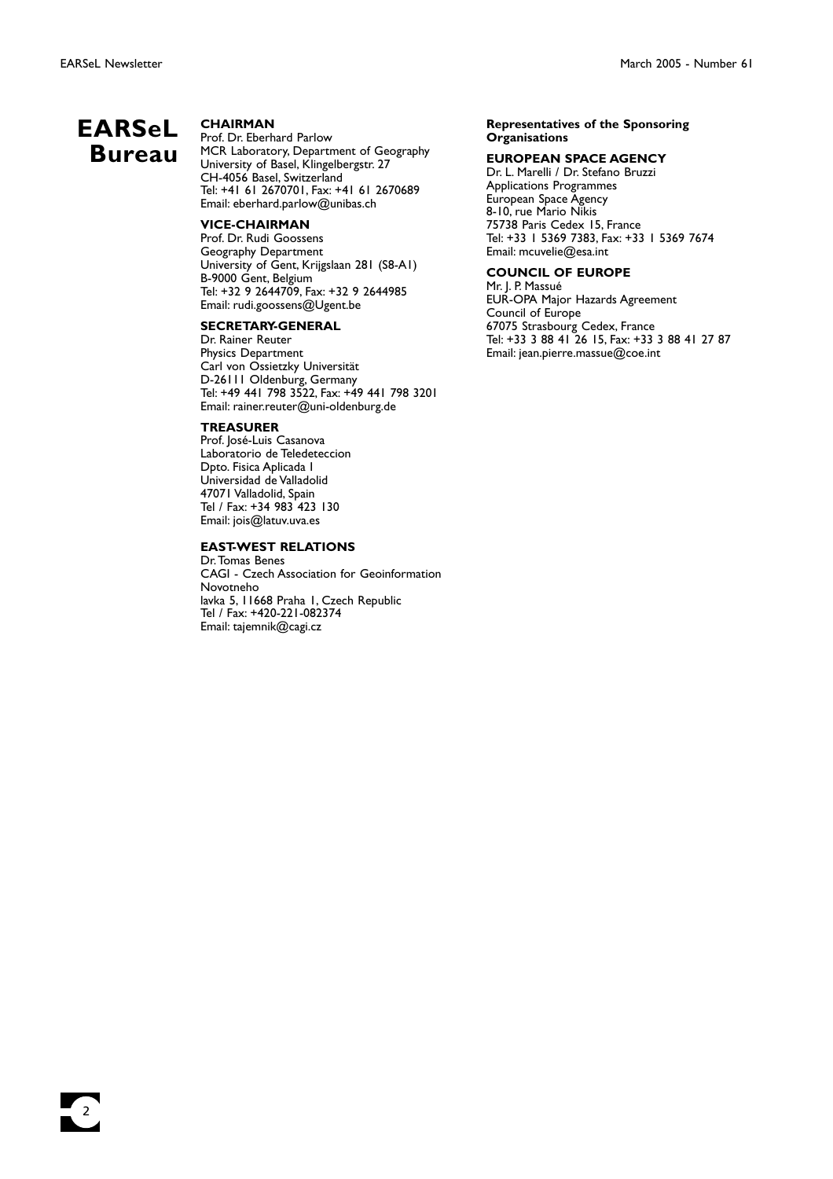# EARSeL Bureau

### CHAIRMAN

Prof. Dr. Eberhard Parlow
MCR Laboratory, Department of Geography
University of Basel, Klingelbergstr. 27
CH-4056 Basel, Switzerland
Tel: +41 61 2670701, Fax: +41 61 2670689
Email: eberhard.parlow@unibas.ch

### VICE-CHAIRMAN

Prof. Dr. Rudi Goossens
Geography Department
University of Gent, Krijgslaan 281 (S8-A1)
B-9000 Gent, Belgium
Tel: +32 9 2644709, Fax: +32 9 2644985
Email: rudi.goossens@Ugent.be

### SECRETARY-GENERAL

Dr. Rainer Reuter
Physics Department
Carl von Ossietzky Universität
D-26111 Oldenburg, Germany
Tel: +49 441 798 3522, Fax: +49 441 798 3201
Email: rainer.reuter@uni-oldenburg.de

### TREASURER

Prof. José-Luis Casanova
Laboratorio de Teledeteccion
Dpto. Fisica Aplicada I
Universidad de Valladolid
47071 Valladolid, Spain
Tel / Fax: +34 983 423 130
Email: jois@latuv.uva.es

### EAST-WEST RELATIONS

Dr. Tomas Benes
CAGI - Czech Association for Geoinformation
Novotneho
lavka 5, 11668 Praha 1, Czech Republic
Tel / Fax: +420-221-082374
Email: tajemnik@cagi.cz

**Representatives of the Sponsoring Organisations**

### EUROPEAN SPACE AGENCY

Dr. L. Marelli / Dr. Stefano Bruzzi
Applications Programmes
European Space Agency
8-10, rue Mario Nikis
75738 Paris Cedex 15, France
Tel: +33 1 5369 7383, Fax: +33 1 5369 7674
Email: mcuvelie@esa.int

### COUNCIL OF EUROPE

Mr. J. P. Massué
EUR-OPA Major Hazards Agreement
Council of Europe
67075 Strasbourg Cedex, France
Tel: +33 3 88 41 26 15, Fax: +33 3 88 41 27 87
Email: jean.pierre.massue@coe.int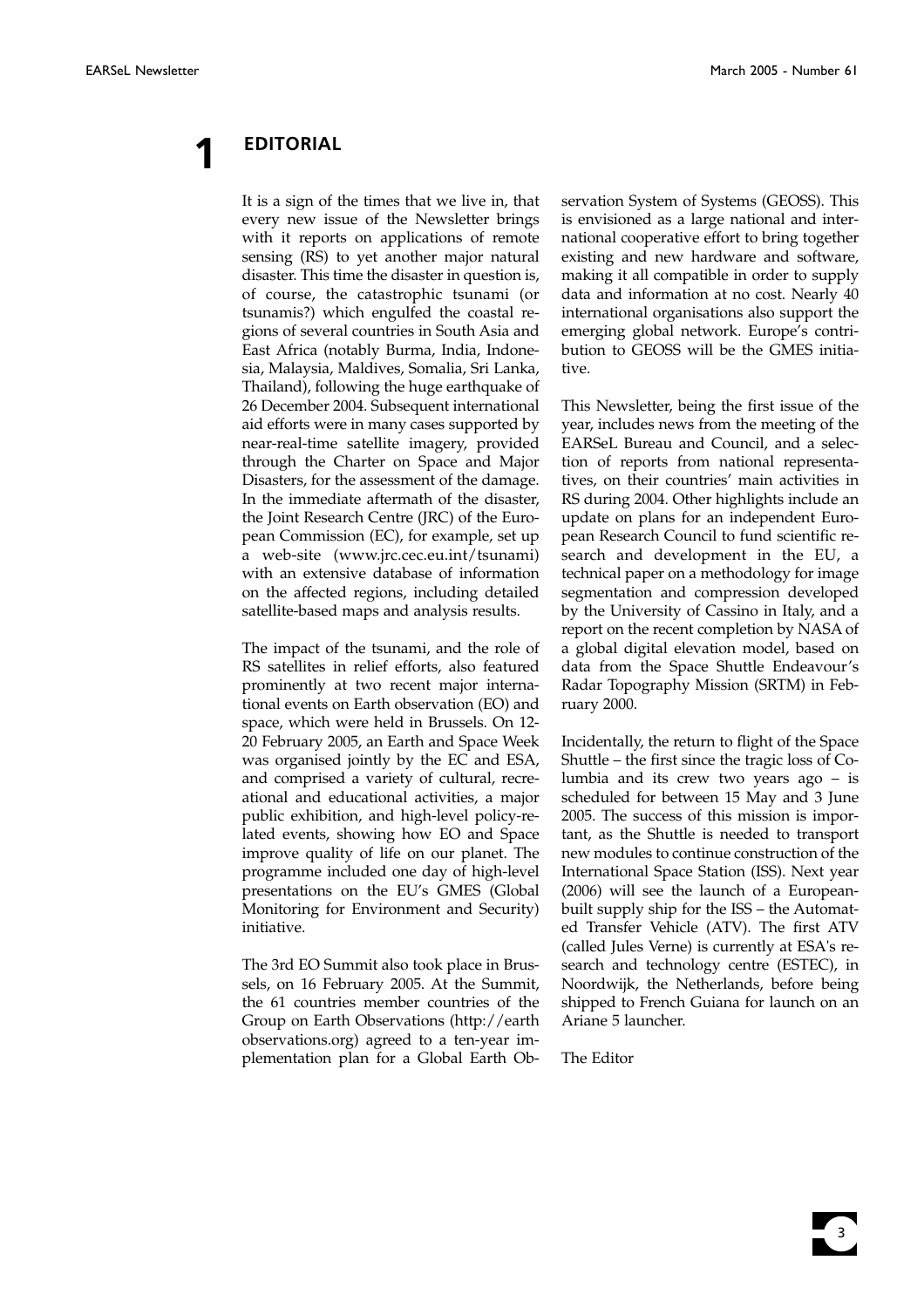# 1 EDITORIAL

It is a sign of the times that we live in, that every new issue of the Newsletter brings with it reports on applications of remote sensing (RS) to yet another major natural disaster. This time the disaster in question is, of course, the catastrophic tsunami (or tsunamis?) which engulfed the coastal regions of several countries in South Asia and East Africa (notably Burma, India, Indonesia, Malaysia, Maldives, Somalia, Sri Lanka, Thailand), following the huge earthquake of 26 December 2004. Subsequent international aid efforts were in many cases supported by near-real-time satellite imagery, provided through the Charter on Space and Major Disasters, for the assessment of the damage. In the immediate aftermath of the disaster, the Joint Research Centre (JRC) of the European Commission (EC), for example, set up a web-site (www.jrc.cec.eu.int/tsunami) with an extensive database of information on the affected regions, including detailed satellite-based maps and analysis results.

The impact of the tsunami, and the role of RS satellites in relief efforts, also featured prominently at two recent major international events on Earth observation (EO) and space, which were held in Brussels. On 12-20 February 2005, an Earth and Space Week was organised jointly by the EC and ESA, and comprised a variety of cultural, recreational and educational activities, a major public exhibition, and high-level policy-related events, showing how EO and Space improve quality of life on our planet. The programme included one day of high-level presentations on the EU's GMES (Global Monitoring for Environment and Security) initiative.

The 3rd EO Summit also took place in Brussels, on 16 February 2005. At the Summit, the 61 countries member countries of the Group on Earth Observations (http://earthobservations.org) agreed to a ten-year implementation plan for a Global Earth Observation System of Systems (GEOSS). This is envisioned as a large national and international cooperative effort to bring together existing and new hardware and software, making it all compatible in order to supply data and information at no cost. Nearly 40 international organisations also support the emerging global network. Europe's contribution to GEOSS will be the GMES initiative.

This Newsletter, being the first issue of the year, includes news from the meeting of the EARSeL Bureau and Council, and a selection of reports from national representatives, on their countries' main activities in RS during 2004. Other highlights include an update on plans for an independent European Research Council to fund scientific research and development in the EU, a technical paper on a methodology for image segmentation and compression developed by the University of Cassino in Italy, and a report on the recent completion by NASA of a global digital elevation model, based on data from the Space Shuttle Endeavour's Radar Topography Mission (SRTM) in February 2000.

Incidentally, the return to flight of the Space Shuttle – the first since the tragic loss of Columbia and its crew two years ago – is scheduled for between 15 May and 3 June 2005. The success of this mission is important, as the Shuttle is needed to transport new modules to continue construction of the International Space Station (ISS). Next year (2006) will see the launch of a European-built supply ship for the ISS – the Automated Transfer Vehicle (ATV). The first ATV (called Jules Verne) is currently at ESA's research and technology centre (ESTEC), in Noordwijk, the Netherlands, before being shipped to French Guiana for launch on an Ariane 5 launcher.

The Editor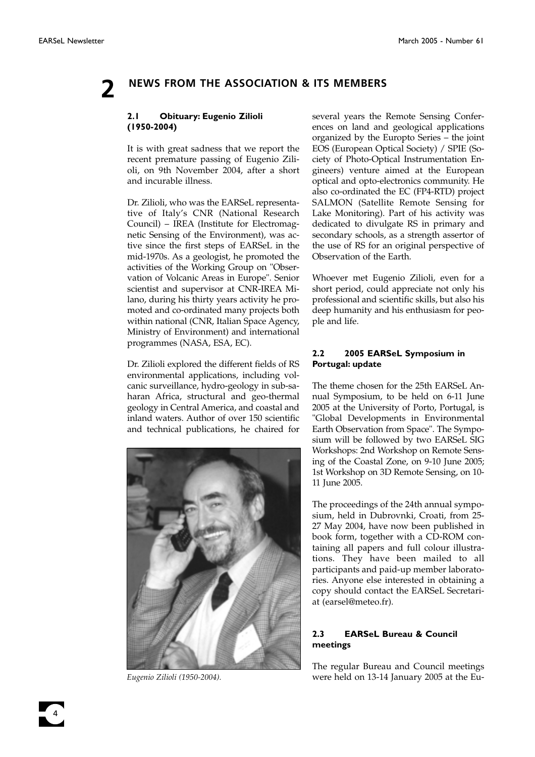# 2 NEWS FROM THE ASSOCIATION & ITS MEMBERS

## 2.1 Obituary: Eugenio Zilioli (1950-2004)

It is with great sadness that we report the recent premature passing of Eugenio Zilioli, on 9th November 2004, after a short and incurable illness.

Dr. Zilioli, who was the EARSeL representative of Italy's CNR (National Research Council) – IREA (Institute for Electromagnetic Sensing of the Environment), was active since the first steps of EARSeL in the mid-1970s. As a geologist, he promoted the activities of the Working Group on "Observation of Volcanic Areas in Europe". Senior scientist and supervisor at CNR-IREA Milano, during his thirty years activity he promoted and co-ordinated many projects both within national (CNR, Italian Space Agency, Ministry of Environment) and international programmes (NASA, ESA, EC).

Dr. Zilioli explored the different fields of RS environmental applications, including volcanic surveillance, hydro-geology in sub-saharan Africa, structural and geo-thermal geology in Central America, and coastal and inland waters. Author of over 150 scientific and technical publications, he chaired for several years the Remote Sensing Conferences on land and geological applications organized by the Europto Series – the joint EOS (European Optical Society) / SPIE (Society of Photo-Optical Instrumentation Engineers) venture aimed at the European optical and opto-electronics community. He also co-ordinated the EC (FP4-RTD) project SALMON (Satellite Remote Sensing for Lake Monitoring). Part of his activity was dedicated to divulgate RS in primary and secondary schools, as a strength assertor of the use of RS for an original perspective of Observation of the Earth.

*Eugenio Zilioli (1950-2004).*

Whoever met Eugenio Zilioli, even for a short period, could appreciate not only his professional and scientific skills, but also his deep humanity and his enthusiasm for people and life.

## 2.2 2005 EARSeL Symposium in Portugal: update

The theme chosen for the 25th EARSeL Annual Symposium, to be held on 6-11 June 2005 at the University of Porto, Portugal, is "Global Developments in Environmental Earth Observation from Space". The Symposium will be followed by two EARSeL SIG Workshops: 2nd Workshop on Remote Sensing of the Coastal Zone, on 9-10 June 2005; 1st Workshop on 3D Remote Sensing, on 10-11 June 2005.

The proceedings of the 24th annual symposium, held in Dubrovnki, Croati, from 25-27 May 2004, have now been published in book form, together with a CD-ROM containing all papers and full colour illustrations. They have been mailed to all participants and paid-up member laboratories. Anyone else interested in obtaining a copy should contact the EARSeL Secretariat (earsel@meteo.fr).

## 2.3 EARSeL Bureau & Council meetings

The regular Bureau and Council meetings were held on 13-14 January 2005 at the Eu-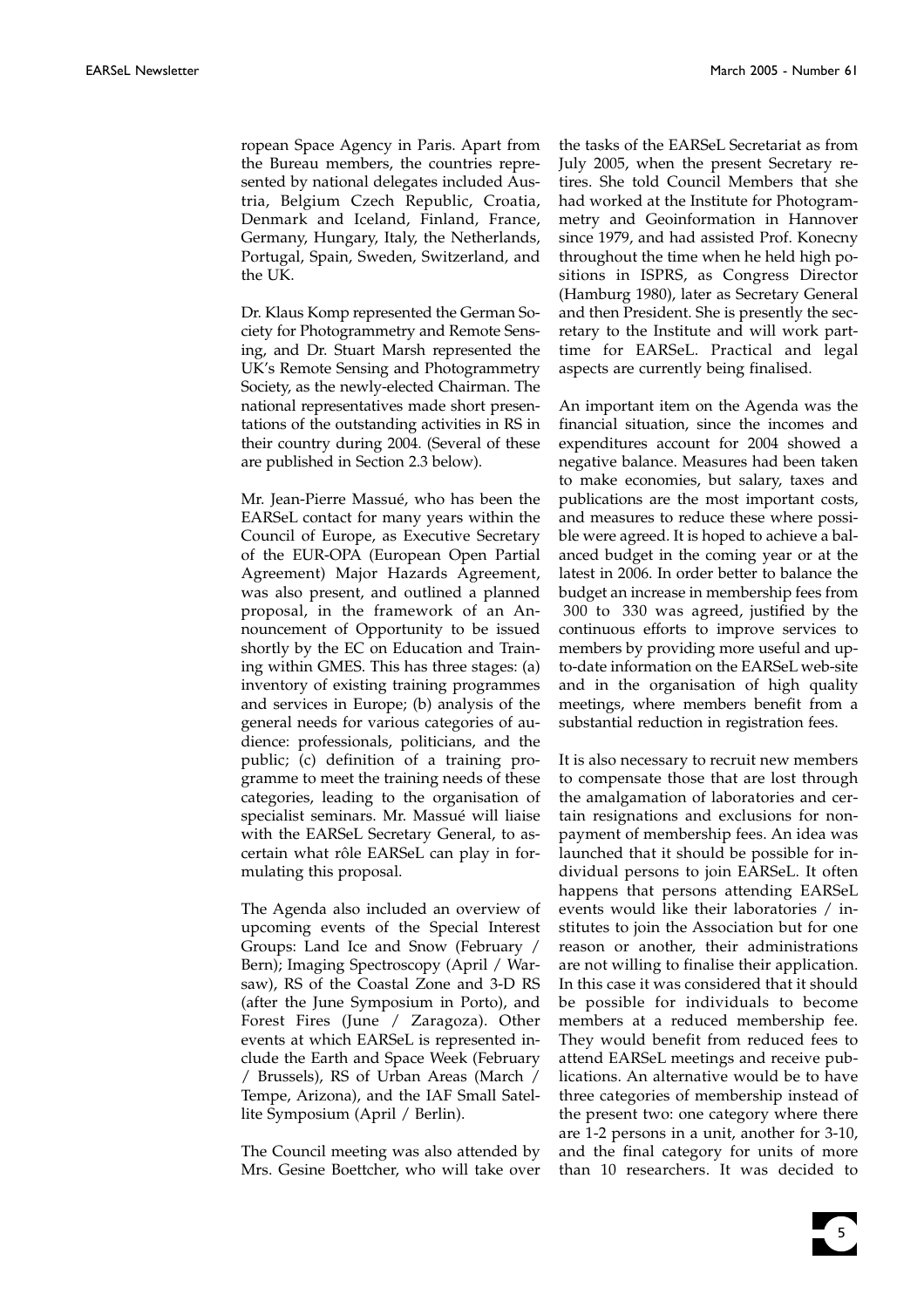ropean Space Agency in Paris. Apart from the Bureau members, the countries represented by national delegates included Austria, Belgium Czech Republic, Croatia, Denmark and Iceland, Finland, France, Germany, Hungary, Italy, the Netherlands, Portugal, Spain, Sweden, Switzerland, and the UK.

Dr. Klaus Komp represented the German Society for Photogrammetry and Remote Sensing, and Dr. Stuart Marsh represented the UK's Remote Sensing and Photogrammetry Society, as the newly-elected Chairman. The national representatives made short presentations of the outstanding activities in RS in their country during 2004. (Several of these are published in Section 2.3 below).

Mr. Jean-Pierre Massué, who has been the EARSeL contact for many years within the Council of Europe, as Executive Secretary of the EUR-OPA (European Open Partial Agreement) Major Hazards Agreement, was also present, and outlined a planned proposal, in the framework of an Announcement of Opportunity to be issued shortly by the EC on Education and Training within GMES. This has three stages: (a) inventory of existing training programmes and services in Europe; (b) analysis of the general needs for various categories of audience: professionals, politicians, and the public; (c) definition of a training programme to meet the training needs of these categories, leading to the organisation of specialist seminars. Mr. Massué will liaise with the EARSeL Secretary General, to ascertain what rôle EARSeL can play in formulating this proposal.

The Agenda also included an overview of upcoming events of the Special Interest Groups: Land Ice and Snow (February / Bern); Imaging Spectroscopy (April / Warsaw), RS of the Coastal Zone and 3-D RS (after the June Symposium in Porto), and Forest Fires (June / Zaragoza). Other events at which EARSeL is represented include the Earth and Space Week (February / Brussels), RS of Urban Areas (March / Tempe, Arizona), and the IAF Small Satellite Symposium (April / Berlin).

The Council meeting was also attended by Mrs. Gesine Boettcher, who will take over the tasks of the EARSeL Secretariat as from July 2005, when the present Secretary retires. She told Council Members that she had worked at the Institute for Photogrammetry and Geoinformation in Hannover since 1979, and had assisted Prof. Konecny throughout the time when he held high positions in ISPRS, as Congress Director (Hamburg 1980), later as Secretary General and then President. She is presently the secretary to the Institute and will work part-time for EARSeL. Practical and legal aspects are currently being finalised.

An important item on the Agenda was the financial situation, since the incomes and expenditures account for 2004 showed a negative balance. Measures had been taken to make economies, but salary, taxes and publications are the most important costs, and measures to reduce these where possible were agreed. It is hoped to achieve a balanced budget in the coming year or at the latest in 2006. In order better to balance the budget an increase in membership fees from 300 to 330 was agreed, justified by the continuous efforts to improve services to members by providing more useful and up-to-date information on the EARSeL web-site and in the organisation of high quality meetings, where members benefit from a substantial reduction in registration fees.

It is also necessary to recruit new members to compensate those that are lost through the amalgamation of laboratories and certain resignations and exclusions for non-payment of membership fees. An idea was launched that it should be possible for individual persons to join EARSeL. It often happens that persons attending EARSeL events would like their laboratories / institutes to join the Association but for one reason or another, their administrations are not willing to finalise their application. In this case it was considered that it should be possible for individuals to become members at a reduced membership fee. They would benefit from reduced fees to attend EARSeL meetings and receive publications. An alternative would be to have three categories of membership instead of the present two: one category where there are 1-2 persons in a unit, another for 3-10, and the final category for units of more than 10 researchers. It was decided to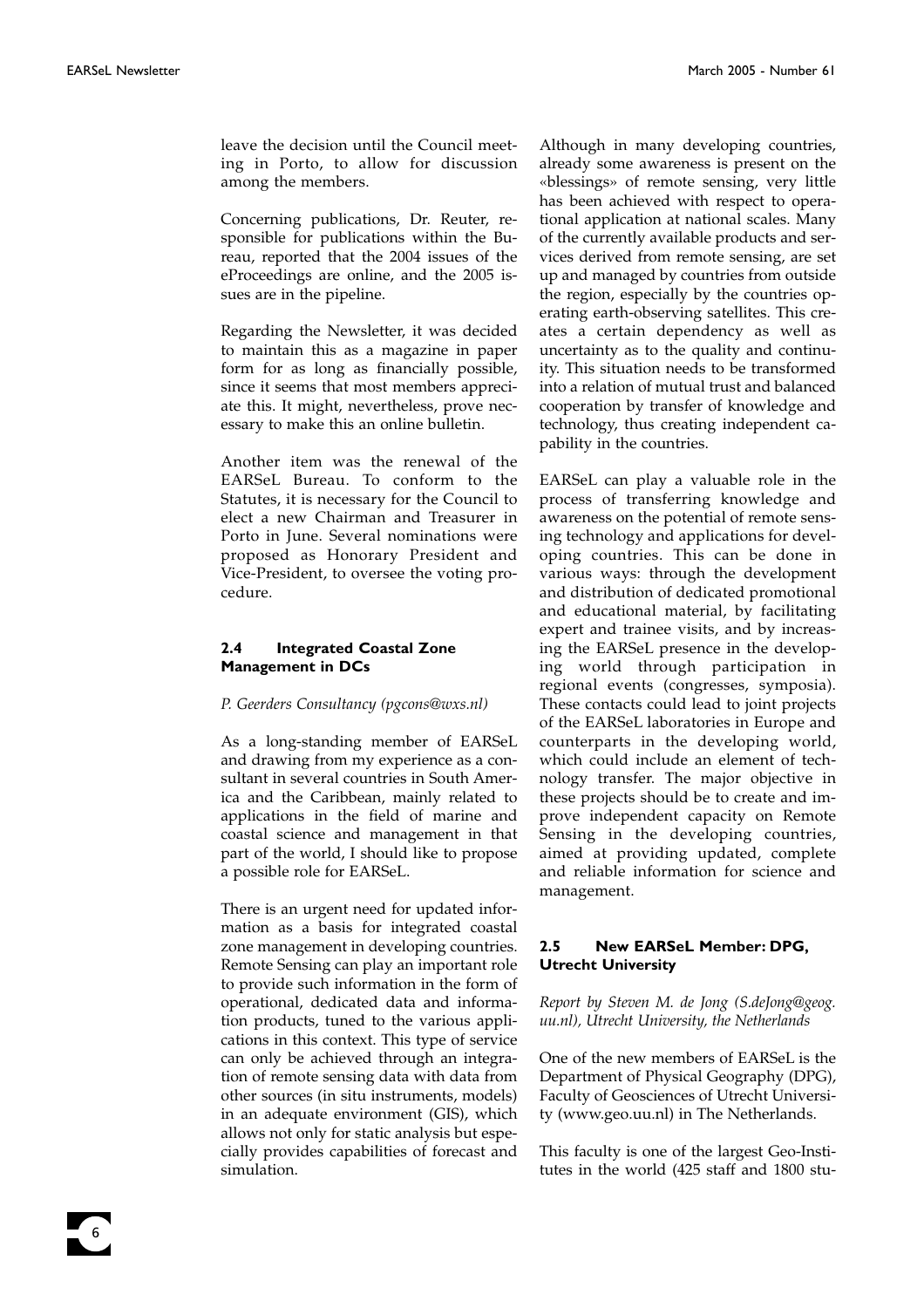leave the decision until the Council meeting in Porto, to allow for discussion among the members.

Concerning publications, Dr. Reuter, responsible for publications within the Bureau, reported that the 2004 issues of the eProceedings are online, and the 2005 issues are in the pipeline.

Regarding the Newsletter, it was decided to maintain this as a magazine in paper form for as long as financially possible, since it seems that most members appreciate this. It might, nevertheless, prove necessary to make this an online bulletin.

Another item was the renewal of the EARSeL Bureau. To conform to the Statutes, it is necessary for the Council to elect a new Chairman and Treasurer in Porto in June. Several nominations were proposed as Honorary President and Vice-President, to oversee the voting procedure.

### 2.4 Integrated Coastal Zone Management in DCs

*P. Geerders Consultancy (pgcons@wxs.nl)*

As a long-standing member of EARSeL and drawing from my experience as a consultant in several countries in South America and the Caribbean, mainly related to applications in the field of marine and coastal science and management in that part of the world, I should like to propose a possible role for EARSeL.

There is an urgent need for updated information as a basis for integrated coastal zone management in developing countries. Remote Sensing can play an important role to provide such information in the form of operational, dedicated data and information products, tuned to the various applications in this context. This type of service can only be achieved through an integration of remote sensing data with data from other sources (in situ instruments, models) in an adequate environment (GIS), which allows not only for static analysis but especially provides capabilities of forecast and simulation.

Although in many developing countries, already some awareness is present on the «blessings» of remote sensing, very little has been achieved with respect to operational application at national scales. Many of the currently available products and services derived from remote sensing, are set up and managed by countries from outside the region, especially by the countries operating earth-observing satellites. This creates a certain dependency as well as uncertainty as to the quality and continuity. This situation needs to be transformed into a relation of mutual trust and balanced cooperation by transfer of knowledge and technology, thus creating independent capability in the countries.

EARSeL can play a valuable role in the process of transferring knowledge and awareness on the potential of remote sensing technology and applications for developing countries. This can be done in various ways: through the development and distribution of dedicated promotional and educational material, by facilitating expert and trainee visits, and by increasing the EARSeL presence in the developing world through participation in regional events (congresses, symposia). These contacts could lead to joint projects of the EARSeL laboratories in Europe and counterparts in the developing world, which could include an element of technology transfer. The major objective in these projects should be to create and improve independent capacity on Remote Sensing in the developing countries, aimed at providing updated, complete and reliable information for science and management.

### 2.5 New EARSeL Member: DPG, Utrecht University

*Report by Steven M. de Jong (S.deJong@geog.uu.nl), Utrecht University, the Netherlands*

One of the new members of EARSeL is the Department of Physical Geography (DPG), Faculty of Geosciences of Utrecht University (www.geo.uu.nl) in The Netherlands.

This faculty is one of the largest Geo-Institutes in the world (425 staff and 1800 stu-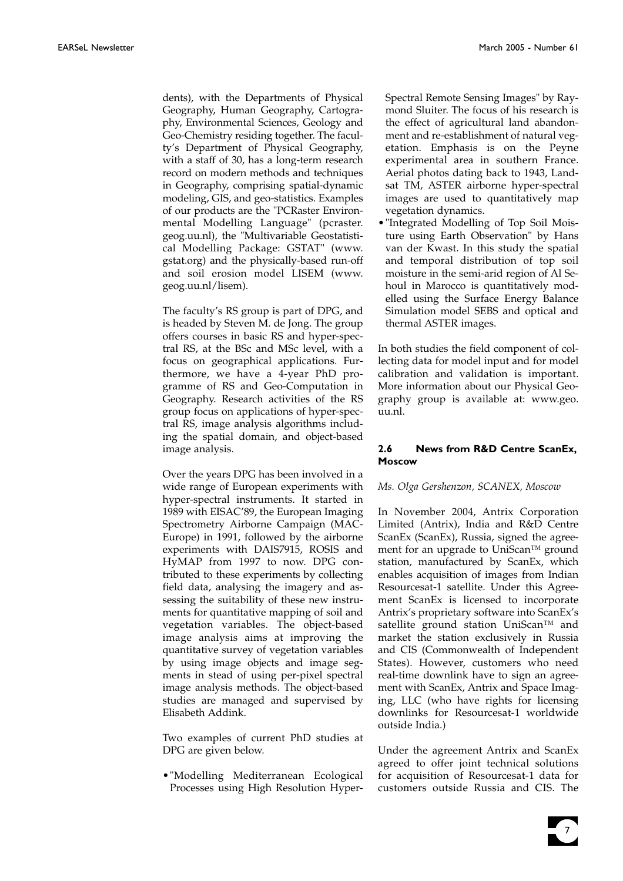dents), with the Departments of Physical Geography, Human Geography, Cartography, Environmental Sciences, Geology and Geo-Chemistry residing together. The faculty's Department of Physical Geography, with a staff of 30, has a long-term research record on modern methods and techniques in Geography, comprising spatial-dynamic modeling, GIS, and geo-statistics. Examples of our products are the "PCRaster Environmental Modelling Language" (pcraster.geog.uu.nl), the "Multivariable Geostatistical Modelling Package: GSTAT" (www.gstat.org) and the physically-based run-off and soil erosion model LISEM (www.geog.uu.nl/lisem).

The faculty's RS group is part of DPG, and is headed by Steven M. de Jong. The group offers courses in basic RS and hyper-spectral RS, at the BSc and MSc level, with a focus on geographical applications. Furthermore, we have a 4-year PhD programme of RS and Geo-Computation in Geography. Research activities of the RS group focus on applications of hyper-spectral RS, image analysis algorithms including the spatial domain, and object-based image analysis.

Over the years DPG has been involved in a wide range of European experiments with hyper-spectral instruments. It started in 1989 with EISAC'89, the European Imaging Spectrometry Airborne Campaign (MAC-Europe) in 1991, followed by the airborne experiments with DAIS7915, ROSIS and HyMAP from 1997 to now. DPG contributed to these experiments by collecting field data, analysing the imagery and assessing the suitability of these new instruments for quantitative mapping of soil and vegetation variables. The object-based image analysis aims at improving the quantitative survey of vegetation variables by using image objects and image segments in stead of using per-pixel spectral image analysis methods. The object-based studies are managed and supervised by Elisabeth Addink.

Two examples of current PhD studies at DPG are given below.

- "Modelling Mediterranean Ecological Processes using High Resolution Hyper-Spectral Remote Sensing Images" by Raymond Sluiter. The focus of his research is the effect of agricultural land abandonment and re-establishment of natural vegetation. Emphasis is on the Peyne experimental area in southern France. Aerial photos dating back to 1943, Landsat TM, ASTER airborne hyper-spectral images are used to quantitatively map vegetation dynamics.
- "Integrated Modelling of Top Soil Moisture using Earth Observation" by Hans van der Kwast. In this study the spatial and temporal distribution of top soil moisture in the semi-arid region of Al Sehoul in Marocco is quantitatively modelled using the Surface Energy Balance Simulation model SEBS and optical and thermal ASTER images.

In both studies the field component of collecting data for model input and for model calibration and validation is important. More information about our Physical Geography group is available at: www.geo.uu.nl.

### 2.6 News from R&D Centre ScanEx, Moscow

*Ms. Olga Gershenzon, SCANEX, Moscow*

In November 2004, Antrix Corporation Limited (Antrix), India and R&D Centre ScanEx (ScanEx), Russia, signed the agreement for an upgrade to UniScan™ ground station, manufactured by ScanEx, which enables acquisition of images from Indian Resourcesat-1 satellite. Under this Agreement ScanEx is licensed to incorporate Antrix's proprietary software into ScanEx's satellite ground station UniScan™ and market the station exclusively in Russia and CIS (Commonwealth of Independent States). However, customers who need real-time downlink have to sign an agreement with ScanEx, Antrix and Space Imaging, LLC (who have rights for licensing downlinks for Resourcesat-1 worldwide outside India.)

Under the agreement Antrix and ScanEx agreed to offer joint technical solutions for acquisition of Resourcesat-1 data for customers outside Russia and CIS. The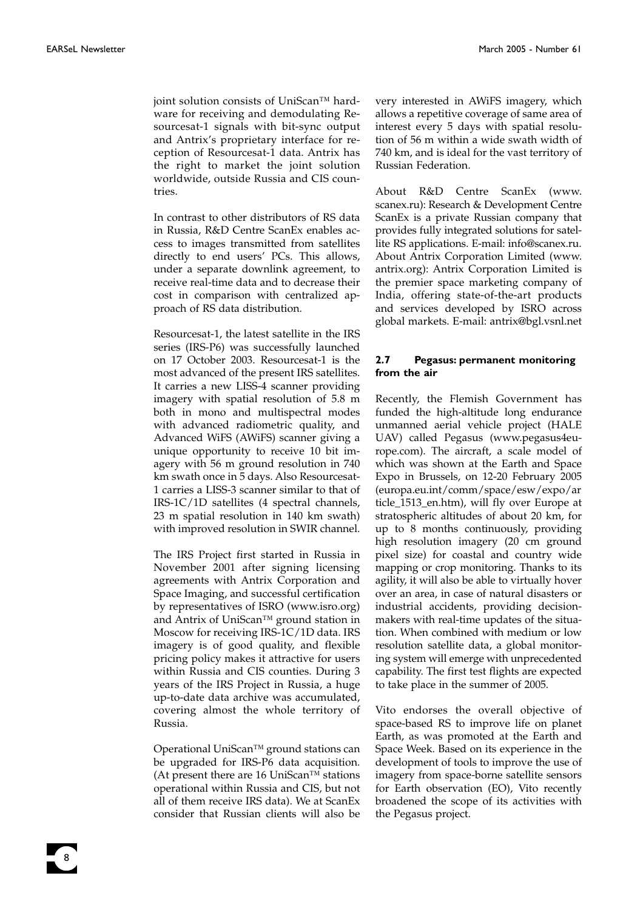joint solution consists of UniScan™ hardware for receiving and demodulating Resourcesat-1 signals with bit-sync output and Antrix's proprietary interface for reception of Resourcesat-1 data. Antrix has the right to market the joint solution worldwide, outside Russia and CIS countries.

In contrast to other distributors of RS data in Russia, R&D Centre ScanEx enables access to images transmitted from satellites directly to end users' PCs. This allows, under a separate downlink agreement, to receive real-time data and to decrease their cost in comparison with centralized approach of RS data distribution.

Resourcesat-1, the latest satellite in the IRS series (IRS-P6) was successfully launched on 17 October 2003. Resourcesat-1 is the most advanced of the present IRS satellites. It carries a new LISS-4 scanner providing imagery with spatial resolution of 5.8 m both in mono and multispectral modes with advanced radiometric quality, and Advanced WiFS (AWiFS) scanner giving a unique opportunity to receive 10 bit imagery with 56 m ground resolution in 740 km swath once in 5 days. Also Resourcesat-1 carries a LISS-3 scanner similar to that of IRS-1C/1D satellites (4 spectral channels, 23 m spatial resolution in 140 km swath) with improved resolution in SWIR channel.

The IRS Project first started in Russia in November 2001 after signing licensing agreements with Antrix Corporation and Space Imaging, and successful certification by representatives of ISRO (www.isro.org) and Antrix of UniScan™ ground station in Moscow for receiving IRS-1C/1D data. IRS imagery is of good quality, and flexible pricing policy makes it attractive for users within Russia and CIS counties. During 3 years of the IRS Project in Russia, a huge up-to-date data archive was accumulated, covering almost the whole territory of Russia.

Operational UniScan™ ground stations can be upgraded for IRS-P6 data acquisition. (At present there are 16 UniScan™ stations operational within Russia and CIS, but not all of them receive IRS data). We at ScanEx consider that Russian clients will also be very interested in AWiFS imagery, which allows a repetitive coverage of same area of interest every 5 days with spatial resolution of 56 m within a wide swath width of 740 km, and is ideal for the vast territory of Russian Federation.

About R&D Centre ScanEx (www.scanex.ru): Research & Development Centre ScanEx is a private Russian company that provides fully integrated solutions for satellite RS applications. E-mail: info@scanex.ru. About Antrix Corporation Limited (www.antrix.org): Antrix Corporation Limited is the premier space marketing company of India, offering state-of-the-art products and services developed by ISRO across global markets. E-mail: antrix@bgl.vsnl.net

### 2.7 Pegasus: permanent monitoring from the air

Recently, the Flemish Government has funded the high-altitude long endurance unmanned aerial vehicle project (HALE UAV) called Pegasus (www.pegasus4europe.com). The aircraft, a scale model of which was shown at the Earth and Space Expo in Brussels, on 12-20 February 2005 (europa.eu.int/comm/space/esw/expo/article_1513_en.htm), will fly over Europe at stratospheric altitudes of about 20 km, for up to 8 months continuously, providing high resolution imagery (20 cm ground pixel size) for coastal and country wide mapping or crop monitoring. Thanks to its agility, it will also be able to virtually hover over an area, in case of natural disasters or industrial accidents, providing decision-makers with real-time updates of the situation. When combined with medium or low resolution satellite data, a global monitoring system will emerge with unprecedented capability. The first test flights are expected to take place in the summer of 2005.

Vito endorses the overall objective of space-based RS to improve life on planet Earth, as was promoted at the Earth and Space Week. Based on its experience in the development of tools to improve the use of imagery from space-borne satellite sensors for Earth observation (EO), Vito recently broadened the scope of its activities with the Pegasus project.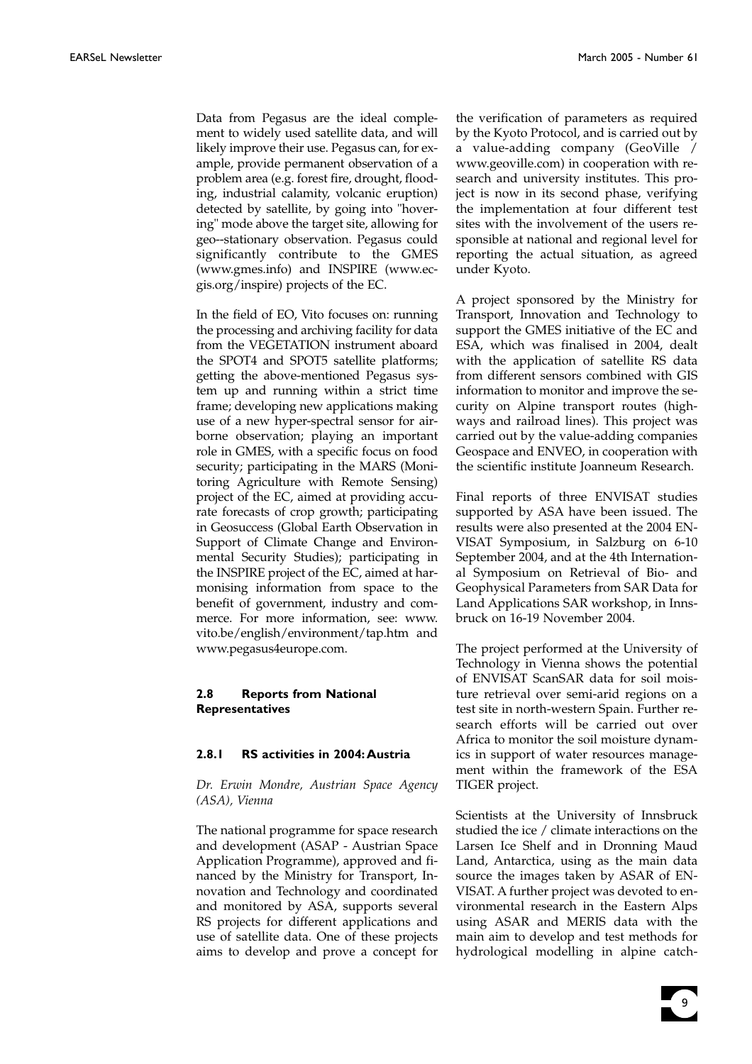Data from Pegasus are the ideal complement to widely used satellite data, and will likely improve their use. Pegasus can, for example, provide permanent observation of a problem area (e.g. forest fire, drought, flooding, industrial calamity, volcanic eruption) detected by satellite, by going into "hovering" mode above the target site, allowing for geo--stationary observation. Pegasus could significantly contribute to the GMES (www.gmes.info) and INSPIRE (www.ecgis.org/inspire) projects of the EC.

In the field of EO, Vito focuses on: running the processing and archiving facility for data from the VEGETATION instrument aboard the SPOT4 and SPOT5 satellite platforms; getting the above-mentioned Pegasus system up and running within a strict time frame; developing new applications making use of a new hyper-spectral sensor for airborne observation; playing an important role in GMES, with a specific focus on food security; participating in the MARS (Monitoring Agriculture with Remote Sensing) project of the EC, aimed at providing accurate forecasts of crop growth; participating in Geosuccess (Global Earth Observation in Support of Climate Change and Environmental Security Studies); participating in the INSPIRE project of the EC, aimed at harmonising information from space to the benefit of government, industry and commerce. For more information, see: www.vito.be/english/environment/tap.htm and www.pegasus4europe.com.

## 2.8 Reports from National Representatives

### 2.8.1 RS activities in 2004: Austria

*Dr. Erwin Mondre, Austrian Space Agency (ASA), Vienna*

The national programme for space research and development (ASAP - Austrian Space Application Programme), approved and financed by the Ministry for Transport, Innovation and Technology and coordinated and monitored by ASA, supports several RS projects for different applications and use of satellite data. One of these projects aims to develop and prove a concept for the verification of parameters as required by the Kyoto Protocol, and is carried out by a value-adding company (GeoVille / www.geoville.com) in cooperation with research and university institutes. This project is now in its second phase, verifying the implementation at four different test sites with the involvement of the users responsible at national and regional level for reporting the actual situation, as agreed under Kyoto.

A project sponsored by the Ministry for Transport, Innovation and Technology to support the GMES initiative of the EC and ESA, which was finalised in 2004, dealt with the application of satellite RS data from different sensors combined with GIS information to monitor and improve the security on Alpine transport routes (highways and railroad lines). This project was carried out by the value-adding companies Geospace and ENVEO, in cooperation with the scientific institute Joanneum Research.

Final reports of three ENVISAT studies supported by ASA have been issued. The results were also presented at the 2004 ENVISAT Symposium, in Salzburg on 6-10 September 2004, and at the 4th International Symposium on Retrieval of Bio- and Geophysical Parameters from SAR Data for Land Applications SAR workshop, in Innsbruck on 16-19 November 2004.

The project performed at the University of Technology in Vienna shows the potential of ENVISAT ScanSAR data for soil moisture retrieval over semi-arid regions on a test site in north-western Spain. Further research efforts will be carried out over Africa to monitor the soil moisture dynamics in support of water resources management within the framework of the ESA TIGER project.

Scientists at the University of Innsbruck studied the ice / climate interactions on the Larsen Ice Shelf and in Dronning Maud Land, Antarctica, using as the main data source the images taken by ASAR of ENVISAT. A further project was devoted to environmental research in the Eastern Alps using ASAR and MERIS data with the main aim to develop and test methods for hydrological modelling in alpine catch-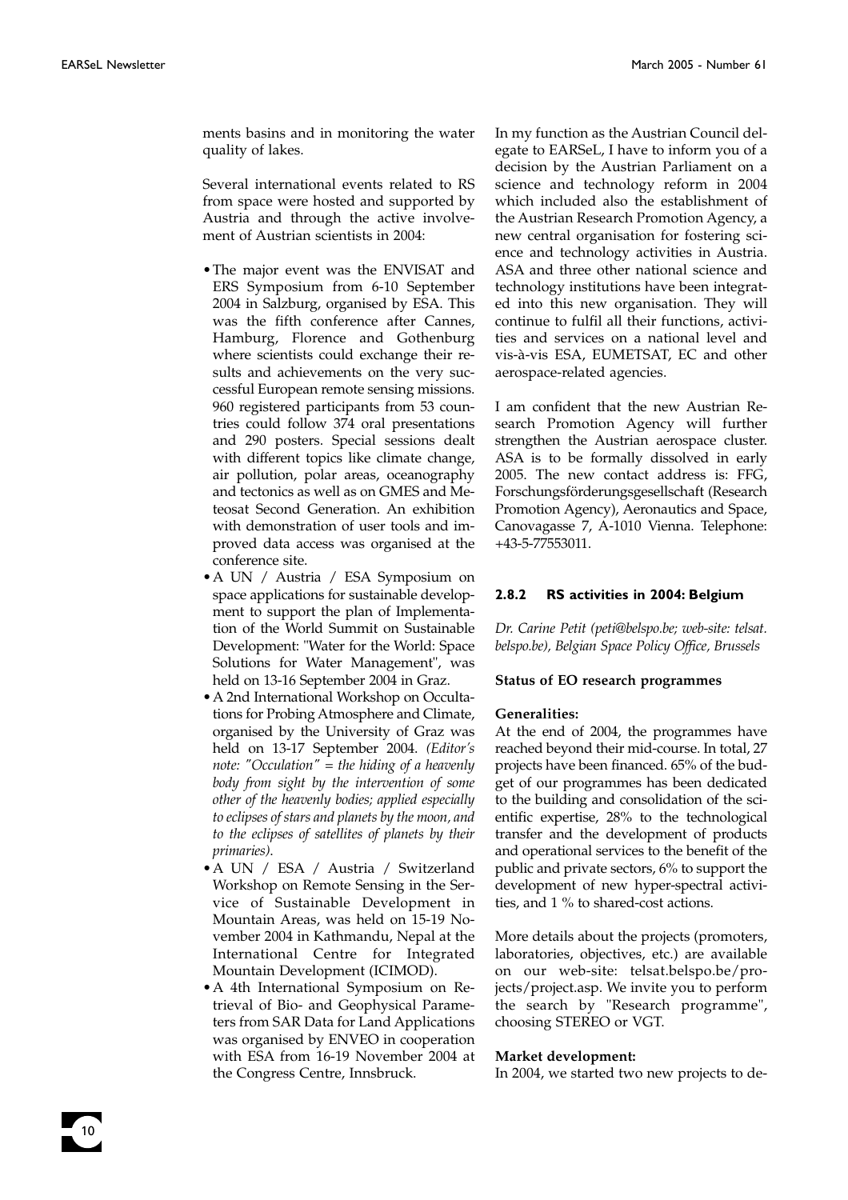ments basins and in monitoring the water quality of lakes.

Several international events related to RS from space were hosted and supported by Austria and through the active involvement of Austrian scientists in 2004:

- The major event was the ENVISAT and ERS Symposium from 6-10 September 2004 in Salzburg, organised by ESA. This was the fifth conference after Cannes, Hamburg, Florence and Gothenburg where scientists could exchange their results and achievements on the very successful European remote sensing missions. 960 registered participants from 53 countries could follow 374 oral presentations and 290 posters. Special sessions dealt with different topics like climate change, air pollution, polar areas, oceanography and tectonics as well as on GMES and Meteosat Second Generation. An exhibition with demonstration of user tools and improved data access was organised at the conference site.
- A UN / Austria / ESA Symposium on space applications for sustainable development to support the plan of Implementation of the World Summit on Sustainable Development: "Water for the World: Space Solutions for Water Management", was held on 13-16 September 2004 in Graz.
- A 2nd International Workshop on Occultations for Probing Atmosphere and Climate, organised by the University of Graz was held on 13-17 September 2004. *(Editor's note: "Occulation" = the hiding of a heavenly body from sight by the intervention of some other of the heavenly bodies; applied especially to eclipses of stars and planets by the moon, and to the eclipses of satellites of planets by their primaries).*
- A UN / ESA / Austria / Switzerland Workshop on Remote Sensing in the Service of Sustainable Development in Mountain Areas, was held on 15-19 November 2004 in Kathmandu, Nepal at the International Centre for Integrated Mountain Development (ICIMOD).
- A 4th International Symposium on Retrieval of Bio- and Geophysical Parameters from SAR Data for Land Applications was organised by ENVEO in cooperation with ESA from 16-19 November 2004 at the Congress Centre, Innsbruck.

In my function as the Austrian Council delegate to EARSeL, I have to inform you of a decision by the Austrian Parliament on a science and technology reform in 2004 which included also the establishment of the Austrian Research Promotion Agency, a new central organisation for fostering science and technology activities in Austria. ASA and three other national science and technology institutions have been integrated into this new organisation. They will continue to fulfil all their functions, activities and services on a national level and vis-à-vis ESA, EUMETSAT, EC and other aerospace-related agencies.

I am confident that the new Austrian Research Promotion Agency will further strengthen the Austrian aerospace cluster. ASA is to be formally dissolved in early 2005. The new contact address is: FFG, Forschungsförderungsgesellschaft (Research Promotion Agency), Aeronautics and Space, Canovagasse 7, A-1010 Vienna. Telephone: +43-5-77553011.

### 2.8.2 RS activities in 2004: Belgium

*Dr. Carine Petit (peti@belspo.be; web-site: telsat.belspo.be), Belgian Space Policy Office, Brussels*

**Status of EO research programmes**

**Generalities:**
At the end of 2004, the programmes have reached beyond their mid-course. In total, 27 projects have been financed. 65% of the budget of our programmes has been dedicated to the building and consolidation of the scientific expertise, 28% to the technological transfer and the development of products and operational services to the benefit of the public and private sectors, 6% to support the development of new hyper-spectral activities, and 1 % to shared-cost actions.

More details about the projects (promoters, laboratories, objectives, etc.) are available on our web-site: telsat.belspo.be/projects/project.asp. We invite you to perform the search by "Research programme", choosing STEREO or VGT.

**Market development:**
In 2004, we started two new projects to de-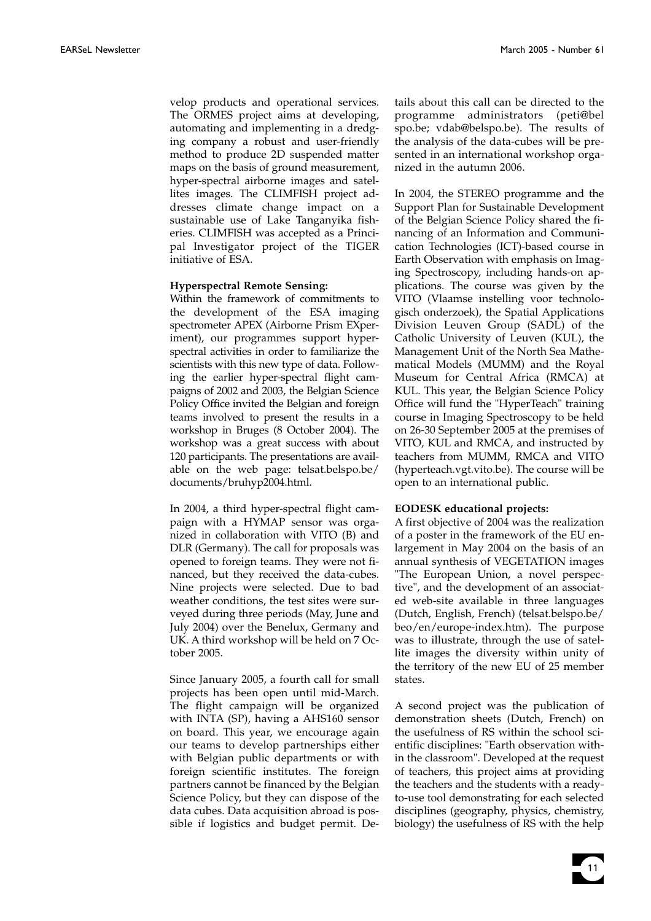velop products and operational services. The ORMES project aims at developing, automating and implementing in a dredging company a robust and user-friendly method to produce 2D suspended matter maps on the basis of ground measurement, hyper-spectral airborne images and satellites images. The CLIMFISH project addresses climate change impact on a sustainable use of Lake Tanganyika fisheries. CLIMFISH was accepted as a Principal Investigator project of the TIGER initiative of ESA.

**Hyperspectral Remote Sensing:**
Within the framework of commitments to the development of the ESA imaging spectrometer APEX (Airborne Prism EXperiment), our programmes support hyperspectral activities in order to familiarize the scientists with this new type of data. Following the earlier hyper-spectral flight campaigns of 2002 and 2003, the Belgian Science Policy Office invited the Belgian and foreign teams involved to present the results in a workshop in Bruges (8 October 2004). The workshop was a great success with about 120 participants. The presentations are available on the web page: telsat.belspo.be/documents/bruhyp2004.html.

In 2004, a third hyper-spectral flight campaign with a HYMAP sensor was organized in collaboration with VITO (B) and DLR (Germany). The call for proposals was opened to foreign teams. They were not financed, but they received the data-cubes. Nine projects were selected. Due to bad weather conditions, the test sites were surveyed during three periods (May, June and July 2004) over the Benelux, Germany and UK. A third workshop will be held on 7 October 2005.

Since January 2005, a fourth call for small projects has been open until mid-March. The flight campaign will be organized with INTA (SP), having a AHS160 sensor on board. This year, we encourage again our teams to develop partnerships either with Belgian public departments or with foreign scientific institutes. The foreign partners cannot be financed by the Belgian Science Policy, but they can dispose of the data cubes. Data acquisition abroad is possible if logistics and budget permit. Details about this call can be directed to the programme administrators (peti@belspo.be; vdab@belspo.be). The results of the analysis of the data-cubes will be presented in an international workshop organized in the autumn 2006.

In 2004, the STEREO programme and the Support Plan for Sustainable Development of the Belgian Science Policy shared the financing of an Information and Communication Technologies (ICT)-based course in Earth Observation with emphasis on Imaging Spectroscopy, including hands-on applications. The course was given by the VITO (Vlaamse instelling voor technologisch onderzoek), the Spatial Applications Division Leuven Group (SADL) of the Catholic University of Leuven (KUL), the Management Unit of the North Sea Mathematical Models (MUMM) and the Royal Museum for Central Africa (RMCA) at KUL. This year, the Belgian Science Policy Office will fund the "HyperTeach" training course in Imaging Spectroscopy to be held on 26-30 September 2005 at the premises of VITO, KUL and RMCA, and instructed by teachers from MUMM, RMCA and VITO (hyperteach.vgt.vito.be). The course will be open to an international public.

**EODESK educational projects:**
A first objective of 2004 was the realization of a poster in the framework of the EU enlargement in May 2004 on the basis of an annual synthesis of VEGETATION images "The European Union, a novel perspective", and the development of an associated web-site available in three languages (Dutch, English, French) (telsat.belspo.be/beo/en/europe-index.htm). The purpose was to illustrate, through the use of satellite images the diversity within unity of the territory of the new EU of 25 member states.

A second project was the publication of demonstration sheets (Dutch, French) on the usefulness of RS within the school scientific disciplines: "Earth observation within the classroom". Developed at the request of teachers, this project aims at providing the teachers and the students with a ready-to-use tool demonstrating for each selected disciplines (geography, physics, chemistry, biology) the usefulness of RS with the help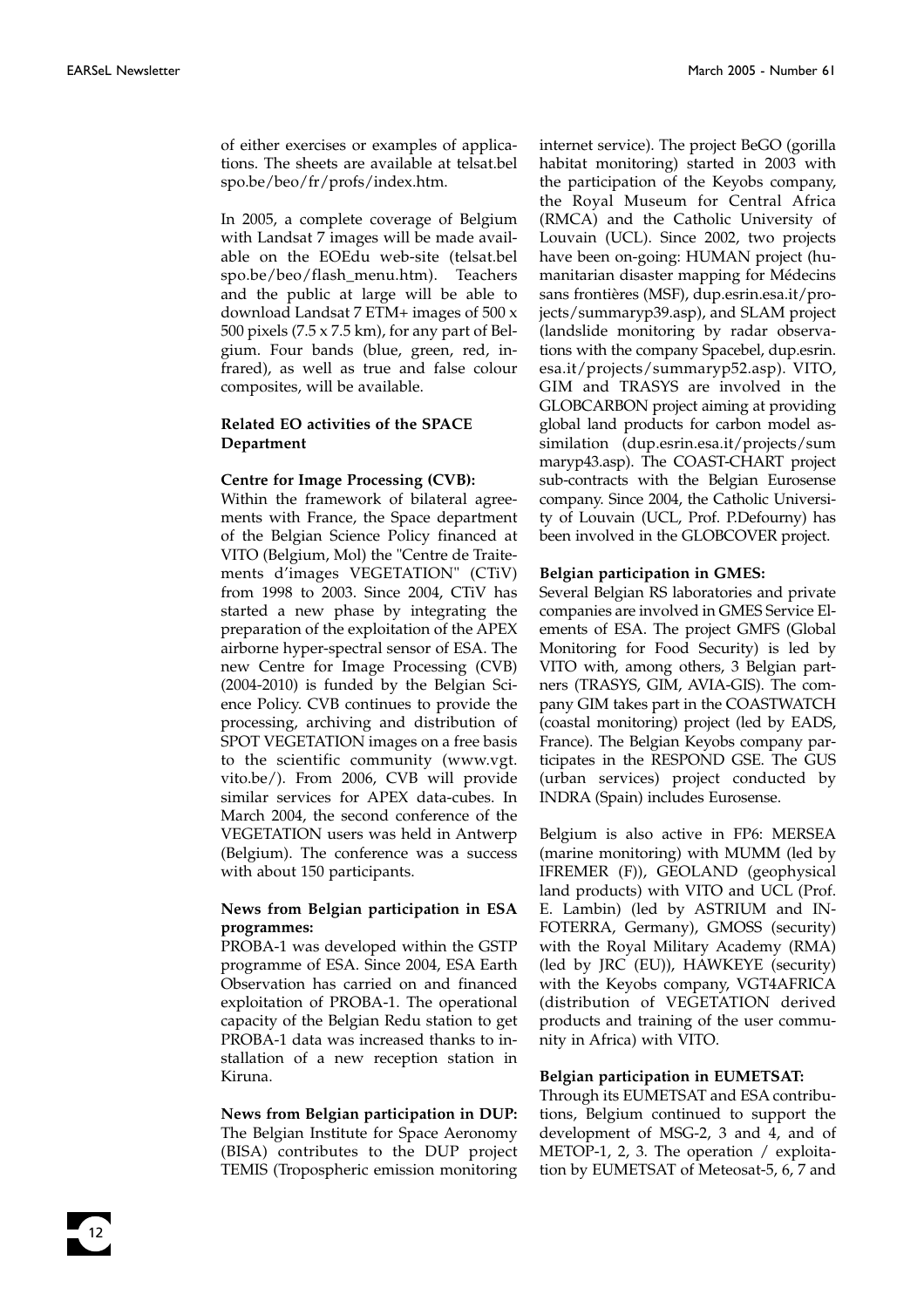of either exercises or examples of applications. The sheets are available at telsat.belspo.be/beo/fr/profs/index.htm.

In 2005, a complete coverage of Belgium with Landsat 7 images will be made available on the EOEdu web-site (telsat.belspo.be/beo/flash_menu.htm). Teachers and the public at large will be able to download Landsat 7 ETM+ images of 500 x 500 pixels (7.5 x 7.5 km), for any part of Belgium. Four bands (blue, green, red, infrared), as well as true and false colour composites, will be available.

**Related EO activities of the SPACE Department**

**Centre for Image Processing (CVB):**
Within the framework of bilateral agreements with France, the Space department of the Belgian Science Policy financed at VITO (Belgium, Mol) the "Centre de Traitements d'images VEGETATION" (CTiV) from 1998 to 2003. Since 2004, CTiV has started a new phase by integrating the preparation of the exploitation of the APEX airborne hyper-spectral sensor of ESA. The new Centre for Image Processing (CVB) (2004-2010) is funded by the Belgian Science Policy. CVB continues to provide the processing, archiving and distribution of SPOT VEGETATION images on a free basis to the scientific community (www.vgt.vito.be/). From 2006, CVB will provide similar services for APEX data-cubes. In March 2004, the second conference of the VEGETATION users was held in Antwerp (Belgium). The conference was a success with about 150 participants.

**News from Belgian participation in ESA programmes:**
PROBA-1 was developed within the GSTP programme of ESA. Since 2004, ESA Earth Observation has carried on and financed exploitation of PROBA-1. The operational capacity of the Belgian Redu station to get PROBA-1 data was increased thanks to installation of a new reception station in Kiruna.

**News from Belgian participation in DUP:**
The Belgian Institute for Space Aeronomy (BISA) contributes to the DUP project TEMIS (Tropospheric emission monitoring internet service). The project BeGO (gorilla habitat monitoring) started in 2003 with the participation of the Keyobs company, the Royal Museum for Central Africa (RMCA) and the Catholic University of Louvain (UCL). Since 2002, two projects have been on-going: HUMAN project (humanitarian disaster mapping for Médecins sans frontières (MSF), dup.esrin.esa.it/projects/summaryp39.asp), and SLAM project (landslide monitoring by radar observations with the company Spacebel, dup.esrin.esa.it/projects/summaryp52.asp). VITO, GIM and TRASYS are involved in the GLOBCARBON project aiming at providing global land products for carbon model assimilation (dup.esrin.esa.it/projects/summaryp43.asp). The COAST-CHART project sub-contracts with the Belgian Eurosense company. Since 2004, the Catholic University of Louvain (UCL, Prof. P.Defourny) has been involved in the GLOBCOVER project.

**Belgian participation in GMES:**
Several Belgian RS laboratories and private companies are involved in GMES Service Elements of ESA. The project GMFS (Global Monitoring for Food Security) is led by VITO with, among others, 3 Belgian partners (TRASYS, GIM, AVIA-GIS). The company GIM takes part in the COASTWATCH (coastal monitoring) project (led by EADS, France). The Belgian Keyobs company participates in the RESPOND GSE. The GUS (urban services) project conducted by INDRA (Spain) includes Eurosense.

Belgium is also active in FP6: MERSEA (marine monitoring) with MUMM (led by IFREMER (F)), GEOLAND (geophysical land products) with VITO and UCL (Prof. E. Lambin) (led by ASTRIUM and INFOTERRA, Germany), GMOSS (security) with the Royal Military Academy (RMA) (led by JRC (EU)), HAWKEYE (security) with the Keyobs company, VGT4AFRICA (distribution of VEGETATION derived products and training of the user community in Africa) with VITO.

**Belgian participation in EUMETSAT:**
Through its EUMETSAT and ESA contributions, Belgium continued to support the development of MSG-2, 3 and 4, and of METOP-1, 2, 3. The operation / exploitation by EUMETSAT of Meteosat-5, 6, 7 and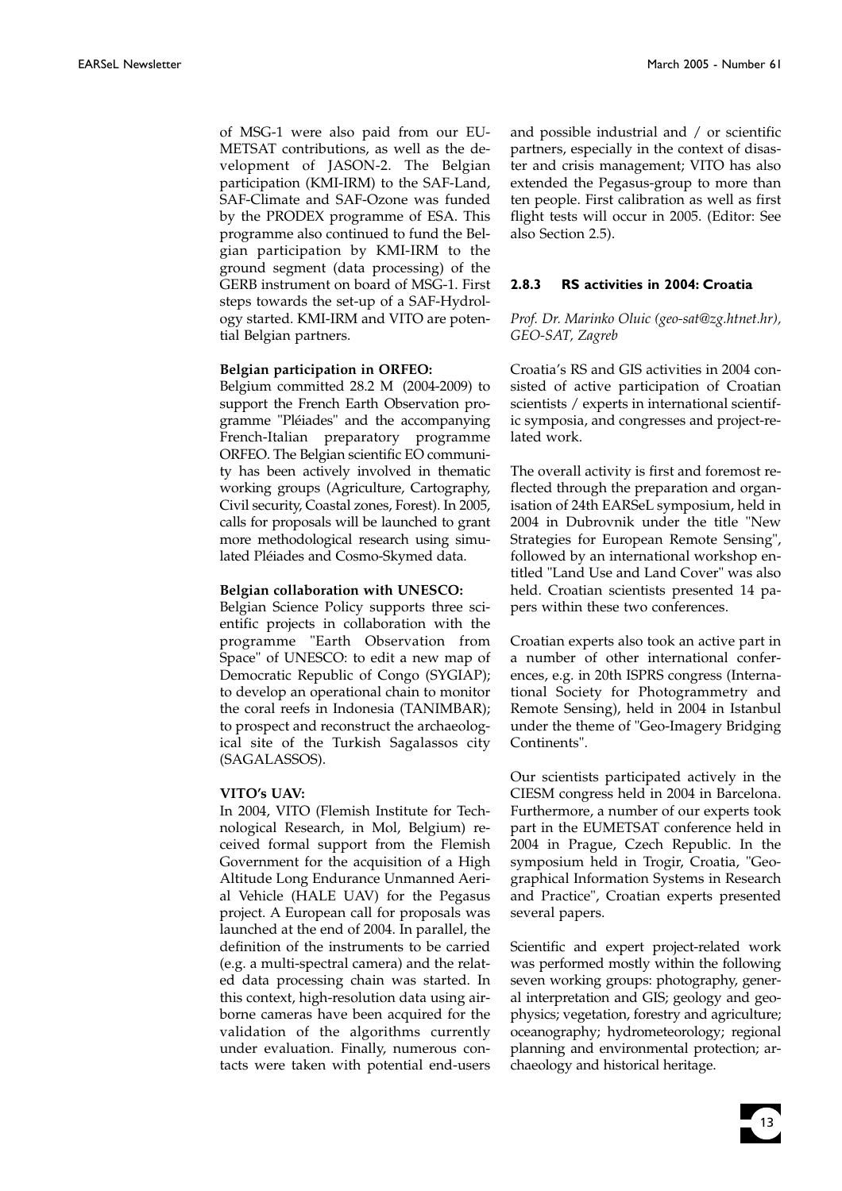of MSG-1 were also paid from our EUMETSAT contributions, as well as the development of JASON-2. The Belgian participation (KMI-IRM) to the SAF-Land, SAF-Climate and SAF-Ozone was funded by the PRODEX programme of ESA. This programme also continued to fund the Belgian participation by KMI-IRM to the ground segment (data processing) of the GERB instrument on board of MSG-1. First steps towards the set-up of a SAF-Hydrology started. KMI-IRM and VITO are potential Belgian partners.

**Belgian participation in ORFEO:**
Belgium committed 28.2 M (2004-2009) to support the French Earth Observation programme "Pléiades" and the accompanying French-Italian preparatory programme ORFEO. The Belgian scientific EO community has been actively involved in thematic working groups (Agriculture, Cartography, Civil security, Coastal zones, Forest). In 2005, calls for proposals will be launched to grant more methodological research using simulated Pléiades and Cosmo-Skymed data.

**Belgian collaboration with UNESCO:**
Belgian Science Policy supports three scientific projects in collaboration with the programme "Earth Observation from Space" of UNESCO: to edit a new map of Democratic Republic of Congo (SYGIAP); to develop an operational chain to monitor the coral reefs in Indonesia (TANIMBAR); to prospect and reconstruct the archaeological site of the Turkish Sagalassos city (SAGALASSOS).

**VITO's UAV:**
In 2004, VITO (Flemish Institute for Technological Research, in Mol, Belgium) received formal support from the Flemish Government for the acquisition of a High Altitude Long Endurance Unmanned Aerial Vehicle (HALE UAV) for the Pegasus project. A European call for proposals was launched at the end of 2004. In parallel, the definition of the instruments to be carried (e.g. a multi-spectral camera) and the related data processing chain was started. In this context, high-resolution data using airborne cameras have been acquired for the validation of the algorithms currently under evaluation. Finally, numerous contacts were taken with potential end-users and possible industrial and / or scientific partners, especially in the context of disaster and crisis management; VITO has also extended the Pegasus-group to more than ten people. First calibration as well as first flight tests will occur in 2005. (Editor: See also Section 2.5).

### 2.8.3 RS activities in 2004: Croatia

*Prof. Dr. Marinko Oluic (geo-sat@zg.htnet.hr), GEO-SAT, Zagreb*

Croatia's RS and GIS activities in 2004 consisted of active participation of Croatian scientists / experts in international scientific symposia, and congresses and project-related work.

The overall activity is first and foremost reflected through the preparation and organisation of 24th EARSeL symposium, held in 2004 in Dubrovnik under the title "New Strategies for European Remote Sensing", followed by an international workshop entitled "Land Use and Land Cover" was also held. Croatian scientists presented 14 papers within these two conferences.

Croatian experts also took an active part in a number of other international conferences, e.g. in 20th ISPRS congress (International Society for Photogrammetry and Remote Sensing), held in 2004 in Istanbul under the theme of "Geo-Imagery Bridging Continents".

Our scientists participated actively in the CIESM congress held in 2004 in Barcelona. Furthermore, a number of our experts took part in the EUMETSAT conference held in 2004 in Prague, Czech Republic. In the symposium held in Trogir, Croatia, "Geographical Information Systems in Research and Practice", Croatian experts presented several papers.

Scientific and expert project-related work was performed mostly within the following seven working groups: photography, general interpretation and GIS; geology and geophysics; vegetation, forestry and agriculture; oceanography; hydrometeorology; regional planning and environmental protection; archaeology and historical heritage.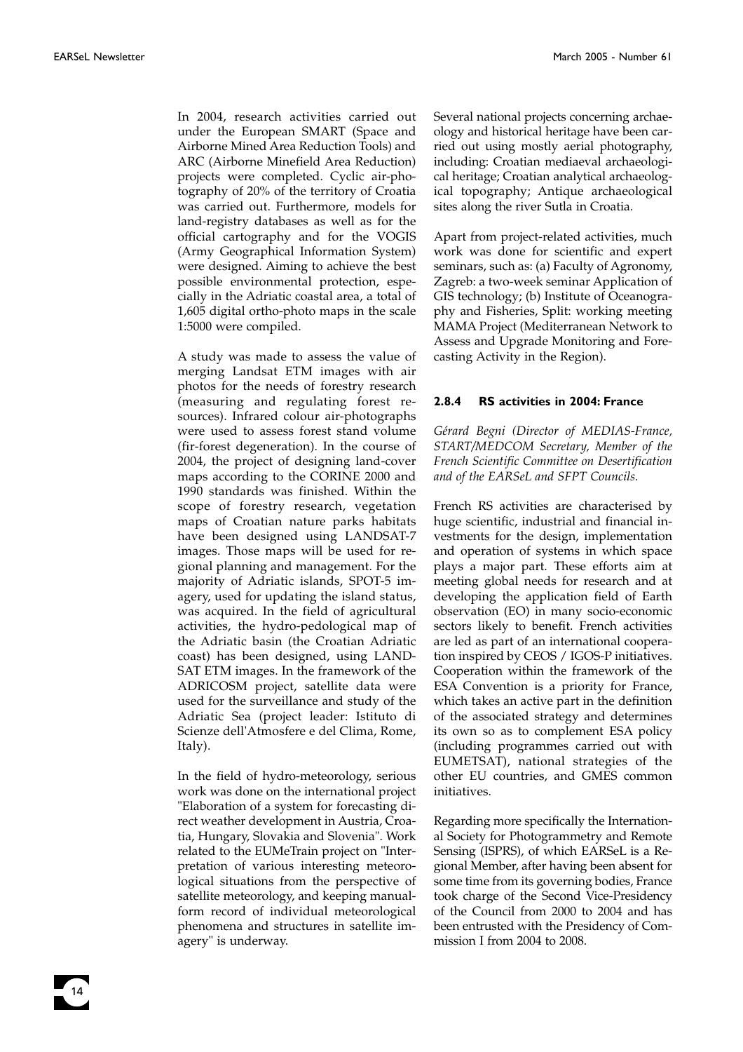In 2004, research activities carried out under the European SMART (Space and Airborne Mined Area Reduction Tools) and ARC (Airborne Minefield Area Reduction) projects were completed. Cyclic air-photography of 20% of the territory of Croatia was carried out. Furthermore, models for land-registry databases as well as for the official cartography and for the VOGIS (Army Geographical Information System) were designed. Aiming to achieve the best possible environmental protection, especially in the Adriatic coastal area, a total of 1,605 digital ortho-photo maps in the scale 1:5000 were compiled.

A study was made to assess the value of merging Landsat ETM images with air photos for the needs of forestry research (measuring and regulating forest resources). Infrared colour air-photographs were used to assess forest stand volume (fir-forest degeneration). In the course of 2004, the project of designing land-cover maps according to the CORINE 2000 and 1990 standards was finished. Within the scope of forestry research, vegetation maps of Croatian nature parks habitats have been designed using LANDSAT-7 images. Those maps will be used for regional planning and management. For the majority of Adriatic islands, SPOT-5 imagery, used for updating the island status, was acquired. In the field of agricultural activities, the hydro-pedological map of the Adriatic basin (the Croatian Adriatic coast) has been designed, using LANDSAT ETM images. In the framework of the ADRICOSM project, satellite data were used for the surveillance and study of the Adriatic Sea (project leader: Istituto di Scienze dell'Atmosfere e del Clima, Rome, Italy).

In the field of hydro-meteorology, serious work was done on the international project "Elaboration of a system for forecasting direct weather development in Austria, Croatia, Hungary, Slovakia and Slovenia". Work related to the EUMeTrain project on "Interpretation of various interesting meteorological situations from the perspective of satellite meteorology, and keeping manual-form record of individual meteorological phenomena and structures in satellite imagery" is underway.

Several national projects concerning archaeology and historical heritage have been carried out using mostly aerial photography, including: Croatian mediaeval archaeological heritage; Croatian analytical archaeological topography; Antique archaeological sites along the river Sutla in Croatia.

Apart from project-related activities, much work was done for scientific and expert seminars, such as: (a) Faculty of Agronomy, Zagreb: a two-week seminar Application of GIS technology; (b) Institute of Oceanography and Fisheries, Split: working meeting MAMA Project (Mediterranean Network to Assess and Upgrade Monitoring and Forecasting Activity in the Region).

#### 2.8.4 RS activities in 2004: France

*Gérard Begni (Director of MEDIAS-France, START/MEDCOM Secretary, Member of the French Scientific Committee on Desertification and of the EARSeL and SFPT Councils.*

French RS activities are characterised by huge scientific, industrial and financial investments for the design, implementation and operation of systems in which space plays a major part. These efforts aim at meeting global needs for research and at developing the application field of Earth observation (EO) in many socio-economic sectors likely to benefit. French activities are led as part of an international cooperation inspired by CEOS / IGOS-P initiatives. Cooperation within the framework of the ESA Convention is a priority for France, which takes an active part in the definition of the associated strategy and determines its own so as to complement ESA policy (including programmes carried out with EUMETSAT), national strategies of the other EU countries, and GMES common initiatives.

Regarding more specifically the International Society for Photogrammetry and Remote Sensing (ISPRS), of which EARSeL is a Regional Member, after having been absent for some time from its governing bodies, France took charge of the Second Vice-Presidency of the Council from 2000 to 2004 and has been entrusted with the Presidency of Commission I from 2004 to 2008.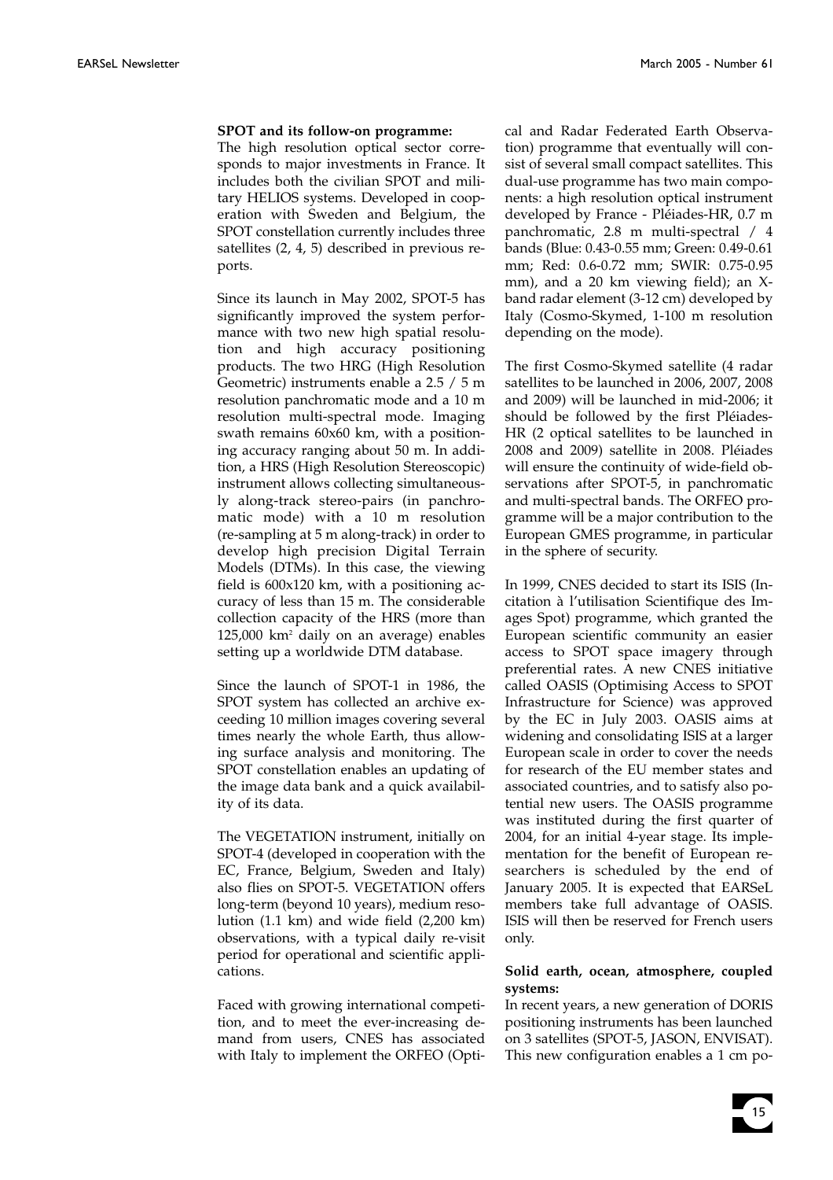**SPOT and its follow-on programme:**
The high resolution optical sector corresponds to major investments in France. It includes both the civilian SPOT and military HELIOS systems. Developed in cooperation with Sweden and Belgium, the SPOT constellation currently includes three satellites (2, 4, 5) described in previous reports.

Since its launch in May 2002, SPOT-5 has significantly improved the system performance with two new high spatial resolution and high accuracy positioning products. The two HRG (High Resolution Geometric) instruments enable a 2.5 / 5 m resolution panchromatic mode and a 10 m resolution multi-spectral mode. Imaging swath remains 60x60 km, with a positioning accuracy ranging about 50 m. In addition, a HRS (High Resolution Stereoscopic) instrument allows collecting simultaneously along-track stereo-pairs (in panchromatic mode) with a 10 m resolution (re-sampling at 5 m along-track) in order to develop high precision Digital Terrain Models (DTMs). In this case, the viewing field is 600x120 km, with a positioning accuracy of less than 15 m. The considerable collection capacity of the HRS (more than 125,000 km$^2$ daily on an average) enables setting up a worldwide DTM database.

Since the launch of SPOT-1 in 1986, the SPOT system has collected an archive exceeding 10 million images covering several times nearly the whole Earth, thus allowing surface analysis and monitoring. The SPOT constellation enables an updating of the image data bank and a quick availability of its data.

The VEGETATION instrument, initially on SPOT-4 (developed in cooperation with the EC, France, Belgium, Sweden and Italy) also flies on SPOT-5. VEGETATION offers long-term (beyond 10 years), medium resolution (1.1 km) and wide field (2,200 km) observations, with a typical daily re-visit period for operational and scientific applications.

Faced with growing international competition, and to meet the ever-increasing demand from users, CNES has associated with Italy to implement the ORFEO (Optical and Radar Federated Earth Observation) programme that eventually will consist of several small compact satellites. This dual-use programme has two main components: a high resolution optical instrument developed by France - Pléiades-HR, 0.7 m panchromatic, 2.8 m multi-spectral / 4 bands (Blue: 0.43-0.55 mm; Green: 0.49-0.61 mm; Red: 0.6-0.72 mm; SWIR: 0.75-0.95 mm), and a 20 km viewing field); an X-band radar element (3-12 cm) developed by Italy (Cosmo-Skymed, 1-100 m resolution depending on the mode).

The first Cosmo-Skymed satellite (4 radar satellites to be launched in 2006, 2007, 2008 and 2009) will be launched in mid-2006; it should be followed by the first Pléiades-HR (2 optical satellites to be launched in 2008 and 2009) satellite in 2008. Pléiades will ensure the continuity of wide-field observations after SPOT-5, in panchromatic and multi-spectral bands. The ORFEO programme will be a major contribution to the European GMES programme, in particular in the sphere of security.

In 1999, CNES decided to start its ISIS (Incitation à l'utilisation Scientifique des Images Spot) programme, which granted the European scientific community an easier access to SPOT space imagery through preferential rates. A new CNES initiative called OASIS (Optimising Access to SPOT Infrastructure for Science) was approved by the EC in July 2003. OASIS aims at widening and consolidating ISIS at a larger European scale in order to cover the needs for research of the EU member states and associated countries, and to satisfy also potential new users. The OASIS programme was instituted during the first quarter of 2004, for an initial 4-year stage. Its implementation for the benefit of European researchers is scheduled by the end of January 2005. It is expected that EARSeL members take full advantage of OASIS. ISIS will then be reserved for French users only.

**Solid earth, ocean, atmosphere, coupled systems:**
In recent years, a new generation of DORIS positioning instruments has been launched on 3 satellites (SPOT-5, JASON, ENVISAT). This new configuration enables a 1 cm po-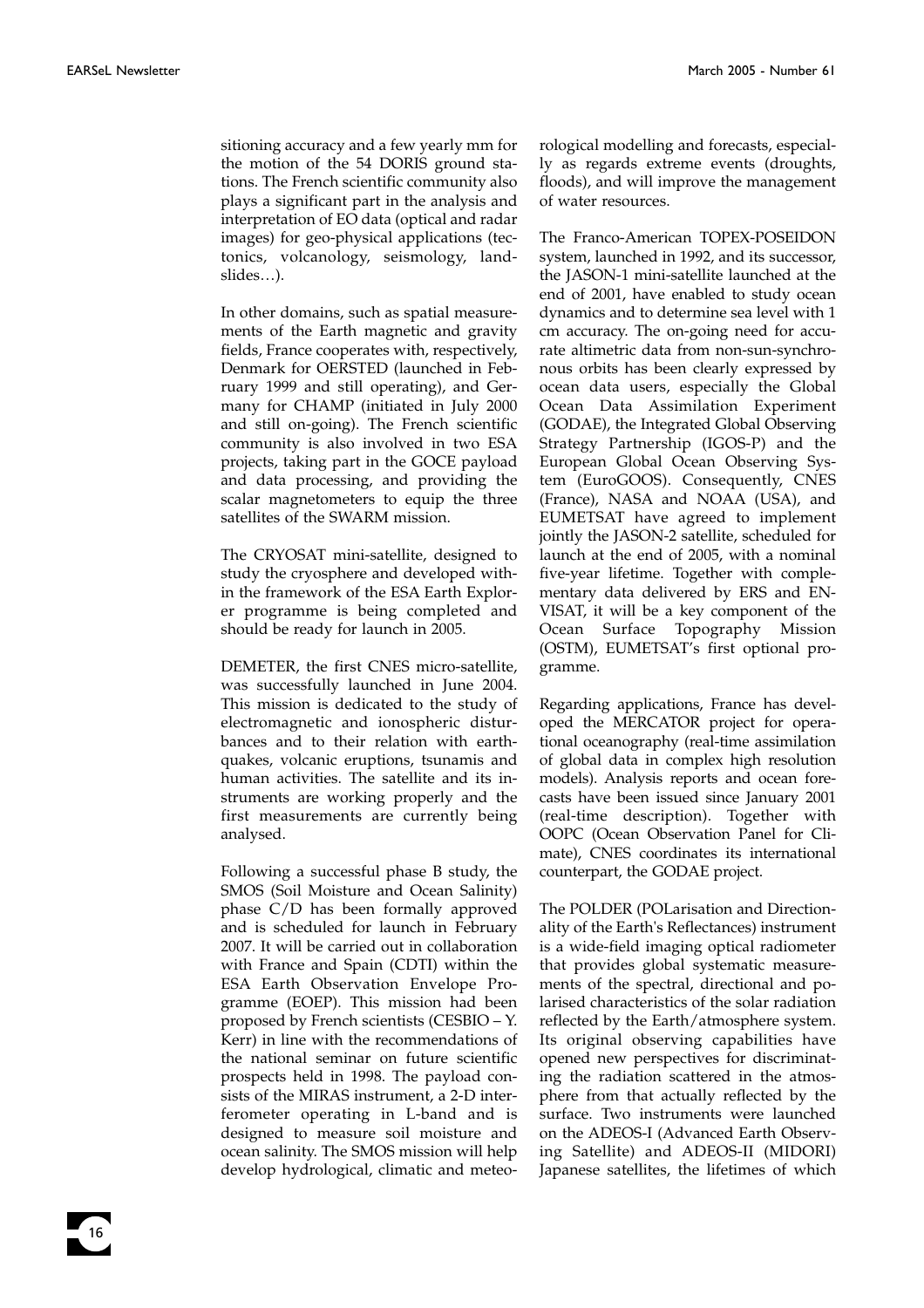sitioning accuracy and a few yearly mm for the motion of the 54 DORIS ground stations. The French scientific community also plays a significant part in the analysis and interpretation of EO data (optical and radar images) for geo-physical applications (tectonics, volcanology, seismology, landslides…).

In other domains, such as spatial measurements of the Earth magnetic and gravity fields, France cooperates with, respectively, Denmark for OERSTED (launched in February 1999 and still operating), and Germany for CHAMP (initiated in July 2000 and still on-going). The French scientific community is also involved in two ESA projects, taking part in the GOCE payload and data processing, and providing the scalar magnetometers to equip the three satellites of the SWARM mission.

The CRYOSAT mini-satellite, designed to study the cryosphere and developed within the framework of the ESA Earth Explorer programme is being completed and should be ready for launch in 2005.

DEMETER, the first CNES micro-satellite, was successfully launched in June 2004. This mission is dedicated to the study of electromagnetic and ionospheric disturbances and to their relation with earthquakes, volcanic eruptions, tsunamis and human activities. The satellite and its instruments are working properly and the first measurements are currently being analysed.

Following a successful phase B study, the SMOS (Soil Moisture and Ocean Salinity) phase C/D has been formally approved and is scheduled for launch in February 2007. It will be carried out in collaboration with France and Spain (CDTI) within the ESA Earth Observation Envelope Programme (EOEP). This mission had been proposed by French scientists (CESBIO – Y. Kerr) in line with the recommendations of the national seminar on future scientific prospects held in 1998. The payload consists of the MIRAS instrument, a 2-D interferometer operating in L-band and is designed to measure soil moisture and ocean salinity. The SMOS mission will help develop hydrological, climatic and meteorological modelling and forecasts, especially as regards extreme events (droughts, floods), and will improve the management of water resources.

The Franco-American TOPEX-POSEIDON system, launched in 1992, and its successor, the JASON-1 mini-satellite launched at the end of 2001, have enabled to study ocean dynamics and to determine sea level with 1 cm accuracy. The on-going need for accurate altimetric data from non-sun-synchronous orbits has been clearly expressed by ocean data users, especially the Global Ocean Data Assimilation Experiment (GODAE), the Integrated Global Observing Strategy Partnership (IGOS-P) and the European Global Ocean Observing System (EuroGOOS). Consequently, CNES (France), NASA and NOAA (USA), and EUMETSAT have agreed to implement jointly the JASON-2 satellite, scheduled for launch at the end of 2005, with a nominal five-year lifetime. Together with complementary data delivered by ERS and ENVISAT, it will be a key component of the Ocean Surface Topography Mission (OSTM), EUMETSAT's first optional programme.

Regarding applications, France has developed the MERCATOR project for operational oceanography (real-time assimilation of global data in complex high resolution models). Analysis reports and ocean forecasts have been issued since January 2001 (real-time description). Together with OOPC (Ocean Observation Panel for Climate), CNES coordinates its international counterpart, the GODAE project.

The POLDER (POLarisation and Directionality of the Earth's Reflectances) instrument is a wide-field imaging optical radiometer that provides global systematic measurements of the spectral, directional and polarised characteristics of the solar radiation reflected by the Earth/atmosphere system. Its original observing capabilities have opened new perspectives for discriminating the radiation scattered in the atmosphere from that actually reflected by the surface. Two instruments were launched on the ADEOS-I (Advanced Earth Observing Satellite) and ADEOS-II (MIDORI) Japanese satellites, the lifetimes of which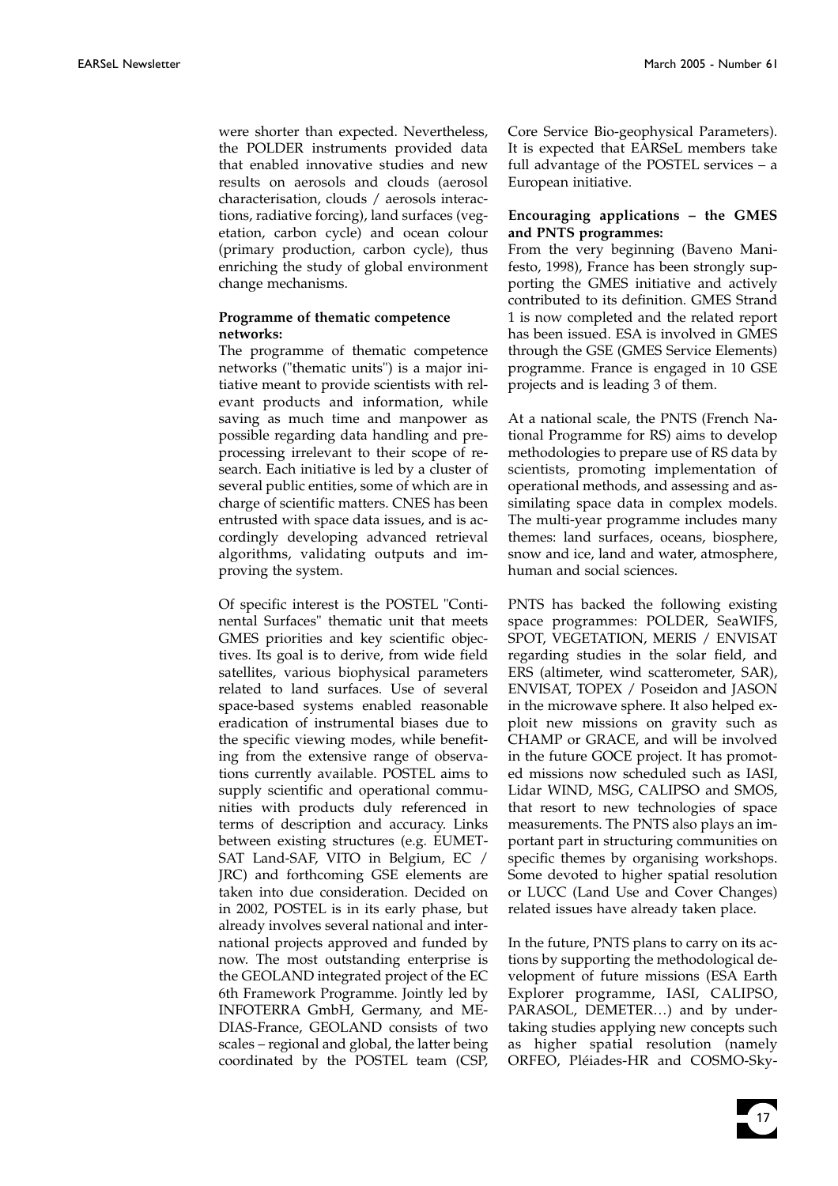were shorter than expected. Nevertheless, the POLDER instruments provided data that enabled innovative studies and new results on aerosols and clouds (aerosol characterisation, clouds / aerosols interactions, radiative forcing), land surfaces (vegetation, carbon cycle) and ocean colour (primary production, carbon cycle), thus enriching the study of global environment change mechanisms.

**Programme of thematic competence networks:**

The programme of thematic competence networks ("thematic units") is a major initiative meant to provide scientists with relevant products and information, while saving as much time and manpower as possible regarding data handling and preprocessing irrelevant to their scope of research. Each initiative is led by a cluster of several public entities, some of which are in charge of scientific matters. CNES has been entrusted with space data issues, and is accordingly developing advanced retrieval algorithms, validating outputs and improving the system.

Of specific interest is the POSTEL "Continental Surfaces" thematic unit that meets GMES priorities and key scientific objectives. Its goal is to derive, from wide field satellites, various biophysical parameters related to land surfaces. Use of several space-based systems enabled reasonable eradication of instrumental biases due to the specific viewing modes, while benefiting from the extensive range of observations currently available. POSTEL aims to supply scientific and operational communities with products duly referenced in terms of description and accuracy. Links between existing structures (e.g. EUMETSAT Land-SAF, VITO in Belgium, EC / JRC) and forthcoming GSE elements are taken into due consideration. Decided on in 2002, POSTEL is in its early phase, but already involves several national and international projects approved and funded by now. The most outstanding enterprise is the GEOLAND integrated project of the EC 6th Framework Programme. Jointly led by INFOTERRA GmbH, Germany, and MEDIAS-France, GEOLAND consists of two scales – regional and global, the latter being coordinated by the POSTEL team (CSP, Core Service Bio-geophysical Parameters). It is expected that EARSeL members take full advantage of the POSTEL services – a European initiative.

**Encouraging applications – the GMES and PNTS programmes:**

From the very beginning (Baveno Manifesto, 1998), France has been strongly supporting the GMES initiative and actively contributed to its definition. GMES Strand 1 is now completed and the related report has been issued. ESA is involved in GMES through the GSE (GMES Service Elements) programme. France is engaged in 10 GSE projects and is leading 3 of them.

At a national scale, the PNTS (French National Programme for RS) aims to develop methodologies to prepare use of RS data by scientists, promoting implementation of operational methods, and assessing and assimilating space data in complex models. The multi-year programme includes many themes: land surfaces, oceans, biosphere, snow and ice, land and water, atmosphere, human and social sciences.

PNTS has backed the following existing space programmes: POLDER, SeaWIFS, SPOT, VEGETATION, MERIS / ENVISAT regarding studies in the solar field, and ERS (altimeter, wind scatterometer, SAR), ENVISAT, TOPEX / Poseidon and JASON in the microwave sphere. It also helped exploit new missions on gravity such as CHAMP or GRACE, and will be involved in the future GOCE project. It has promoted missions now scheduled such as IASI, Lidar WIND, MSG, CALIPSO and SMOS, that resort to new technologies of space measurements. The PNTS also plays an important part in structuring communities on specific themes by organising workshops. Some devoted to higher spatial resolution or LUCC (Land Use and Cover Changes) related issues have already taken place.

In the future, PNTS plans to carry on its actions by supporting the methodological development of future missions (ESA Earth Explorer programme, IASI, CALIPSO, PARASOL, DEMETER…) and by undertaking studies applying new concepts such as higher spatial resolution (namely ORFEO, Pléiades-HR and COSMO-Sky-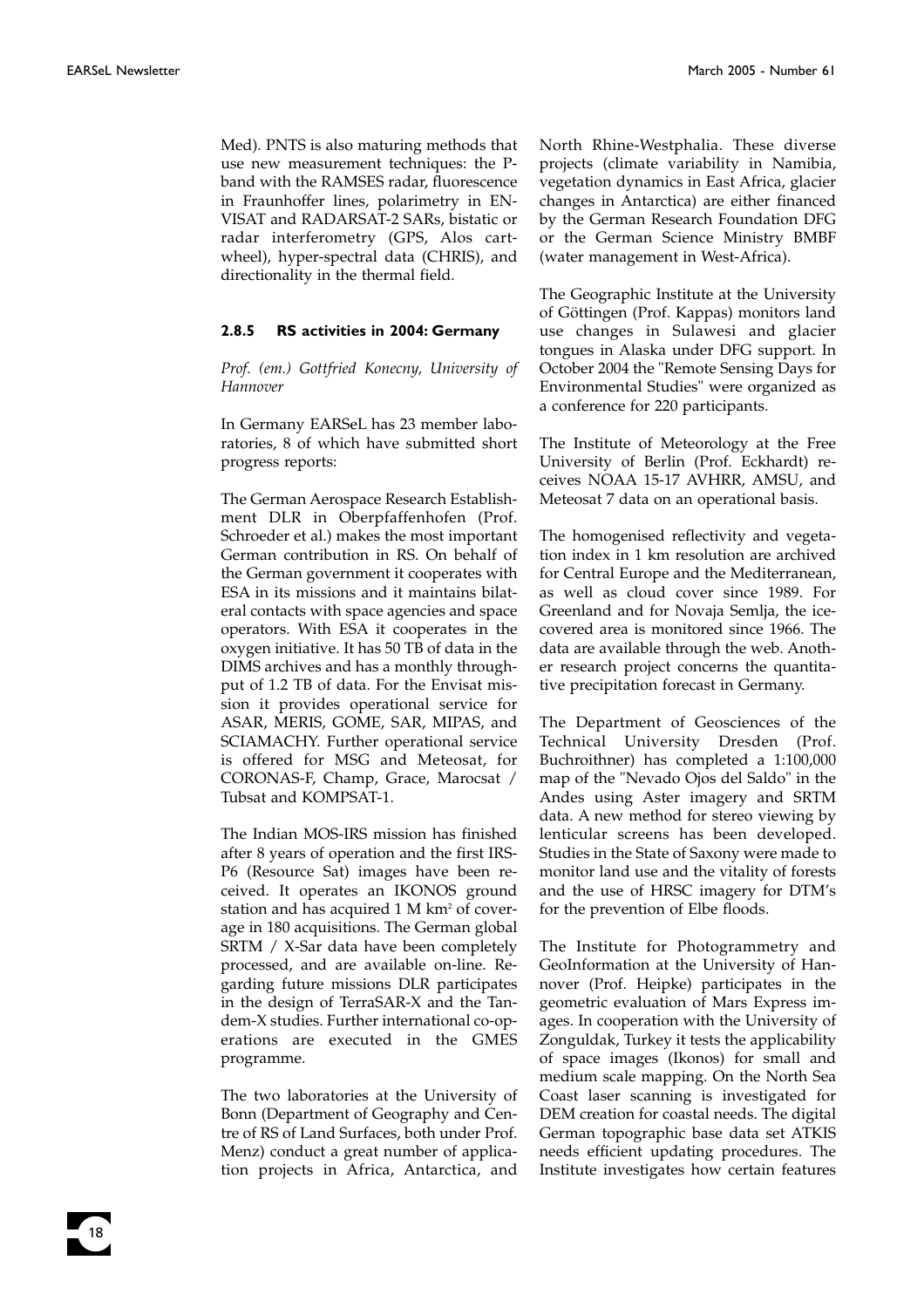Med). PNTS is also maturing methods that use new measurement techniques: the P-band with the RAMSES radar, fluorescence in Fraunhoffer lines, polarimetry in ENVISAT and RADARSAT-2 SARs, bistatic or radar interferometry (GPS, Alos cartwheel), hyper-spectral data (CHRIS), and directionality in the thermal field.

#### 2.8.5 RS activities in 2004: Germany

*Prof. (em.) Gottfried Konecny, University of Hannover*

In Germany EARSeL has 23 member laboratories, 8 of which have submitted short progress reports:

The German Aerospace Research Establishment DLR in Oberpfaffenhofen (Prof. Schroeder et al.) makes the most important German contribution in RS. On behalf of the German government it cooperates with ESA in its missions and it maintains bilateral contacts with space agencies and space operators. With ESA it cooperates in the oxygen initiative. It has 50 TB of data in the DIMS archives and has a monthly throughput of 1.2 TB of data. For the Envisat mission it provides operational service for ASAR, MERIS, GOME, SAR, MIPAS, and SCIAMACHY. Further operational service is offered for MSG and Meteosat, for CORONAS-F, Champ, Grace, Marocsat / Tubsat and KOMPSAT-1.

The Indian MOS-IRS mission has finished after 8 years of operation and the first IRS-P6 (Resource Sat) images have been received. It operates an IKONOS ground station and has acquired 1 M km$^2$ of coverage in 180 acquisitions. The German global SRTM / X-Sar data have been completely processed, and are available on-line. Regarding future missions DLR participates in the design of TerraSAR-X and the Tandem-X studies. Further international co-operations are executed in the GMES programme.

The two laboratories at the University of Bonn (Department of Geography and Centre of RS of Land Surfaces, both under Prof. Menz) conduct a great number of application projects in Africa, Antarctica, and North Rhine-Westphalia. These diverse projects (climate variability in Namibia, vegetation dynamics in East Africa, glacier changes in Antarctica) are either financed by the German Research Foundation DFG or the German Science Ministry BMBF (water management in West-Africa).

The Geographic Institute at the University of Göttingen (Prof. Kappas) monitors land use changes in Sulawesi and glacier tongues in Alaska under DFG support. In October 2004 the "Remote Sensing Days for Environmental Studies" were organized as a conference for 220 participants.

The Institute of Meteorology at the Free University of Berlin (Prof. Eckhardt) receives NOAA 15-17 AVHRR, AMSU, and Meteosat 7 data on an operational basis.

The homogenised reflectivity and vegetation index in 1 km resolution are archived for Central Europe and the Mediterranean, as well as cloud cover since 1989. For Greenland and for Novaja Semlja, the ice-covered area is monitored since 1966. The data are available through the web. Another research project concerns the quantitative precipitation forecast in Germany.

The Department of Geosciences of the Technical University Dresden (Prof. Buchroithner) has completed a 1:100,000 map of the "Nevado Ojos del Saldo" in the Andes using Aster imagery and SRTM data. A new method for stereo viewing by lenticular screens has been developed. Studies in the State of Saxony were made to monitor land use and the vitality of forests and the use of HRSC imagery for DTM's for the prevention of Elbe floods.

The Institute for Photogrammetry and GeoInformation at the University of Hannover (Prof. Heipke) participates in the geometric evaluation of Mars Express images. In cooperation with the University of Zonguldak, Turkey it tests the applicability of space images (Ikonos) for small and medium scale mapping. On the North Sea Coast laser scanning is investigated for DEM creation for coastal needs. The digital German topographic base data set ATKIS needs efficient updating procedures. The Institute investigates how certain features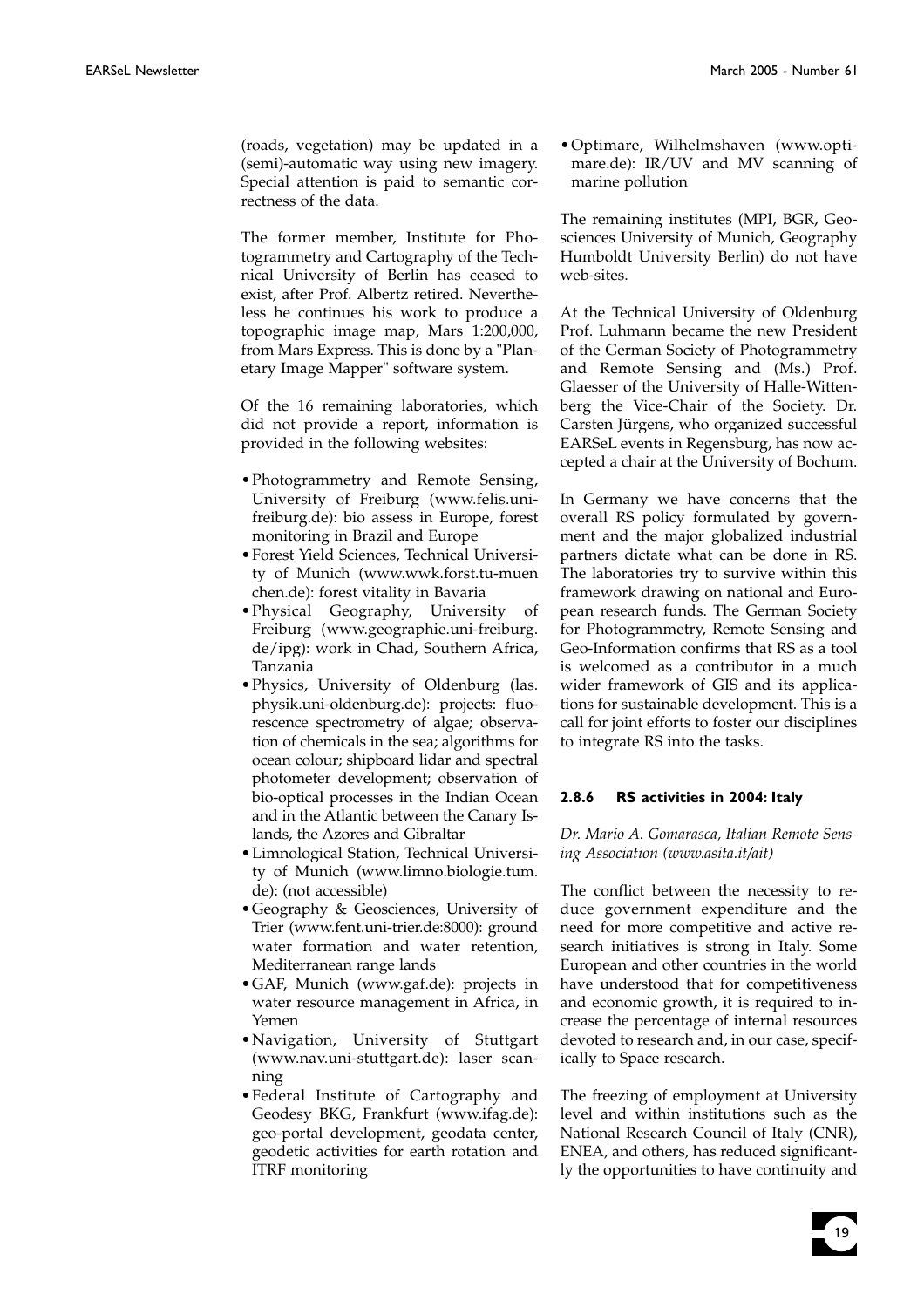(roads, vegetation) may be updated in a (semi)-automatic way using new imagery. Special attention is paid to semantic correctness of the data.

The former member, Institute for Photogrammetry and Cartography of the Technical University of Berlin has ceased to exist, after Prof. Albertz retired. Nevertheless he continues his work to produce a topographic image map, Mars 1:200,000, from Mars Express. This is done by a "Planetary Image Mapper" software system.

Of the 16 remaining laboratories, which did not provide a report, information is provided in the following websites:

- Photogrammetry and Remote Sensing, University of Freiburg (www.felis.uni-freiburg.de): bio assess in Europe, forest monitoring in Brazil and Europe
- Forest Yield Sciences, Technical University of Munich (www.wwk.forst.tu-muenchen.de): forest vitality in Bavaria
- Physical Geography, University of Freiburg (www.geographie.uni-freiburg.de/ipg): work in Chad, Southern Africa, Tanzania
- Physics, University of Oldenburg (las.physik.uni-oldenburg.de): projects: fluorescence spectrometry of algae; observation of chemicals in the sea; algorithms for ocean colour; shipboard lidar and spectral photometer development; observation of bio-optical processes in the Indian Ocean and in the Atlantic between the Canary Islands, the Azores and Gibraltar
- Limnological Station, Technical University of Munich (www.limno.biologie.tum.de): (not accessible)
- Geography & Geosciences, University of Trier (www.fent.uni-trier.de:8000): ground water formation and water retention, Mediterranean range lands
- GAF, Munich (www.gaf.de): projects in water resource management in Africa, in Yemen
- Navigation, University of Stuttgart (www.nav.uni-stuttgart.de): laser scanning
- Federal Institute of Cartography and Geodesy BKG, Frankfurt (www.ifag.de): geo-portal development, geodata center, geodetic activities for earth rotation and ITRF monitoring
- Optimare, Wilhelmshaven (www.optimare.de): IR/UV and MV scanning of marine pollution

The remaining institutes (MPI, BGR, Geosciences University of Munich, Geography Humboldt University Berlin) do not have web-sites.

At the Technical University of Oldenburg Prof. Luhmann became the new President of the German Society of Photogrammetry and Remote Sensing and (Ms.) Prof. Glaesser of the University of Halle-Wittenberg the Vice-Chair of the Society. Dr. Carsten Jürgens, who organized successful EARSeL events in Regensburg, has now accepted a chair at the University of Bochum.

In Germany we have concerns that the overall RS policy formulated by government and the major globalized industrial partners dictate what can be done in RS. The laboratories try to survive within this framework drawing on national and European research funds. The German Society for Photogrammetry, Remote Sensing and Geo-Information confirms that RS as a tool is welcomed as a contributor in a much wider framework of GIS and its applications for sustainable development. This is a call for joint efforts to foster our disciplines to integrate RS into the tasks.

### 2.8.6 RS activities in 2004: Italy

*Dr. Mario A. Gomarasca, Italian Remote Sensing Association (www.asita.it/ait)*

The conflict between the necessity to reduce government expenditure and the need for more competitive and active research initiatives is strong in Italy. Some European and other countries in the world have understood that for competitiveness and economic growth, it is required to increase the percentage of internal resources devoted to research and, in our case, specifically to Space research.

The freezing of employment at University level and within institutions such as the National Research Council of Italy (CNR), ENEA, and others, has reduced significantly the opportunities to have continuity and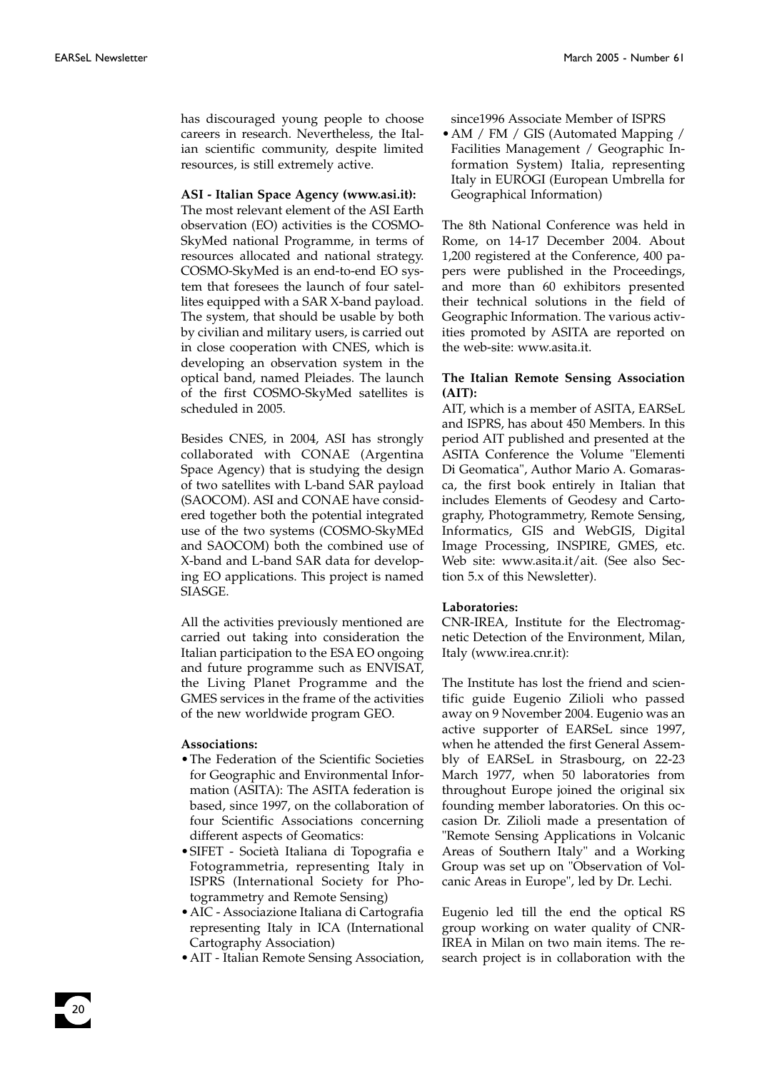has discouraged young people to choose careers in research. Nevertheless, the Italian scientific community, despite limited resources, is still extremely active.

**ASI - Italian Space Agency (www.asi.it):**
The most relevant element of the ASI Earth observation (EO) activities is the COSMO-SkyMed national Programme, in terms of resources allocated and national strategy. COSMO-SkyMed is an end-to-end EO system that foresees the launch of four satellites equipped with a SAR X-band payload. The system, that should be usable by both by civilian and military users, is carried out in close cooperation with CNES, which is developing an observation system in the optical band, named Pleiades. The launch of the first COSMO-SkyMed satellites is scheduled in 2005.

Besides CNES, in 2004, ASI has strongly collaborated with CONAE (Argentina Space Agency) that is studying the design of two satellites with L-band SAR payload (SAOCOM). ASI and CONAE have considered together both the potential integrated use of the two systems (COSMO-SkyMEd and SAOCOM) both the combined use of X-band and L-band SAR data for developing EO applications. This project is named SIASGE.

All the activities previously mentioned are carried out taking into consideration the Italian participation to the ESA EO ongoing and future programme such as ENVISAT, the Living Planet Programme and the GMES services in the frame of the activities of the new worldwide program GEO.

**Associations:**

- The Federation of the Scientific Societies for Geographic and Environmental Information (ASITA): The ASITA federation is based, since 1997, on the collaboration of four Scientific Associations concerning different aspects of Geomatics:
- SIFET - Società Italiana di Topografia e Fotogrammetria, representing Italy in ISPRS (International Society for Photogrammetry and Remote Sensing)
- AIC - Associazione Italiana di Cartografia representing Italy in ICA (International Cartography Association)
- AIT - Italian Remote Sensing Association, since1996 Associate Member of ISPRS
- AM / FM / GIS (Automated Mapping / Facilities Management / Geographic Information System) Italia, representing Italy in EUROGI (European Umbrella for Geographical Information)

The 8th National Conference was held in Rome, on 14-17 December 2004. About 1,200 registered at the Conference, 400 papers were published in the Proceedings, and more than 60 exhibitors presented their technical solutions in the field of Geographic Information. The various activities promoted by ASITA are reported on the web-site: www.asita.it.

**The Italian Remote Sensing Association (AIT):**
AIT, which is a member of ASITA, EARSeL and ISPRS, has about 450 Members. In this period AIT published and presented at the ASITA Conference the Volume "Elementi Di Geomatica", Author Mario A. Gomarasca, the first book entirely in Italian that includes Elements of Geodesy and Cartography, Photogrammetry, Remote Sensing, Informatics, GIS and WebGIS, Digital Image Processing, INSPIRE, GMES, etc. Web site: www.asita.it/ait. (See also Section 5.x of this Newsletter).

**Laboratories:**
CNR-IREA, Institute for the Electromagnetic Detection of the Environment, Milan, Italy (www.irea.cnr.it):

The Institute has lost the friend and scientific guide Eugenio Zilioli who passed away on 9 November 2004. Eugenio was an active supporter of EARSeL since 1997, when he attended the first General Assembly of EARSeL in Strasbourg, on 22-23 March 1977, when 50 laboratories from throughout Europe joined the original six founding member laboratories. On this occasion Dr. Zilioli made a presentation of "Remote Sensing Applications in Volcanic Areas of Southern Italy" and a Working Group was set up on "Observation of Volcanic Areas in Europe", led by Dr. Lechi.

Eugenio led till the end the optical RS group working on water quality of CNR-IREA in Milan on two main items. The research project is in collaboration with the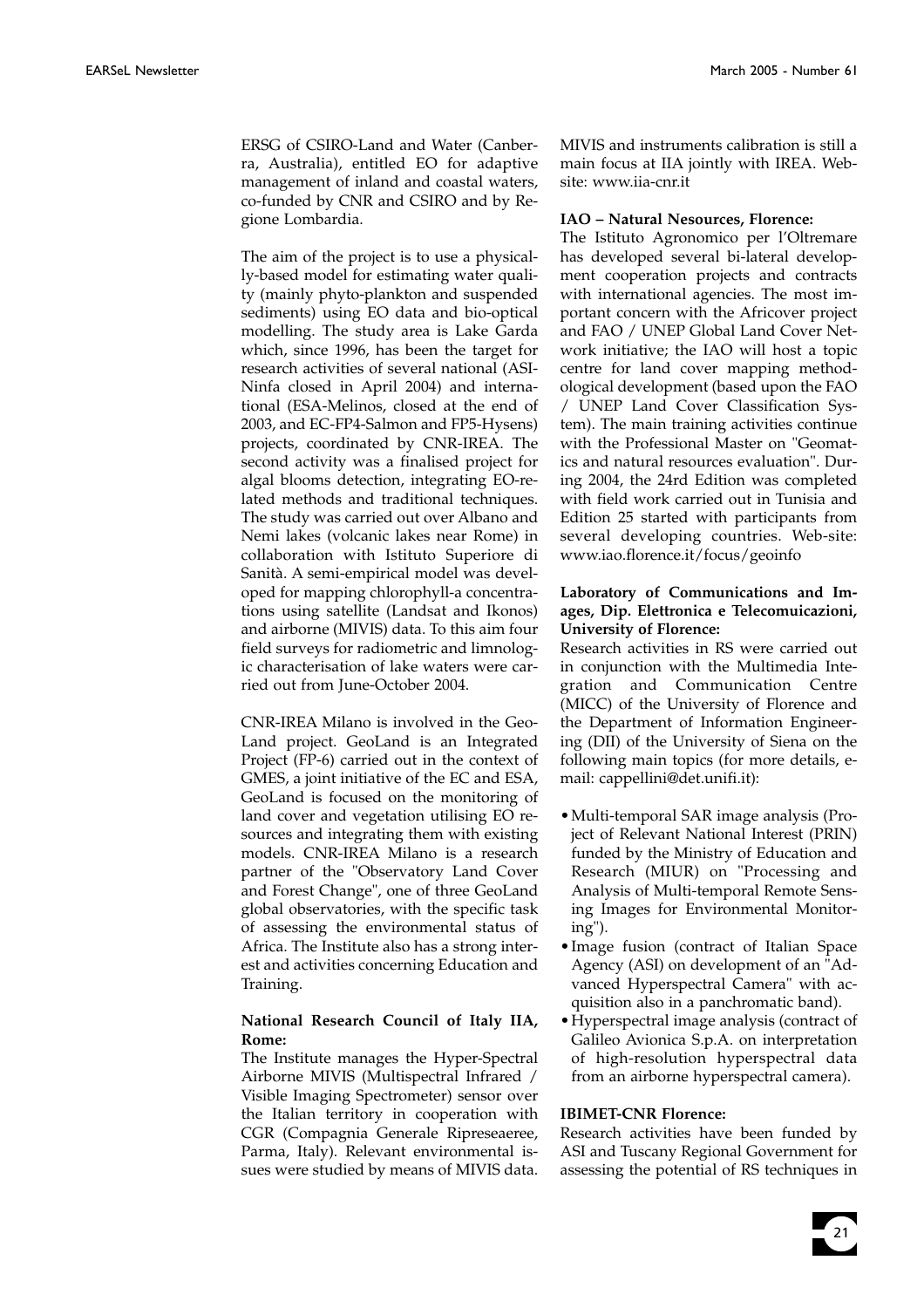ERSG of CSIRO-Land and Water (Canberra, Australia), entitled EO for adaptive management of inland and coastal waters, co-funded by CNR and CSIRO and by Regione Lombardia.

The aim of the project is to use a physically-based model for estimating water quality (mainly phyto-plankton and suspended sediments) using EO data and bio-optical modelling. The study area is Lake Garda which, since 1996, has been the target for research activities of several national (ASI-Ninfa closed in April 2004) and international (ESA-Melinos, closed at the end of 2003, and EC-FP4-Salmon and FP5-Hysens) projects, coordinated by CNR-IREA. The second activity was a finalised project for algal blooms detection, integrating EO-related methods and traditional techniques. The study was carried out over Albano and Nemi lakes (volcanic lakes near Rome) in collaboration with Istituto Superiore di Sanità. A semi-empirical model was developed for mapping chlorophyll-a concentrations using satellite (Landsat and Ikonos) and airborne (MIVIS) data. To this aim four field surveys for radiometric and limnologic characterisation of lake waters were carried out from June-October 2004.

CNR-IREA Milano is involved in the GeoLand project. GeoLand is an Integrated Project (FP-6) carried out in the context of GMES, a joint initiative of the EC and ESA, GeoLand is focused on the monitoring of land cover and vegetation utilising EO resources and integrating them with existing models. CNR-IREA Milano is a research partner of the "Observatory Land Cover and Forest Change", one of three GeoLand global observatories, with the specific task of assessing the environmental status of Africa. The Institute also has a strong interest and activities concerning Education and Training.

**National Research Council of Italy IIA, Rome:**
The Institute manages the Hyper-Spectral Airborne MIVIS (Multispectral Infrared / Visible Imaging Spectrometer) sensor over the Italian territory in cooperation with CGR (Compagnia Generale Ripreseaeree, Parma, Italy). Relevant environmental issues were studied by means of MIVIS data. MIVIS and instruments calibration is still a main focus at IIA jointly with IREA. Website: www.iia-cnr.it

**IAO – Natural Nesources, Florence:**
The Istituto Agronomico per l'Oltremare has developed several bi-lateral development cooperation projects and contracts with international agencies. The most important concern with the Africover project and FAO / UNEP Global Land Cover Network initiative; the IAO will host a topic centre for land cover mapping methodological development (based upon the FAO / UNEP Land Cover Classification System). The main training activities continue with the Professional Master on "Geomatics and natural resources evaluation". During 2004, the 24rd Edition was completed with field work carried out in Tunisia and Edition 25 started with participants from several developing countries. Web-site: www.iao.florence.it/focus/geoinfo

**Laboratory of Communications and Images, Dip. Elettronica e Telecomuicazioni, University of Florence:**
Research activities in RS were carried out in conjunction with the Multimedia Integration and Communication Centre (MICC) of the University of Florence and the Department of Information Engineering (DII) of the University of Siena on the following main topics (for more details, e-mail: cappellini@det.unifi.it):

- Multi-temporal SAR image analysis (Project of Relevant National Interest (PRIN) funded by the Ministry of Education and Research (MIUR) on "Processing and Analysis of Multi-temporal Remote Sensing Images for Environmental Monitoring").
- Image fusion (contract of Italian Space Agency (ASI) on development of an "Advanced Hyperspectral Camera" with acquisition also in a panchromatic band).
- Hyperspectral image analysis (contract of Galileo Avionica S.p.A. on interpretation of high-resolution hyperspectral data from an airborne hyperspectral camera).

**IBIMET-CNR Florence:**
Research activities have been funded by ASI and Tuscany Regional Government for assessing the potential of RS techniques in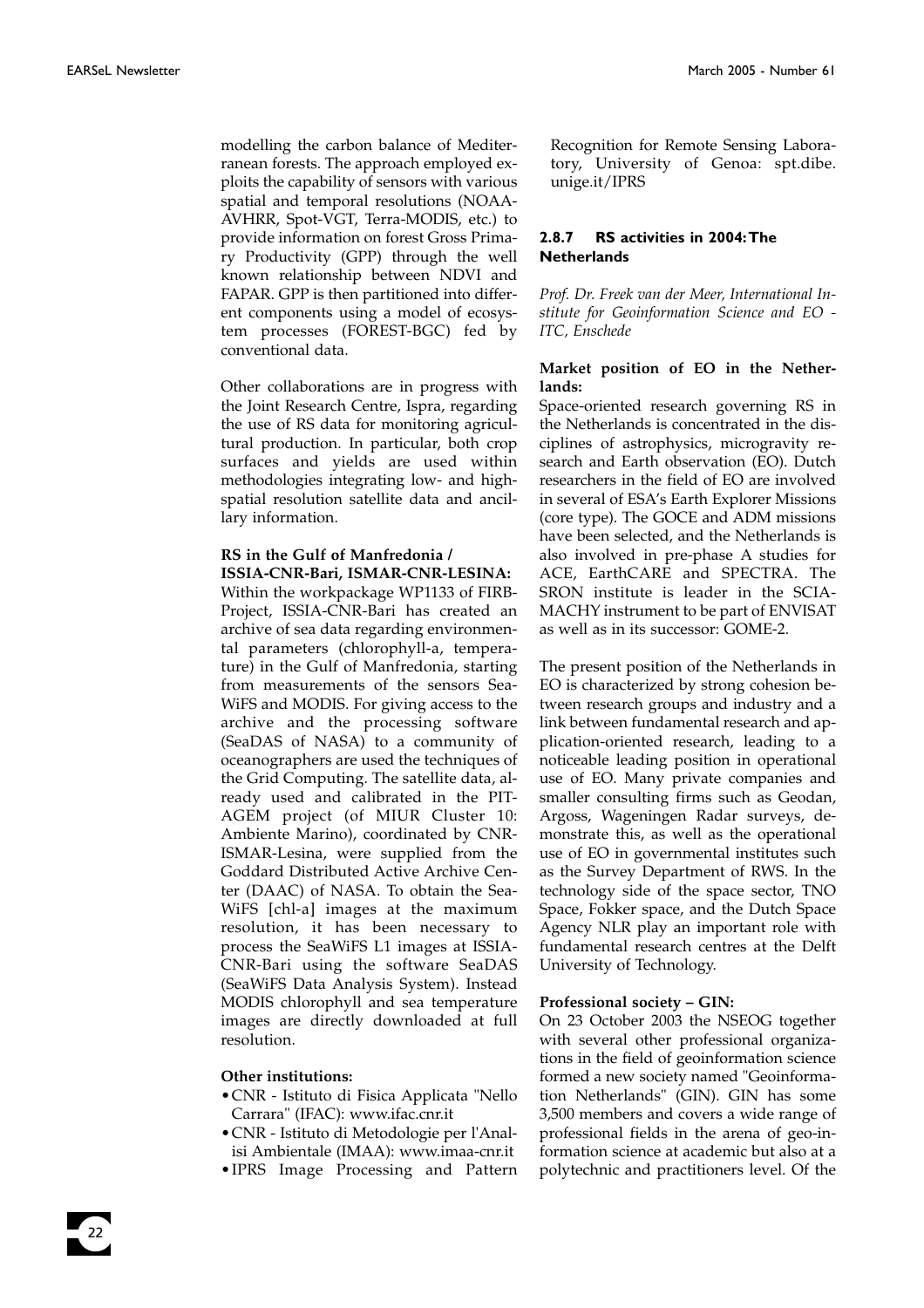modelling the carbon balance of Mediterranean forests. The approach employed exploits the capability of sensors with various spatial and temporal resolutions (NOAA-AVHRR, Spot-VGT, Terra-MODIS, etc.) to provide information on forest Gross Primary Productivity (GPP) through the well known relationship between NDVI and FAPAR. GPP is then partitioned into different components using a model of ecosystem processes (FOREST-BGC) fed by conventional data.

Other collaborations are in progress with the Joint Research Centre, Ispra, regarding the use of RS data for monitoring agricultural production. In particular, both crop surfaces and yields are used within methodologies integrating low- and high-spatial resolution satellite data and ancillary information.

**RS in the Gulf of Manfredonia / ISSIA-CNR-Bari, ISMAR-CNR-LESINA:**
Within the workpackage WP1133 of FIRB-Project, ISSIA-CNR-Bari has created an archive of sea data regarding environmental parameters (chlorophyll-a, temperature) in the Gulf of Manfredonia, starting from measurements of the sensors SeaWiFS and MODIS. For giving access to the archive and the processing software (SeaDAS of NASA) to a community of oceanographers are used the techniques of the Grid Computing. The satellite data, already used and calibrated in the PITAGEM project (of MIUR Cluster 10: Ambiente Marino), coordinated by CNR-ISMAR-Lesina, were supplied from the Goddard Distributed Active Archive Center (DAAC) of NASA. To obtain the SeaWiFS [chl-a] images at the maximum resolution, it has been necessary to process the SeaWiFS L1 images at ISSIA-CNR-Bari using the software SeaDAS (SeaWiFS Data Analysis System). Instead MODIS chlorophyll and sea temperature images are directly downloaded at full resolution.

**Other institutions:**

- CNR - Istituto di Fisica Applicata "Nello Carrara" (IFAC): www.ifac.cnr.it
- CNR - Istituto di Metodologie per l'Analisi Ambientale (IMAA): www.imaa-cnr.it
- IPRS Image Processing and Pattern Recognition for Remote Sensing Laboratory, University of Genoa: spt.dibe.unige.it/IPRS

### 2.8.7 RS activities in 2004: The Netherlands

*Prof. Dr. Freek van der Meer, International Institute for Geoinformation Science and EO - ITC, Enschede*

**Market position of EO in the Netherlands:**
Space-oriented research governing RS in the Netherlands is concentrated in the disciplines of astrophysics, microgravity research and Earth observation (EO). Dutch researchers in the field of EO are involved in several of ESA's Earth Explorer Missions (core type). The GOCE and ADM missions have been selected, and the Netherlands is also involved in pre-phase A studies for ACE, EarthCARE and SPECTRA. The SRON institute is leader in the SCIAMACHY instrument to be part of ENVISAT as well as in its successor: GOME-2.

The present position of the Netherlands in EO is characterized by strong cohesion between research groups and industry and a link between fundamental research and application-oriented research, leading to a noticeable leading position in operational use of EO. Many private companies and smaller consulting firms such as Geodan, Argoss, Wageningen Radar surveys, demonstrate this, as well as the operational use of EO in governmental institutes such as the Survey Department of RWS. In the technology side of the space sector, TNO Space, Fokker space, and the Dutch Space Agency NLR play an important role with fundamental research centres at the Delft University of Technology.

**Professional society – GIN:**
On 23 October 2003 the NSEOG together with several other professional organizations in the field of geoinformation science formed a new society named "Geoinformation Netherlands" (GIN). GIN has some 3,500 members and covers a wide range of professional fields in the arena of geo-information science at academic but also at a polytechnic and practitioners level. Of the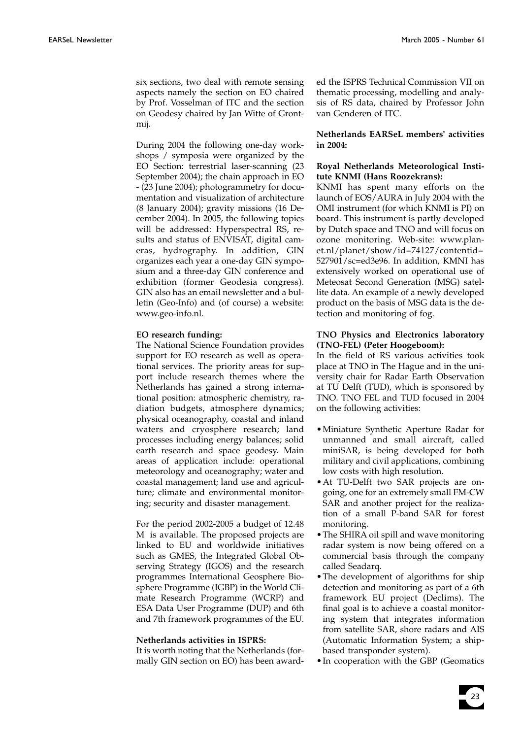six sections, two deal with remote sensing aspects namely the section on EO chaired by Prof. Vosselman of ITC and the section on Geodesy chaired by Jan Witte of Grontmij.

During 2004 the following one-day workshops / symposia were organized by the EO Section: terrestrial laser-scanning (23 September 2004); the chain approach in EO - (23 June 2004); photogrammetry for documentation and visualization of architecture (8 January 2004); gravity missions (16 December 2004). In 2005, the following topics will be addressed: Hyperspectral RS, results and status of ENVISAT, digital cameras, hydrography. In addition, GIN organizes each year a one-day GIN symposium and a three-day GIN conference and exhibition (former Geodesia congress). GIN also has an email newsletter and a bulletin (Geo-Info) and (of course) a website: www.geo-info.nl.

**EO research funding:**
The National Science Foundation provides support for EO research as well as operational services. The priority areas for support include research themes where the Netherlands has gained a strong international position: atmospheric chemistry, radiation budgets, atmosphere dynamics; physical oceanography, coastal and inland waters and cryosphere research; land processes including energy balances; solid earth research and space geodesy. Main areas of application include: operational meteorology and oceanography; water and coastal management; land use and agriculture; climate and environmental monitoring; security and disaster management.

For the period 2002-2005 a budget of 12.48 M is available. The proposed projects are linked to EU and worldwide initiatives such as GMES, the Integrated Global Observing Strategy (IGOS) and the research programmes International Geosphere Biosphere Programme (IGBP) in the World Climate Research Programme (WCRP) and ESA Data User Programme (DUP) and 6th and 7th framework programmes of the EU.

**Netherlands activities in ISPRS:**
It is worth noting that the Netherlands (formally GIN section on EO) has been awarded the ISPRS Technical Commission VII on thematic processing, modelling and analysis of RS data, chaired by Professor John van Genderen of ITC.

**Netherlands EARSeL members' activities in 2004:**

**Royal Netherlands Meteorological Institute KNMI (Hans Roozekrans):**
KNMI has spent many efforts on the launch of EOS/AURA in July 2004 with the OMI instrument (for which KNMI is PI) on board. This instrument is partly developed by Dutch space and TNO and will focus on ozone monitoring. Web-site: www.planet.nl/planet/show/id=74127/contentid=527901/sc=ed3e96. In addition, KMNI has extensively worked on operational use of Meteosat Second Generation (MSG) satellite data. An example of a newly developed product on the basis of MSG data is the detection and monitoring of fog.

**TNO Physics and Electronics laboratory (TNO-FEL) (Peter Hoogeboom):**
In the field of RS various activities took place at TNO in The Hague and in the university chair for Radar Earth Observation at TU Delft (TUD), which is sponsored by TNO. TNO FEL and TUD focused in 2004 on the following activities:

- Miniature Synthetic Aperture Radar for unmanned and small aircraft, called miniSAR, is being developed for both military and civil applications, combining low costs with high resolution.
- At TU-Delft two SAR projects are ongoing, one for an extremely small FM-CW SAR and another project for the realization of a small P-band SAR for forest monitoring.
- The SHIRA oil spill and wave monitoring radar system is now being offered on a commercial basis through the company called Seadarq.
- The development of algorithms for ship detection and monitoring as part of a 6th framework EU project (Declims). The final goal is to achieve a coastal monitoring system that integrates information from satellite SAR, shore radars and AIS (Automatic Information System; a ship-based transponder system).
- In cooperation with the GBP (Geomatics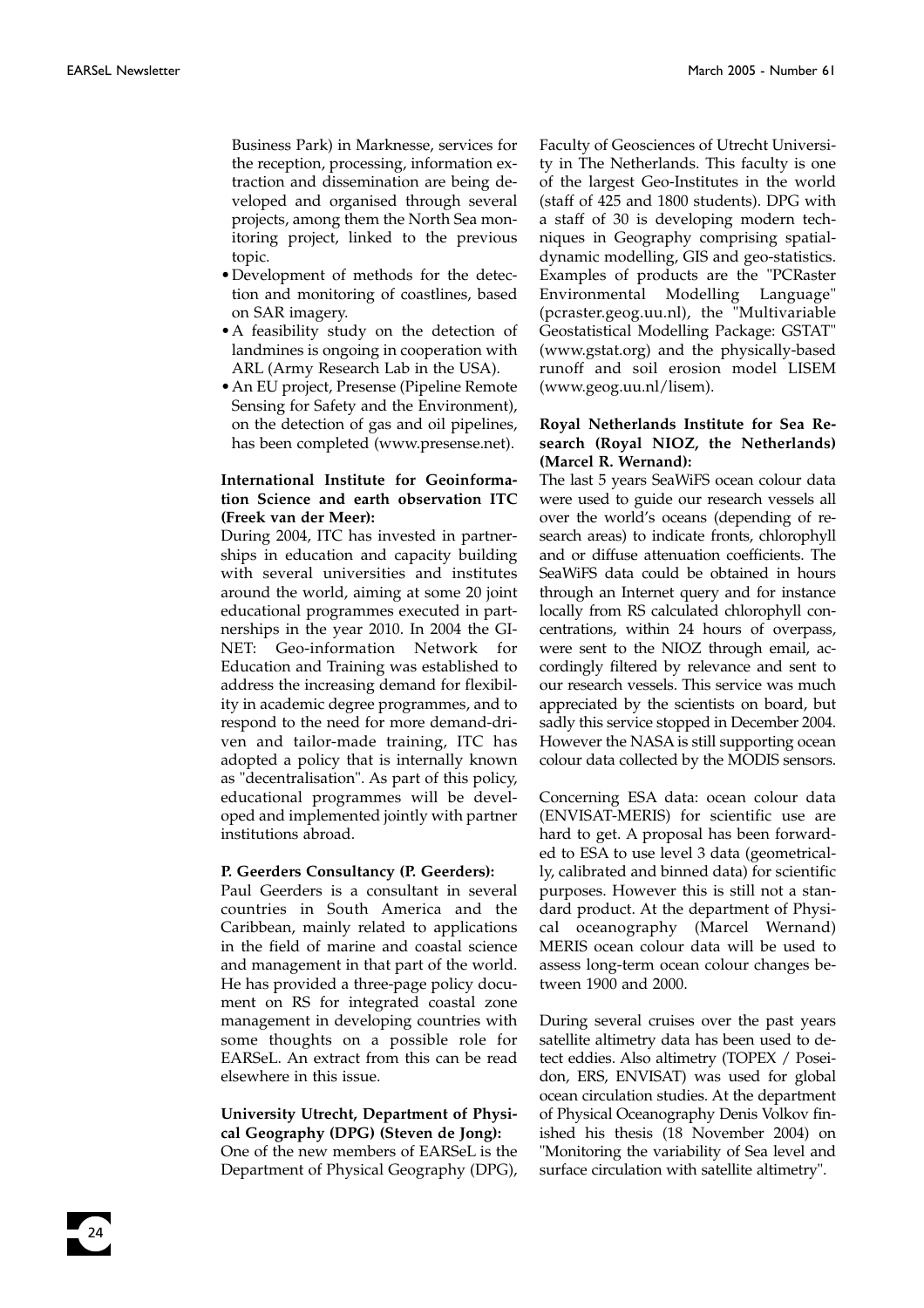Business Park) in Marknesse, services for the reception, processing, information extraction and dissemination are being developed and organised through several projects, among them the North Sea monitoring project, linked to the previous topic.

- Development of methods for the detection and monitoring of coastlines, based on SAR imagery.
- A feasibility study on the detection of landmines is ongoing in cooperation with ARL (Army Research Lab in the USA).
- An EU project, Presense (Pipeline Remote Sensing for Safety and the Environment), on the detection of gas and oil pipelines, has been completed (www.presense.net).

**International Institute for Geoinformation Science and earth observation ITC (Freek van der Meer):**
During 2004, ITC has invested in partnerships in education and capacity building with several universities and institutes around the world, aiming at some 20 joint educational programmes executed in partnerships in the year 2010. In 2004 the GI-NET: Geo-information Network for Education and Training was established to address the increasing demand for flexibility in academic degree programmes, and to respond to the need for more demand-driven and tailor-made training, ITC has adopted a policy that is internally known as "decentralisation". As part of this policy, educational programmes will be developed and implemented jointly with partner institutions abroad.

**P. Geerders Consultancy (P. Geerders):**
Paul Geerders is a consultant in several countries in South America and the Caribbean, mainly related to applications in the field of marine and coastal science and management in that part of the world. He has provided a three-page policy document on RS for integrated coastal zone management in developing countries with some thoughts on a possible role for EARSeL. An extract from this can be read elsewhere in this issue.

**University Utrecht, Department of Physical Geography (DPG) (Steven de Jong):**
One of the new members of EARSeL is the Department of Physical Geography (DPG), Faculty of Geosciences of Utrecht University in The Netherlands. This faculty is one of the largest Geo-Institutes in the world (staff of 425 and 1800 students). DPG with a staff of 30 is developing modern techniques in Geography comprising spatial-dynamic modelling, GIS and geo-statistics. Examples of products are the "PCRaster Environmental Modelling Language" (pcraster.geog.uu.nl), the "Multivariable Geostatistical Modelling Package: GSTAT" (www.gstat.org) and the physically-based runoff and soil erosion model LISEM (www.geog.uu.nl/lisem).

**Royal Netherlands Institute for Sea Research (Royal NIOZ, the Netherlands) (Marcel R. Wernand):**
The last 5 years SeaWiFS ocean colour data were used to guide our research vessels all over the world's oceans (depending of research areas) to indicate fronts, chlorophyll and or diffuse attenuation coefficients. The SeaWiFS data could be obtained in hours through an Internet query and for instance locally from RS calculated chlorophyll concentrations, within 24 hours of overpass, were sent to the NIOZ through email, accordingly filtered by relevance and sent to our research vessels. This service was much appreciated by the scientists on board, but sadly this service stopped in December 2004. However the NASA is still supporting ocean colour data collected by the MODIS sensors.

Concerning ESA data: ocean colour data (ENVISAT-MERIS) for scientific use are hard to get. A proposal has been forwarded to ESA to use level 3 data (geometrically, calibrated and binned data) for scientific purposes. However this is still not a standard product. At the department of Physical oceanography (Marcel Wernand) MERIS ocean colour data will be used to assess long-term ocean colour changes between 1900 and 2000.

During several cruises over the past years satellite altimetry data has been used to detect eddies. Also altimetry (TOPEX / Poseidon, ERS, ENVISAT) was used for global ocean circulation studies. At the department of Physical Oceanography Denis Volkov finished his thesis (18 November 2004) on "Monitoring the variability of Sea level and surface circulation with satellite altimetry".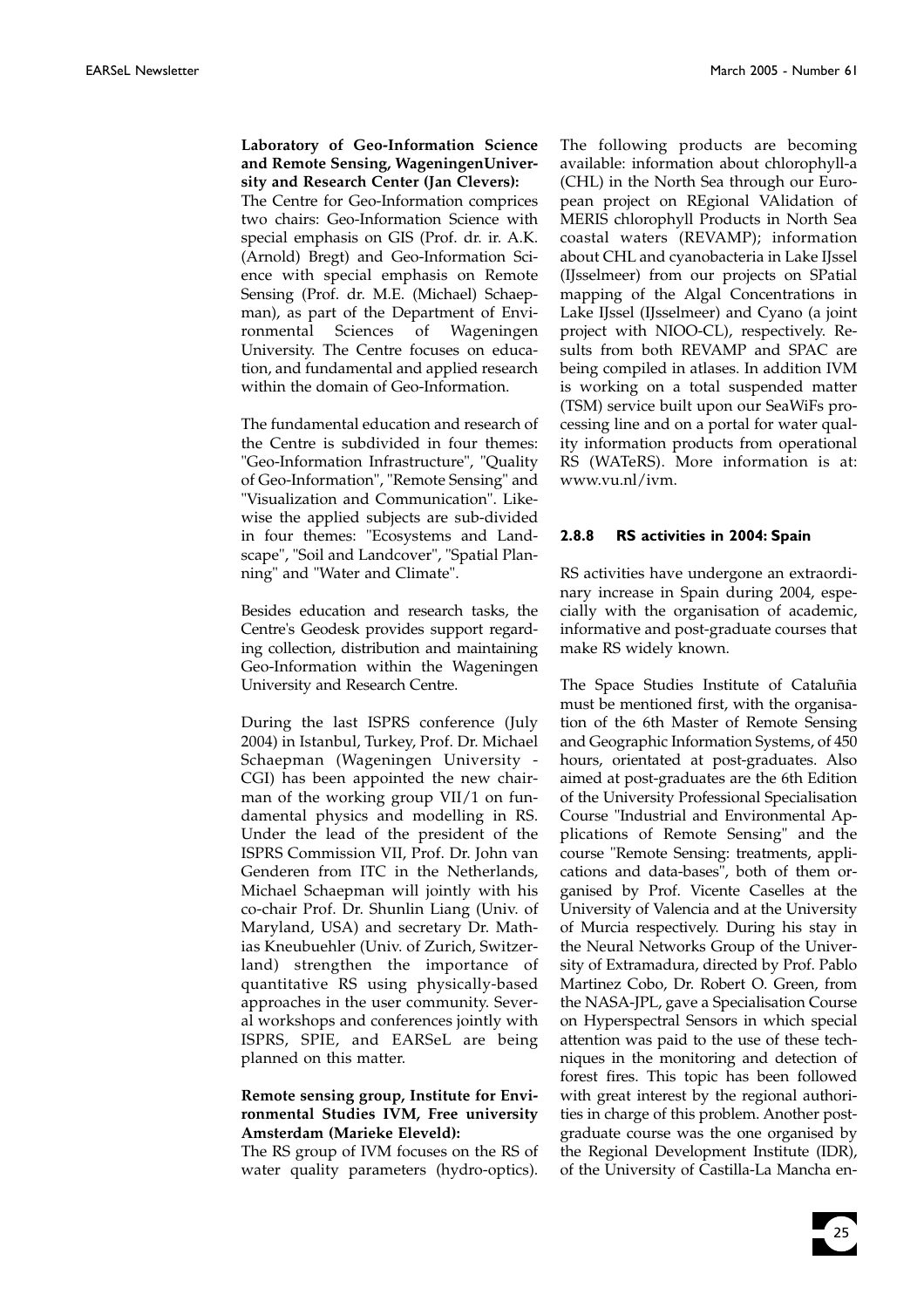**Laboratory of Geo-Information Science and Remote Sensing, WageningenUniversity and Research Center (Jan Clevers):**
The Centre for Geo-Information comprices two chairs: Geo-Information Science with special emphasis on GIS (Prof. dr. ir. A.K. (Arnold) Bregt) and Geo-Information Science with special emphasis on Remote Sensing (Prof. dr. M.E. (Michael) Schaepman), as part of the Department of Environmental Sciences of Wageningen University. The Centre focuses on education, and fundamental and applied research within the domain of Geo-Information.

The fundamental education and research of the Centre is subdivided in four themes: "Geo-Information Infrastructure", "Quality of Geo-Information", "Remote Sensing" and "Visualization and Communication". Likewise the applied subjects are sub-divided in four themes: "Ecosystems and Landscape", "Soil and Landcover", "Spatial Planning" and "Water and Climate".

Besides education and research tasks, the Centre's Geodesk provides support regarding collection, distribution and maintaining Geo-Information within the Wageningen University and Research Centre.

During the last ISPRS conference (July 2004) in Istanbul, Turkey, Prof. Dr. Michael Schaepman (Wageningen University - CGI) has been appointed the new chairman of the working group VII/1 on fundamental physics and modelling in RS. Under the lead of the president of the ISPRS Commission VII, Prof. Dr. John van Genderen from ITC in the Netherlands, Michael Schaepman will jointly with his co-chair Prof. Dr. Shunlin Liang (Univ. of Maryland, USA) and secretary Dr. Mathias Kneubuehler (Univ. of Zurich, Switzerland) strengthen the importance of quantitative RS using physically-based approaches in the user community. Several workshops and conferences jointly with ISPRS, SPIE, and EARSeL are being planned on this matter.

**Remote sensing group, Institute for Environmental Studies IVM, Free university Amsterdam (Marieke Eleveld):**
The RS group of IVM focuses on the RS of water quality parameters (hydro-optics). The following products are becoming available: information about chlorophyll-a (CHL) in the North Sea through our European project on REgional VAlidation of MERIS chlorophyll Products in North Sea coastal waters (REVAMP); information about CHL and cyanobacteria in Lake IJssel (IJsselmeer) from our projects on SPatial mapping of the Algal Concentrations in Lake IJssel (IJsselmeer) and Cyano (a joint project with NIOO-CL), respectively. Results from both REVAMP and SPAC are being compiled in atlases. In addition IVM is working on a total suspended matter (TSM) service built upon our SeaWiFs processing line and on a portal for water quality information products from operational RS (WATeRS). More information is at: www.vu.nl/ivm.

### 2.8.8 RS activities in 2004: Spain

RS activities have undergone an extraordinary increase in Spain during 2004, especially with the organisation of academic, informative and post-graduate courses that make RS widely known.

The Space Studies Institute of Cataluñia must be mentioned first, with the organisation of the 6th Master of Remote Sensing and Geographic Information Systems, of 450 hours, orientated at post-graduates. Also aimed at post-graduates are the 6th Edition of the University Professional Specialisation Course "Industrial and Environmental Applications of Remote Sensing" and the course "Remote Sensing: treatments, applications and data-bases", both of them organised by Prof. Vicente Caselles at the University of Valencia and at the University of Murcia respectively. During his stay in the Neural Networks Group of the University of Extramadura, directed by Prof. Pablo Martinez Cobo, Dr. Robert O. Green, from the NASA-JPL, gave a Specialisation Course on Hyperspectral Sensors in which special attention was paid to the use of these techniques in the monitoring and detection of forest fires. This topic has been followed with great interest by the regional authorities in charge of this problem. Another post-graduate course was the one organised by the Regional Development Institute (IDR), of the University of Castilla-La Mancha en-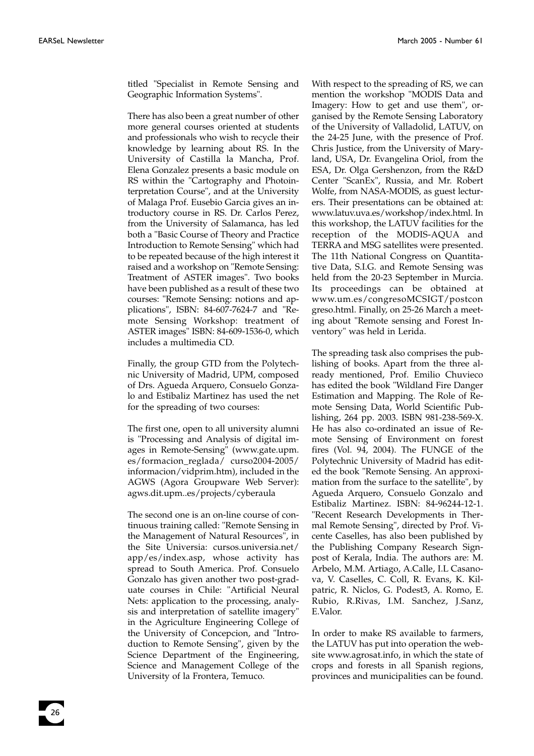titled "Specialist in Remote Sensing and Geographic Information Systems".

There has also been a great number of other more general courses oriented at students and professionals who wish to recycle their knowledge by learning about RS. In the University of Castilla la Mancha, Prof. Elena Gonzalez presents a basic module on RS within the "Cartography and Photointerpretation Course", and at the University of Malaga Prof. Eusebio Garcia gives an introductory course in RS. Dr. Carlos Perez, from the University of Salamanca, has led both a "Basic Course of Theory and Practice Introduction to Remote Sensing" which had to be repeated because of the high interest it raised and a workshop on "Remote Sensing: Treatment of ASTER images". Two books have been published as a result of these two courses: "Remote Sensing: notions and applications", ISBN: 84-607-7624-7 and "Remote Sensing Workshop: treatment of ASTER images" ISBN: 84-609-1536-0, which includes a multimedia CD.

Finally, the group GTD from the Polytechnic University of Madrid, UPM, composed of Drs. Agueda Arquero, Consuelo Gonzalo and Estibaliz Martinez has used the net for the spreading of two courses:

The first one, open to all university alumni is "Processing and Analysis of digital images in Remote-Sensing" (www.gate.upm.es/formacion_reglada/ curso2004-2005/informacion/vidprim.htm), included in the AGWS (Agora Groupware Web Server): agws.dit.upm..es/projects/cyberaula

The second one is an on-line course of continuous training called: "Remote Sensing in the Management of Natural Resources", in the Site Universia: cursos.universia.net/app/es/index.asp, whose activity has spread to South America. Prof. Consuelo Gonzalo has given another two post-graduate courses in Chile: "Artificial Neural Nets: application to the processing, analysis and interpretation of satellite imagery" in the Agriculture Engineering College of the University of Concepcion, and "Introduction to Remote Sensing", given by the Science Department of the Engineering, Science and Management College of the University of la Frontera, Temuco.

With respect to the spreading of RS, we can mention the workshop "MODIS Data and Imagery: How to get and use them", organised by the Remote Sensing Laboratory of the University of Valladolid, LATUV, on the 24-25 June, with the presence of Prof. Chris Justice, from the University of Maryland, USA, Dr. Evangelina Oriol, from the ESA, Dr. Olga Gershenzon, from the R&D Center "ScanEx", Russia, and Mr. Robert Wolfe, from NASA-MODIS, as guest lecturers. Their presentations can be obtained at: www.latuv.uva.es/workshop/index.html. In this workshop, the LATUV facilities for the reception of the MODIS-AQUA and TERRA and MSG satellites were presented. The 11th National Congress on Quantitative Data, S.I.G. and Remote Sensing was held from the 20-23 September in Murcia. Its proceedings can be obtained at www.um.es/congresoMCSIGT/postcongreso.html. Finally, on 25-26 March a meeting about "Remote sensing and Forest Inventory" was held in Lerida.

The spreading task also comprises the publishing of books. Apart from the three already mentioned, Prof. Emilio Chuvieco has edited the book "Wildland Fire Danger Estimation and Mapping. The Role of Remote Sensing Data, World Scientific Publishing, 264 pp. 2003. ISBN 981-238-569-X. He has also co-ordinated an issue of Remote Sensing of Environment on forest fires (Vol. 94, 2004). The FUNGE of the Polytechnic University of Madrid has edited the book "Remote Sensing. An approximation from the surface to the satellite", by Agueda Arquero, Consuelo Gonzalo and Estibaliz Martinez. ISBN: 84-96244-12-1. "Recent Research Developments in Thermal Remote Sensing", directed by Prof. Vicente Caselles, has also been published by the Publishing Company Research Signpost of Kerala, India. The authors are: M. Arbelo, M.M. Artiago, A.Calle, I.L Casanova, V. Caselles, C. Coll, R. Evans, K. Kilpatric, R. Niclos, G. Podest3, A. Romo, E. Rubio, R.Rivas, I.M. Sanchez, J.Sanz, E.Valor.

In order to make RS available to farmers, the LATUV has put into operation the website www.agrosat.info, in which the state of crops and forests in all Spanish regions, provinces and municipalities can be found.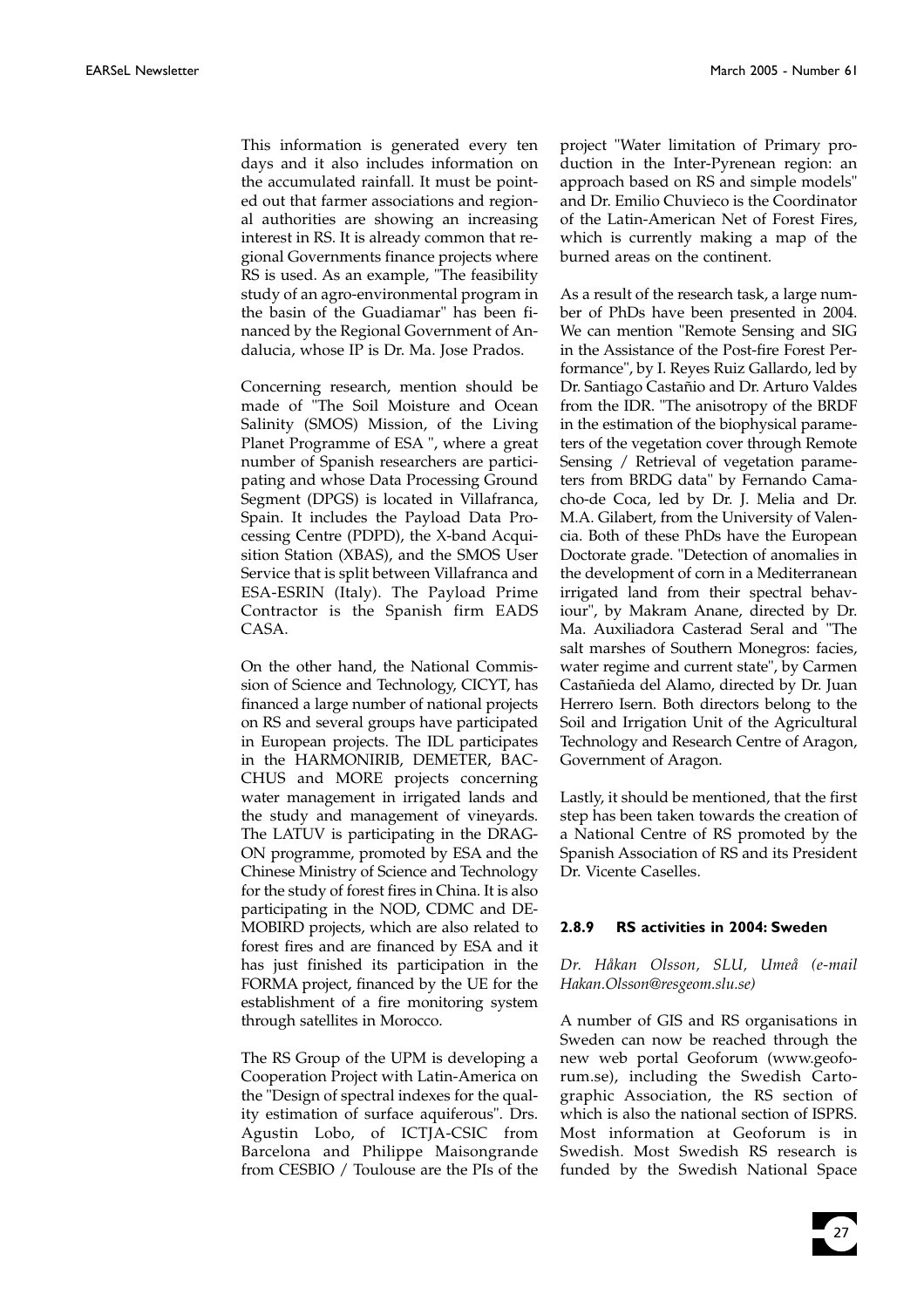This information is generated every ten days and it also includes information on the accumulated rainfall. It must be pointed out that farmer associations and regional authorities are showing an increasing interest in RS. It is already common that regional Governments finance projects where RS is used. As an example, "The feasibility study of an agro-environmental program in the basin of the Guadiamar" has been financed by the Regional Government of Andalucia, whose IP is Dr. Ma. Jose Prados.

Concerning research, mention should be made of "The Soil Moisture and Ocean Salinity (SMOS) Mission, of the Living Planet Programme of ESA ", where a great number of Spanish researchers are participating and whose Data Processing Ground Segment (DPGS) is located in Villafranca, Spain. It includes the Payload Data Processing Centre (PDPD), the X-band Acquisition Station (XBAS), and the SMOS User Service that is split between Villafranca and ESA-ESRIN (Italy). The Payload Prime Contractor is the Spanish firm EADS CASA.

On the other hand, the National Commission of Science and Technology, CICYT, has financed a large number of national projects on RS and several groups have participated in European projects. The IDL participates in the HARMONIRIB, DEMETER, BACCHUS and MORE projects concerning water management in irrigated lands and the study and management of vineyards. The LATUV is participating in the DRAGON programme, promoted by ESA and the Chinese Ministry of Science and Technology for the study of forest fires in China. It is also participating in the NOD, CDMC and DEMOBIRD projects, which are also related to forest fires and are financed by ESA and it has just finished its participation in the FORMA project, financed by the UE for the establishment of a fire monitoring system through satellites in Morocco.

The RS Group of the UPM is developing a Cooperation Project with Latin-America on the "Design of spectral indexes for the quality estimation of surface aquiferous". Drs. Agustin Lobo, of ICTJA-CSIC from Barcelona and Philippe Maisongrande from CESBIO / Toulouse are the PIs of the project "Water limitation of Primary production in the Inter-Pyrenean region: an approach based on RS and simple models" and Dr. Emilio Chuvieco is the Coordinator of the Latin-American Net of Forest Fires, which is currently making a map of the burned areas on the continent.

As a result of the research task, a large number of PhDs have been presented in 2004. We can mention "Remote Sensing and SIG in the Assistance of the Post-fire Forest Performance", by I. Reyes Ruiz Gallardo, led by Dr. Santiago Castaño and Dr. Arturo Valdes from the IDR. "The anisotropy of the BRDF in the estimation of the biophysical parameters of the vegetation cover through Remote Sensing / Retrieval of vegetation parameters from BRDG data" by Fernando Camacho-de Coca, led by Dr. J. Melia and Dr. M.A. Gilabert, from the University of Valencia. Both of these PhDs have the European Doctorate grade. "Detection of anomalies in the development of corn in a Mediterranean irrigated land from their spectral behaviour", by Makram Anane, directed by Dr. Ma. Auxiliadora Casterad Seral and "The salt marshes of Southern Monegros: facies, water regime and current state", by Carmen Castañieda del Alamo, directed by Dr. Juan Herrero Isern. Both directors belong to the Soil and Irrigation Unit of the Agricultural Technology and Research Centre of Aragon, Government of Aragon.

Lastly, it should be mentioned, that the first step has been taken towards the creation of a National Centre of RS promoted by the Spanish Association of RS and its President Dr. Vicente Caselles.

#### 2.8.9 RS activities in 2004: Sweden

*Dr. Håkan Olsson, SLU, Umeå (e-mail Hakan.Olsson@resgeom.slu.se)*

A number of GIS and RS organisations in Sweden can now be reached through the new web portal Geoforum (www.geoforum.se), including the Swedish Cartographic Association, the RS section of which is also the national section of ISPRS. Most information at Geoforum is in Swedish. Most Swedish RS research is funded by the Swedish National Space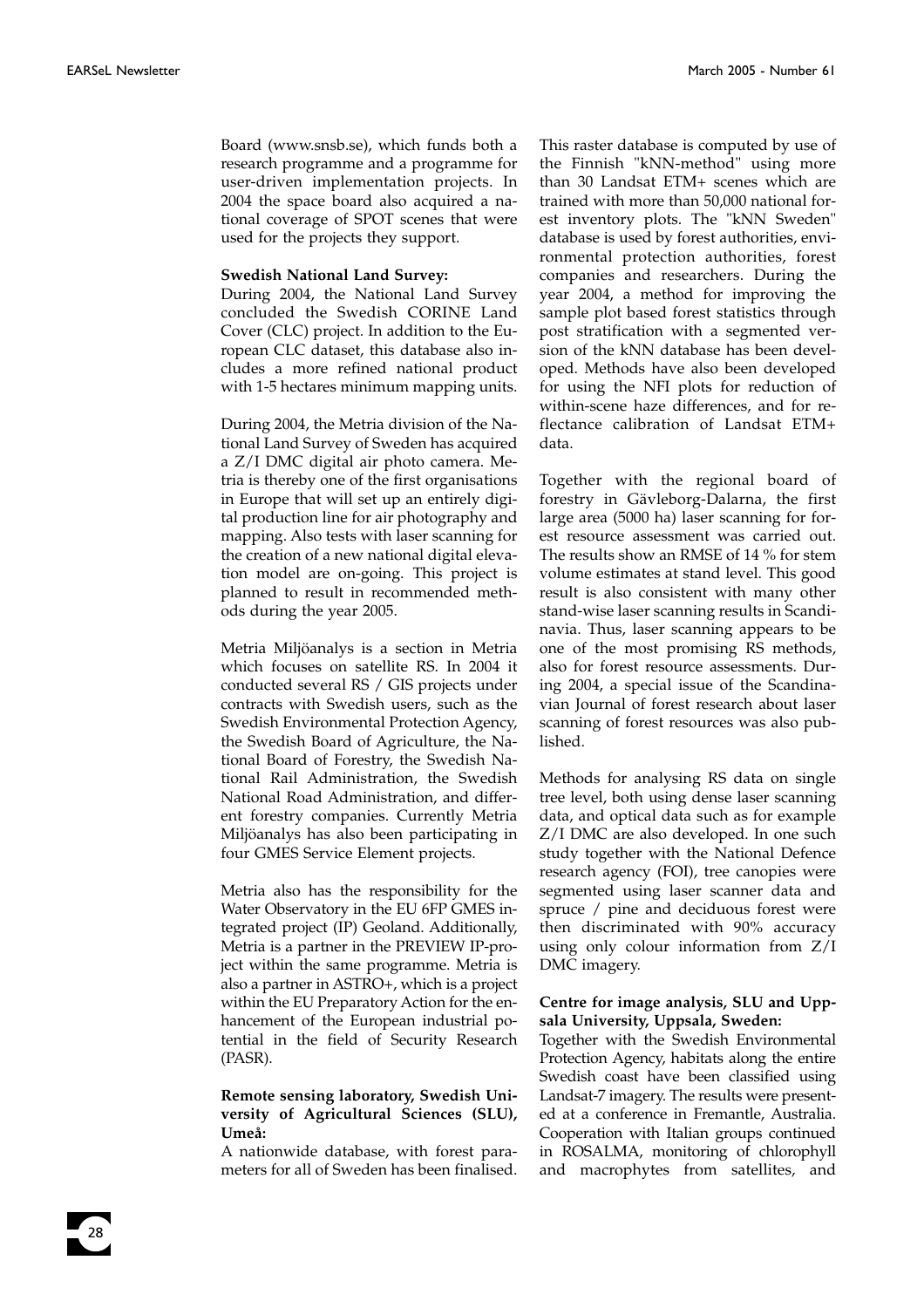Board (www.snsb.se), which funds both a research programme and a programme for user-driven implementation projects. In 2004 the space board also acquired a national coverage of SPOT scenes that were used for the projects they support.

**Swedish National Land Survey:**
During 2004, the National Land Survey concluded the Swedish CORINE Land Cover (CLC) project. In addition to the European CLC dataset, this database also includes a more refined national product with 1-5 hectares minimum mapping units.

During 2004, the Metria division of the National Land Survey of Sweden has acquired a Z/I DMC digital air photo camera. Metria is thereby one of the first organisations in Europe that will set up an entirely digital production line for air photography and mapping. Also tests with laser scanning for the creation of a new national digital elevation model are on-going. This project is planned to result in recommended methods during the year 2005.

Metria Miljöanalys is a section in Metria which focuses on satellite RS. In 2004 it conducted several RS / GIS projects under contracts with Swedish users, such as the Swedish Environmental Protection Agency, the Swedish Board of Agriculture, the National Board of Forestry, the Swedish National Rail Administration, the Swedish National Road Administration, and different forestry companies. Currently Metria Miljöanalys has also been participating in four GMES Service Element projects.

Metria also has the responsibility for the Water Observatory in the EU 6FP GMES integrated project (IP) Geoland. Additionally, Metria is a partner in the PREVIEW IP-project within the same programme. Metria is also a partner in ASTRO+, which is a project within the EU Preparatory Action for the enhancement of the European industrial potential in the field of Security Research (PASR).

**Remote sensing laboratory, Swedish University of Agricultural Sciences (SLU), Umeå:**
A nationwide database, with forest parameters for all of Sweden has been finalised. This raster database is computed by use of the Finnish "kNN-method" using more than 30 Landsat ETM+ scenes which are trained with more than 50,000 national forest inventory plots. The "kNN Sweden" database is used by forest authorities, environmental protection authorities, forest companies and researchers. During the year 2004, a method for improving the sample plot based forest statistics through post stratification with a segmented version of the kNN database has been developed. Methods have also been developed for using the NFI plots for reduction of within-scene haze differences, and for reflectance calibration of Landsat ETM+ data.

Together with the regional board of forestry in Gävleborg-Dalarna, the first large area (5000 ha) laser scanning for forest resource assessment was carried out. The results show an RMSE of 14 % for stem volume estimates at stand level. This good result is also consistent with many other stand-wise laser scanning results in Scandinavia. Thus, laser scanning appears to be one of the most promising RS methods, also for forest resource assessments. During 2004, a special issue of the Scandinavian Journal of forest research about laser scanning of forest resources was also published.

Methods for analysing RS data on single tree level, both using dense laser scanning data, and optical data such as for example Z/I DMC are also developed. In one such study together with the National Defence research agency (FOI), tree canopies were segmented using laser scanner data and spruce / pine and deciduous forest were then discriminated with 90% accuracy using only colour information from Z/I DMC imagery.

**Centre for image analysis, SLU and Uppsala University, Uppsala, Sweden:**
Together with the Swedish Environmental Protection Agency, habitats along the entire Swedish coast have been classified using Landsat-7 imagery. The results were presented at a conference in Fremantle, Australia. Cooperation with Italian groups continued in ROSALMA, monitoring of chlorophyll and macrophytes from satellites, and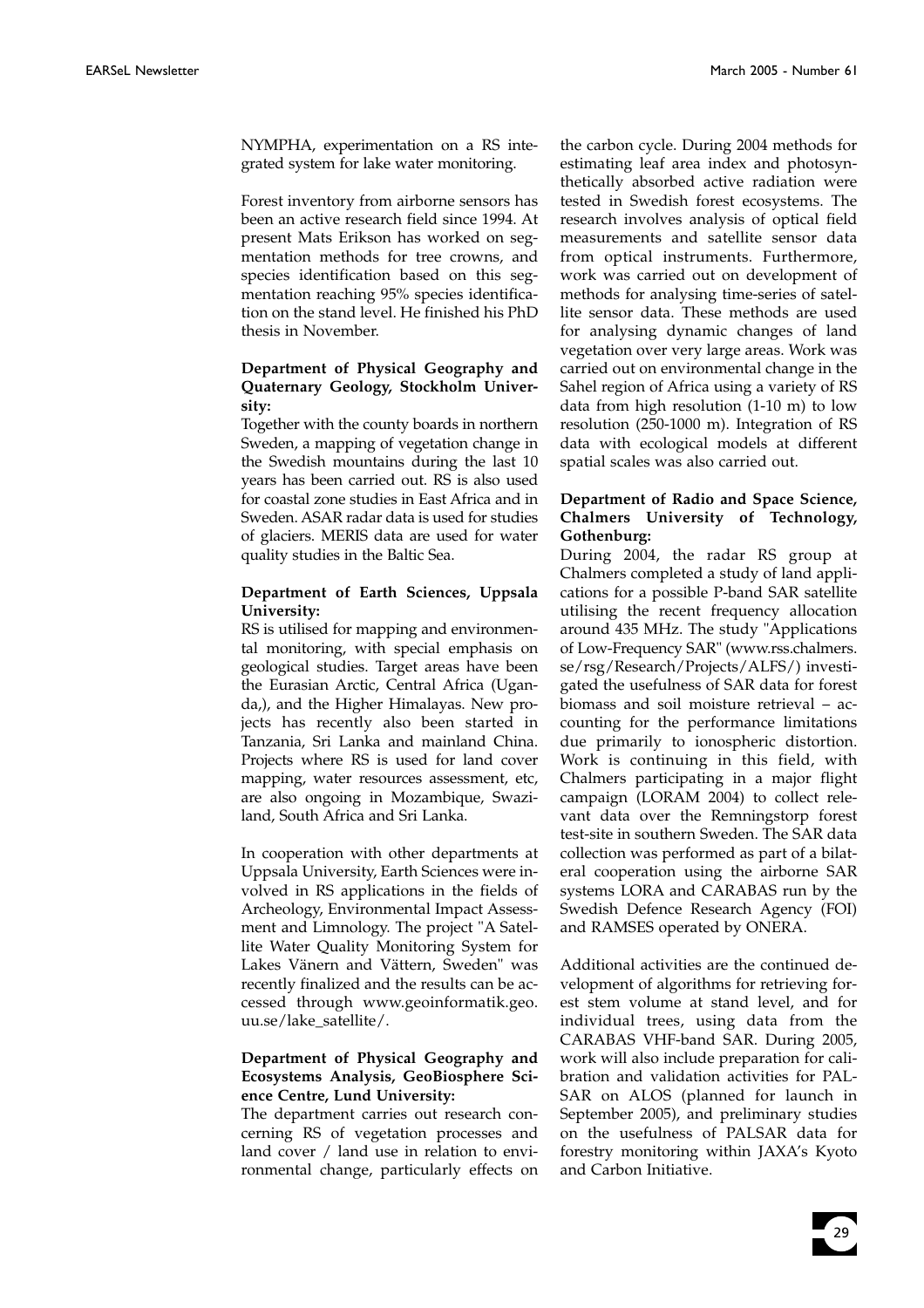NYMPHA, experimentation on a RS integrated system for lake water monitoring.

Forest inventory from airborne sensors has been an active research field since 1994. At present Mats Erikson has worked on segmentation methods for tree crowns, and species identification based on this segmentation reaching 95% species identification on the stand level. He finished his PhD thesis in November.

**Department of Physical Geography and Quaternary Geology, Stockholm University:**

Together with the county boards in northern Sweden, a mapping of vegetation change in the Swedish mountains during the last 10 years has been carried out. RS is also used for coastal zone studies in East Africa and in Sweden. ASAR radar data is used for studies of glaciers. MERIS data are used for water quality studies in the Baltic Sea.

**Department of Earth Sciences, Uppsala University:**

RS is utilised for mapping and environmental monitoring, with special emphasis on geological studies. Target areas have been the Eurasian Arctic, Central Africa (Uganda,), and the Higher Himalayas. New projects has recently also been started in Tanzania, Sri Lanka and mainland China. Projects where RS is used for land cover mapping, water resources assessment, etc, are also ongoing in Mozambique, Swaziland, South Africa and Sri Lanka.

In cooperation with other departments at Uppsala University, Earth Sciences were involved in RS applications in the fields of Archeology, Environmental Impact Assessment and Limnology. The project "A Satellite Water Quality Monitoring System for Lakes Vänern and Vättern, Sweden" was recently finalized and the results can be accessed through www.geoinformatik.geo.uu.se/lake_satellite/.

**Department of Physical Geography and Ecosystems Analysis, GeoBiosphere Science Centre, Lund University:**

The department carries out research concerning RS of vegetation processes and land cover / land use in relation to environmental change, particularly effects on the carbon cycle. During 2004 methods for estimating leaf area index and photosynthetically absorbed active radiation were tested in Swedish forest ecosystems. The research involves analysis of optical field measurements and satellite sensor data from optical instruments. Furthermore, work was carried out on development of methods for analysing time-series of satellite sensor data. These methods are used for analysing dynamic changes of land vegetation over very large areas. Work was carried out on environmental change in the Sahel region of Africa using a variety of RS data from high resolution (1-10 m) to low resolution (250-1000 m). Integration of RS data with ecological models at different spatial scales was also carried out.

**Department of Radio and Space Science, Chalmers University of Technology, Gothenburg:**

During 2004, the radar RS group at Chalmers completed a study of land applications for a possible P-band SAR satellite utilising the recent frequency allocation around 435 MHz. The study "Applications of Low-Frequency SAR" (www.rss.chalmers.se/rsg/Research/Projects/ALFS/) investigated the usefulness of SAR data for forest biomass and soil moisture retrieval – accounting for the performance limitations due primarily to ionospheric distortion. Work is continuing in this field, with Chalmers participating in a major flight campaign (LORAM 2004) to collect relevant data over the Remningstorp forest test-site in southern Sweden. The SAR data collection was performed as part of a bilateral cooperation using the airborne SAR systems LORA and CARABAS run by the Swedish Defence Research Agency (FOI) and RAMSES operated by ONERA.

Additional activities are the continued development of algorithms for retrieving forest stem volume at stand level, and for individual trees, using data from the CARABAS VHF-band SAR. During 2005, work will also include preparation for calibration and validation activities for PALSAR on ALOS (planned for launch in September 2005), and preliminary studies on the usefulness of PALSAR data for forestry monitoring within JAXA's Kyoto and Carbon Initiative.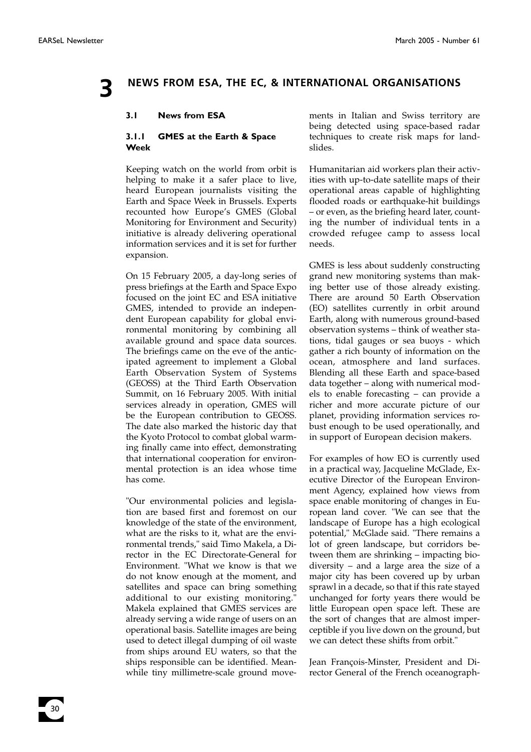# 3 NEWS FROM ESA, THE EC, & INTERNATIONAL ORGANISATIONS

## 3.1 News from ESA

### 3.1.1 GMES at the Earth & Space Week

Keeping watch on the world from orbit is helping to make it a safer place to live, heard European journalists visiting the Earth and Space Week in Brussels. Experts recounted how Europe's GMES (Global Monitoring for Environment and Security) initiative is already delivering operational information services and it is set for further expansion.

On 15 February 2005, a day-long series of press briefings at the Earth and Space Expo focused on the joint EC and ESA initiative GMES, intended to provide an independent European capability for global environmental monitoring by combining all available ground and space data sources. The briefings came on the eve of the anticipated agreement to implement a Global Earth Observation System of Systems (GEOSS) at the Third Earth Observation Summit, on 16 February 2005. With initial services already in operation, GMES will be the European contribution to GEOSS. The date also marked the historic day that the Kyoto Protocol to combat global warming finally came into effect, demonstrating that international cooperation for environmental protection is an idea whose time has come.

"Our environmental policies and legislation are based first and foremost on our knowledge of the state of the environment, what are the risks to it, what are the environmental trends," said Timo Makela, a Director in the EC Directorate-General for Environment. "What we know is that we do not know enough at the moment, and satellites and space can bring something additional to our existing monitoring." Makela explained that GMES services are already serving a wide range of users on an operational basis. Satellite images are being used to detect illegal dumping of oil waste from ships around EU waters, so that the ships responsible can be identified. Meanwhile tiny millimetre-scale ground movements in Italian and Swiss territory are being detected using space-based radar techniques to create risk maps for landslides.

Humanitarian aid workers plan their activities with up-to-date satellite maps of their operational areas capable of highlighting flooded roads or earthquake-hit buildings – or even, as the briefing heard later, counting the number of individual tents in a crowded refugee camp to assess local needs.

GMES is less about suddenly constructing grand new monitoring systems than making better use of those already existing. There are around 50 Earth Observation (EO) satellites currently in orbit around Earth, along with numerous ground-based observation systems – think of weather stations, tidal gauges or sea buoys - which gather a rich bounty of information on the ocean, atmosphere and land surfaces. Blending all these Earth and space-based data together – along with numerical models to enable forecasting – can provide a richer and more accurate picture of our planet, providing information services robust enough to be used operationally, and in support of European decision makers.

For examples of how EO is currently used in a practical way, Jacqueline McGlade, Executive Director of the European Environment Agency, explained how views from space enable monitoring of changes in European land cover. "We can see that the landscape of Europe has a high ecological potential," McGlade said. "There remains a lot of green landscape, but corridors between them are shrinking – impacting biodiversity – and a large area the size of a major city has been covered up by urban sprawl in a decade, so that if this rate stayed unchanged for forty years there would be little European open space left. These are the sort of changes that are almost imperceptible if you live down on the ground, but we can detect these shifts from orbit."

Jean François-Minster, President and Director General of the French oceanograph-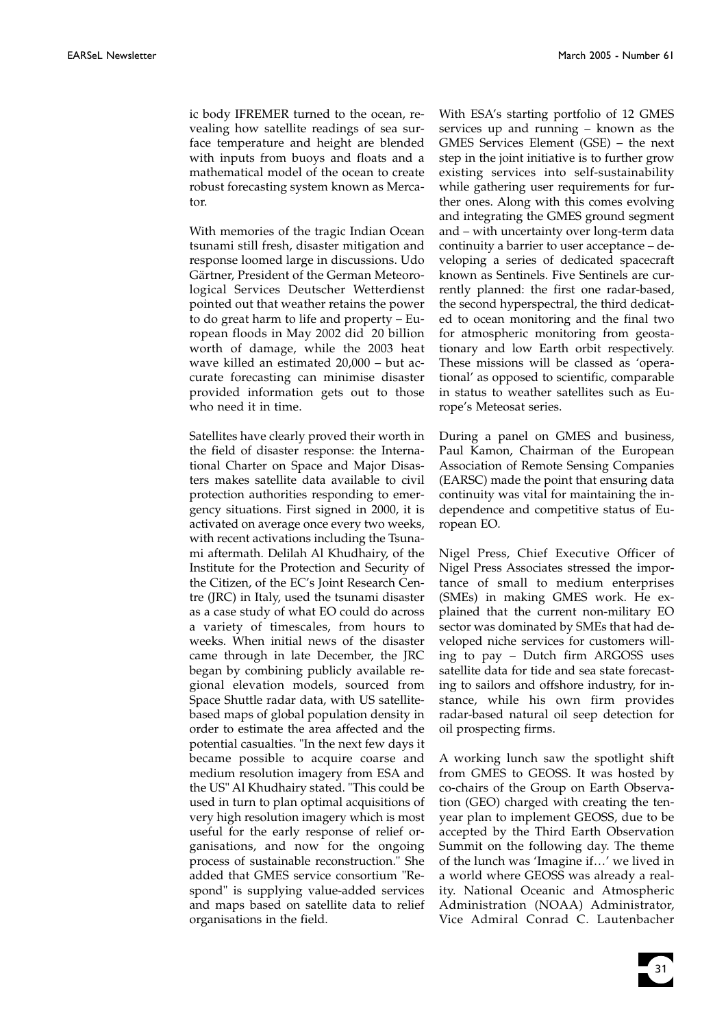ic body IFREMER turned to the ocean, revealing how satellite readings of sea surface temperature and height are blended with inputs from buoys and floats and a mathematical model of the ocean to create robust forecasting system known as Mercator.

With memories of the tragic Indian Ocean tsunami still fresh, disaster mitigation and response loomed large in discussions. Udo Gärtner, President of the German Meteorological Services Deutscher Wetterdienst pointed out that weather retains the power to do great harm to life and property – European floods in May 2002 did 20 billion worth of damage, while the 2003 heat wave killed an estimated 20,000 – but accurate forecasting can minimise disaster provided information gets out to those who need it in time.

Satellites have clearly proved their worth in the field of disaster response: the International Charter on Space and Major Disasters makes satellite data available to civil protection authorities responding to emergency situations. First signed in 2000, it is activated on average once every two weeks, with recent activations including the Tsunami aftermath. Delilah Al Khudhairy, of the Institute for the Protection and Security of the Citizen, of the EC's Joint Research Centre (JRC) in Italy, used the tsunami disaster as a case study of what EO could do across a variety of timescales, from hours to weeks. When initial news of the disaster came through in late December, the JRC began by combining publicly available regional elevation models, sourced from Space Shuttle radar data, with US satellite-based maps of global population density in order to estimate the area affected and the potential casualties. "In the next few days it became possible to acquire coarse and medium resolution imagery from ESA and the US" Al Khudhairy stated. "This could be used in turn to plan optimal acquisitions of very high resolution imagery which is most useful for the early response of relief organisations, and now for the ongoing process of sustainable reconstruction." She added that GMES service consortium "Respond" is supplying value-added services and maps based on satellite data to relief organisations in the field.

With ESA's starting portfolio of 12 GMES services up and running – known as the GMES Services Element (GSE) – the next step in the joint initiative is to further grow existing services into self-sustainability while gathering user requirements for further ones. Along with this comes evolving and integrating the GMES ground segment and – with uncertainty over long-term data continuity a barrier to user acceptance – developing a series of dedicated spacecraft known as Sentinels. Five Sentinels are currently planned: the first one radar-based, the second hyperspectral, the third dedicated to ocean monitoring and the final two for atmospheric monitoring from geostationary and low Earth orbit respectively. These missions will be classed as 'operational' as opposed to scientific, comparable in status to weather satellites such as Europe's Meteosat series.

During a panel on GMES and business, Paul Kamon, Chairman of the European Association of Remote Sensing Companies (EARSC) made the point that ensuring data continuity was vital for maintaining the independence and competitive status of European EO.

Nigel Press, Chief Executive Officer of Nigel Press Associates stressed the importance of small to medium enterprises (SMEs) in making GMES work. He explained that the current non-military EO sector was dominated by SMEs that had developed niche services for customers willing to pay – Dutch firm ARGOSS uses satellite data for tide and sea state forecasting to sailors and offshore industry, for instance, while his own firm provides radar-based natural oil seep detection for oil prospecting firms.

A working lunch saw the spotlight shift from GMES to GEOSS. It was hosted by co-chairs of the Group on Earth Observation (GEO) charged with creating the ten-year plan to implement GEOSS, due to be accepted by the Third Earth Observation Summit on the following day. The theme of the lunch was 'Imagine if…' we lived in a world where GEOSS was already a reality. National Oceanic and Atmospheric Administration (NOAA) Administrator, Vice Admiral Conrad C. Lautenbacher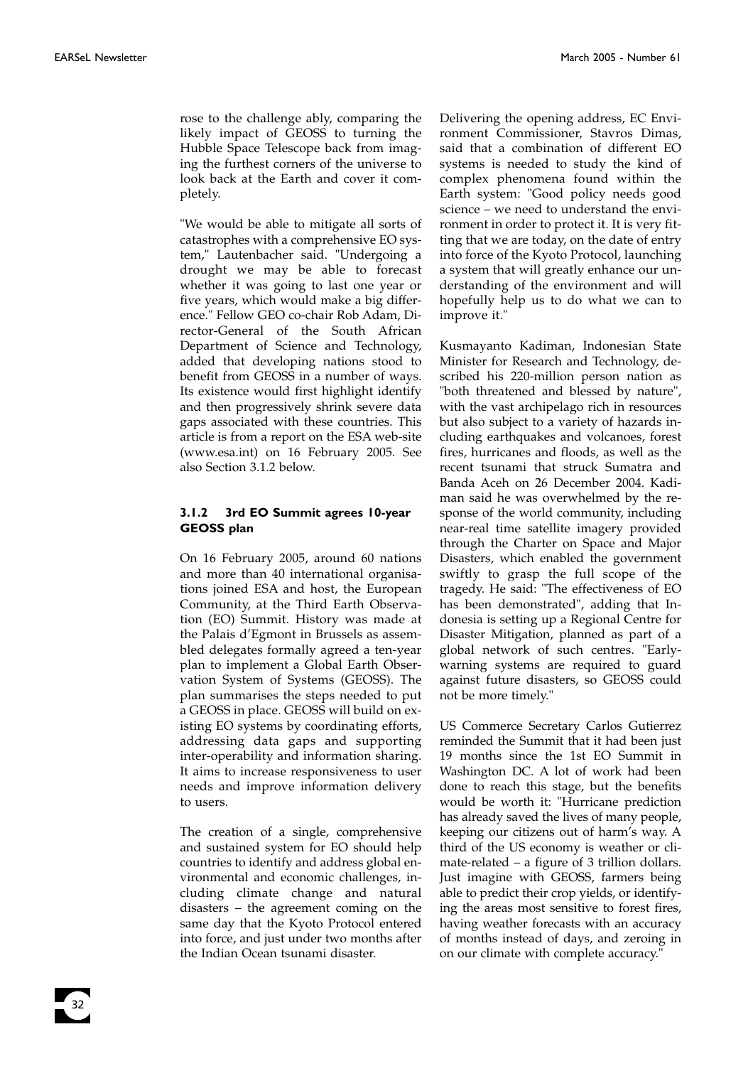rose to the challenge ably, comparing the likely impact of GEOSS to turning the Hubble Space Telescope back from imaging the furthest corners of the universe to look back at the Earth and cover it completely.

"We would be able to mitigate all sorts of catastrophes with a comprehensive EO system," Lautenbacher said. "Undergoing a drought we may be able to forecast whether it was going to last one year or five years, which would make a big difference." Fellow GEO co-chair Rob Adam, Director-General of the South African Department of Science and Technology, added that developing nations stood to benefit from GEOSS in a number of ways. Its existence would first highlight identify and then progressively shrink severe data gaps associated with these countries. This article is from a report on the ESA web-site (www.esa.int) on 16 February 2005. See also Section 3.1.2 below.

### 3.1.2 3rd EO Summit agrees 10-year GEOSS plan

On 16 February 2005, around 60 nations and more than 40 international organisations joined ESA and host, the European Community, at the Third Earth Observation (EO) Summit. History was made at the Palais d'Egmont in Brussels as assembled delegates formally agreed a ten-year plan to implement a Global Earth Observation System of Systems (GEOSS). The plan summarises the steps needed to put a GEOSS in place. GEOSS will build on existing EO systems by coordinating efforts, addressing data gaps and supporting inter-operability and information sharing. It aims to increase responsiveness to user needs and improve information delivery to users.

The creation of a single, comprehensive and sustained system for EO should help countries to identify and address global environmental and economic challenges, including climate change and natural disasters – the agreement coming on the same day that the Kyoto Protocol entered into force, and just under two months after the Indian Ocean tsunami disaster.

Delivering the opening address, EC Environment Commissioner, Stavros Dimas, said that a combination of different EO systems is needed to study the kind of complex phenomena found within the Earth system: "Good policy needs good science – we need to understand the environment in order to protect it. It is very fitting that we are today, on the date of entry into force of the Kyoto Protocol, launching a system that will greatly enhance our understanding of the environment and will hopefully help us to do what we can to improve it."

Kusmayanto Kadiman, Indonesian State Minister for Research and Technology, described his 220-million person nation as "both threatened and blessed by nature", with the vast archipelago rich in resources but also subject to a variety of hazards including earthquakes and volcanoes, forest fires, hurricanes and floods, as well as the recent tsunami that struck Sumatra and Banda Aceh on 26 December 2004. Kadiman said he was overwhelmed by the response of the world community, including near-real time satellite imagery provided through the Charter on Space and Major Disasters, which enabled the government swiftly to grasp the full scope of the tragedy. He said: "The effectiveness of EO has been demonstrated", adding that Indonesia is setting up a Regional Centre for Disaster Mitigation, planned as part of a global network of such centres. "Early-warning systems are required to guard against future disasters, so GEOSS could not be more timely."

US Commerce Secretary Carlos Gutierrez reminded the Summit that it had been just 19 months since the 1st EO Summit in Washington DC. A lot of work had been done to reach this stage, but the benefits would be worth it: "Hurricane prediction has already saved the lives of many people, keeping our citizens out of harm's way. A third of the US economy is weather or climate-related – a figure of 3 trillion dollars. Just imagine with GEOSS, farmers being able to predict their crop yields, or identifying the areas most sensitive to forest fires, having weather forecasts with an accuracy of months instead of days, and zeroing in on our climate with complete accuracy."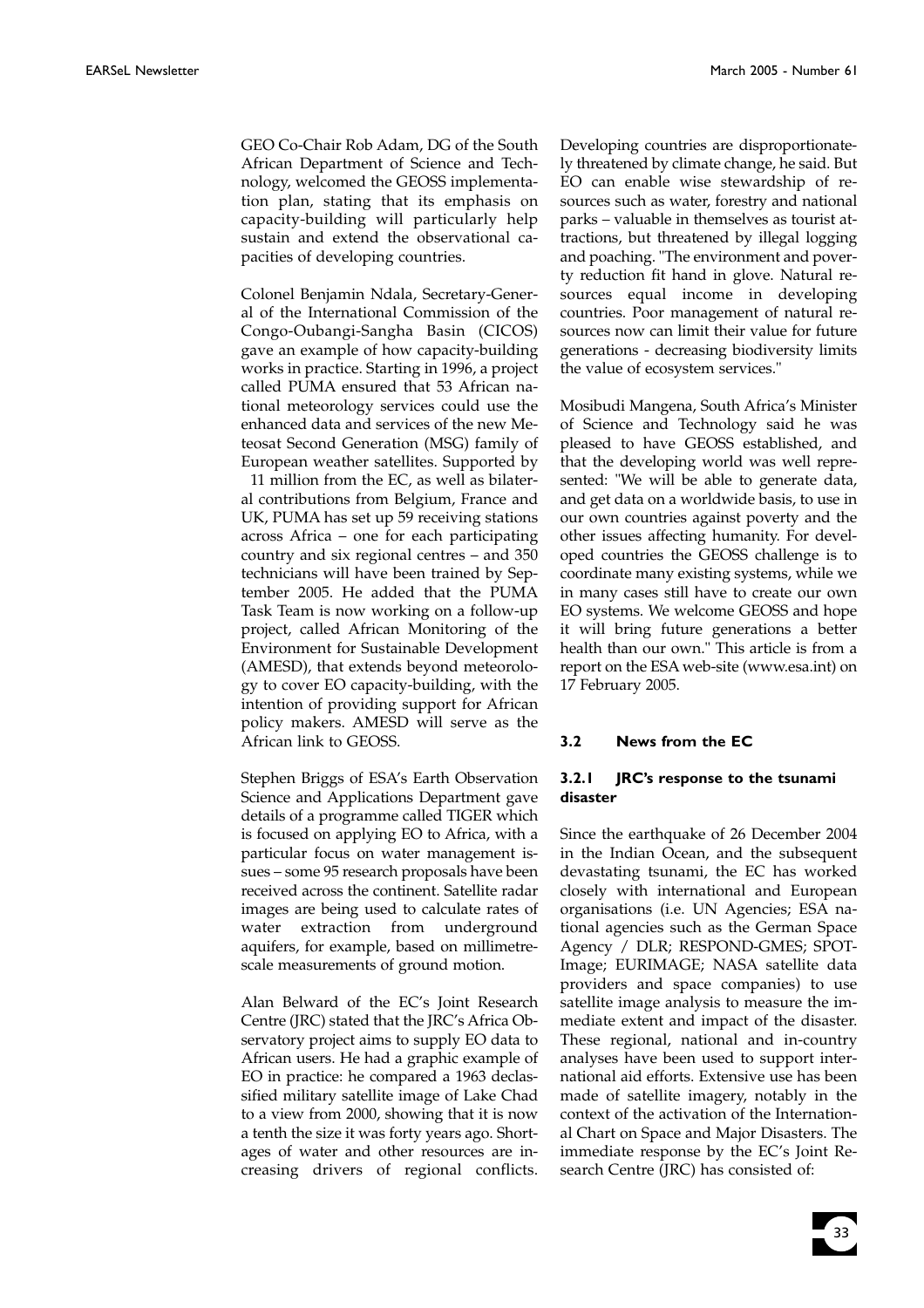GEO Co-Chair Rob Adam, DG of the South African Department of Science and Technology, welcomed the GEOSS implementation plan, stating that its emphasis on capacity-building will particularly help sustain and extend the observational capacities of developing countries.

Colonel Benjamin Ndala, Secretary-General of the International Commission of the Congo-Oubangi-Sangha Basin (CICOS) gave an example of how capacity-building works in practice. Starting in 1996, a project called PUMA ensured that 53 African national meteorology services could use the enhanced data and services of the new Meteosat Second Generation (MSG) family of European weather satellites. Supported by 11 million from the EC, as well as bilateral contributions from Belgium, France and UK, PUMA has set up 59 receiving stations across Africa – one for each participating country and six regional centres – and 350 technicians will have been trained by September 2005. He added that the PUMA Task Team is now working on a follow-up project, called African Monitoring of the Environment for Sustainable Development (AMESD), that extends beyond meteorology to cover EO capacity-building, with the intention of providing support for African policy makers. AMESD will serve as the African link to GEOSS.

Stephen Briggs of ESA's Earth Observation Science and Applications Department gave details of a programme called TIGER which is focused on applying EO to Africa, with a particular focus on water management issues – some 95 research proposals have been received across the continent. Satellite radar images are being used to calculate rates of water extraction from underground aquifers, for example, based on millimetre-scale measurements of ground motion.

Alan Belward of the EC's Joint Research Centre (JRC) stated that the JRC's Africa Observatory project aims to supply EO data to African users. He had a graphic example of EO in practice: he compared a 1963 declassified military satellite image of Lake Chad to a view from 2000, showing that it is now a tenth the size it was forty years ago. Shortages of water and other resources are increasing drivers of regional conflicts. Developing countries are disproportionately threatened by climate change, he said. But EO can enable wise stewardship of resources such as water, forestry and national parks – valuable in themselves as tourist attractions, but threatened by illegal logging and poaching. "The environment and poverty reduction fit hand in glove. Natural resources equal income in developing countries. Poor management of natural resources now can limit their value for future generations - decreasing biodiversity limits the value of ecosystem services."

Mosibudi Mangena, South Africa's Minister of Science and Technology said he was pleased to have GEOSS established, and that the developing world was well represented: "We will be able to generate data, and get data on a worldwide basis, to use in our own countries against poverty and the other issues affecting humanity. For developed countries the GEOSS challenge is to coordinate many existing systems, while we in many cases still have to create our own EO systems. We welcome GEOSS and hope it will bring future generations a better health than our own." This article is from a report on the ESA web-site (www.esa.int) on 17 February 2005.

### 3.2 News from the EC

#### 3.2.1 JRC's response to the tsunami disaster

Since the earthquake of 26 December 2004 in the Indian Ocean, and the subsequent devastating tsunami, the EC has worked closely with international and European organisations (i.e. UN Agencies; ESA national agencies such as the German Space Agency / DLR; RESPOND-GMES; SPOT-Image; EURIMAGE; NASA satellite data providers and space companies) to use satellite image analysis to measure the immediate extent and impact of the disaster. These regional, national and in-country analyses have been used to support international aid efforts. Extensive use has been made of satellite imagery, notably in the context of the activation of the International Chart on Space and Major Disasters. The immediate response by the EC's Joint Research Centre (JRC) has consisted of: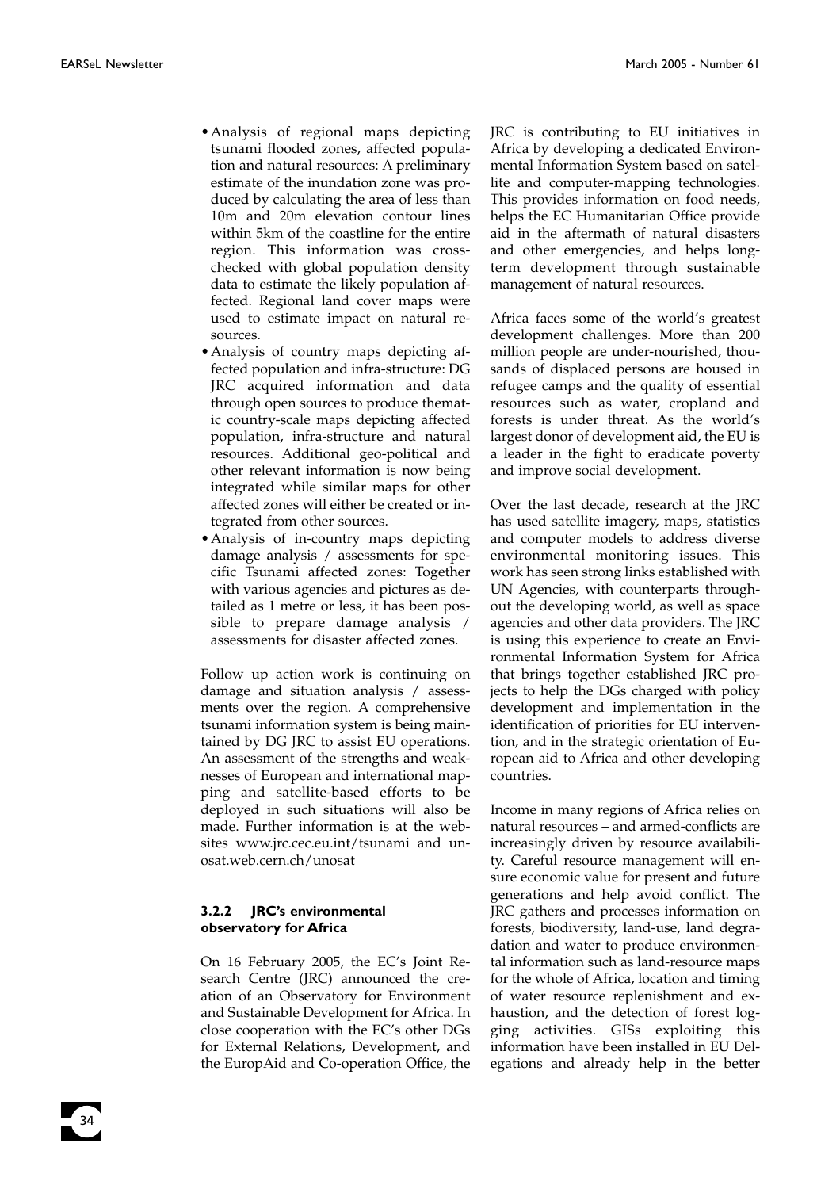- Analysis of regional maps depicting tsunami flooded zones, affected population and natural resources: A preliminary estimate of the inundation zone was produced by calculating the area of less than 10m and 20m elevation contour lines within 5km of the coastline for the entire region. This information was cross-checked with global population density data to estimate the likely population affected. Regional land cover maps were used to estimate impact on natural resources.
- Analysis of country maps depicting affected population and infra-structure: DG JRC acquired information and data through open sources to produce thematic country-scale maps depicting affected population, infra-structure and natural resources. Additional geo-political and other relevant information is now being integrated while similar maps for other affected zones will either be created or integrated from other sources.
- Analysis of in-country maps depicting damage analysis / assessments for specific Tsunami affected zones: Together with various agencies and pictures as detailed as 1 metre or less, it has been possible to prepare damage analysis / assessments for disaster affected zones.

Follow up action work is continuing on damage and situation analysis / assessments over the region. A comprehensive tsunami information system is being maintained by DG JRC to assist EU operations. An assessment of the strengths and weaknesses of European and international mapping and satellite-based efforts to be deployed in such situations will also be made. Further information is at the websites www.jrc.cec.eu.int/tsunami and unosat.web.cern.ch/unosat

### 3.2.2 JRC's environmental observatory for Africa

On 16 February 2005, the EC's Joint Research Centre (JRC) announced the creation of an Observatory for Environment and Sustainable Development for Africa. In close cooperation with the EC's other DGs for External Relations, Development, and the EuropAid and Co-operation Office, the JRC is contributing to EU initiatives in Africa by developing a dedicated Environmental Information System based on satellite and computer-mapping technologies. This provides information on food needs, helps the EC Humanitarian Office provide aid in the aftermath of natural disasters and other emergencies, and helps long-term development through sustainable management of natural resources.

Africa faces some of the world's greatest development challenges. More than 200 million people are under-nourished, thousands of displaced persons are housed in refugee camps and the quality of essential resources such as water, cropland and forests is under threat. As the world's largest donor of development aid, the EU is a leader in the fight to eradicate poverty and improve social development.

Over the last decade, research at the JRC has used satellite imagery, maps, statistics and computer models to address diverse environmental monitoring issues. This work has seen strong links established with UN Agencies, with counterparts throughout the developing world, as well as space agencies and other data providers. The JRC is using this experience to create an Environmental Information System for Africa that brings together established JRC projects to help the DGs charged with policy development and implementation in the identification of priorities for EU intervention, and in the strategic orientation of European aid to Africa and other developing countries.

Income in many regions of Africa relies on natural resources – and armed-conflicts are increasingly driven by resource availability. Careful resource management will ensure economic value for present and future generations and help avoid conflict. The JRC gathers and processes information on forests, biodiversity, land-use, land degradation and water to produce environmental information such as land-resource maps for the whole of Africa, location and timing of water resource replenishment and exhaustion, and the detection of forest logging activities. GISs exploiting this information have been installed in EU Delegations and already help in the better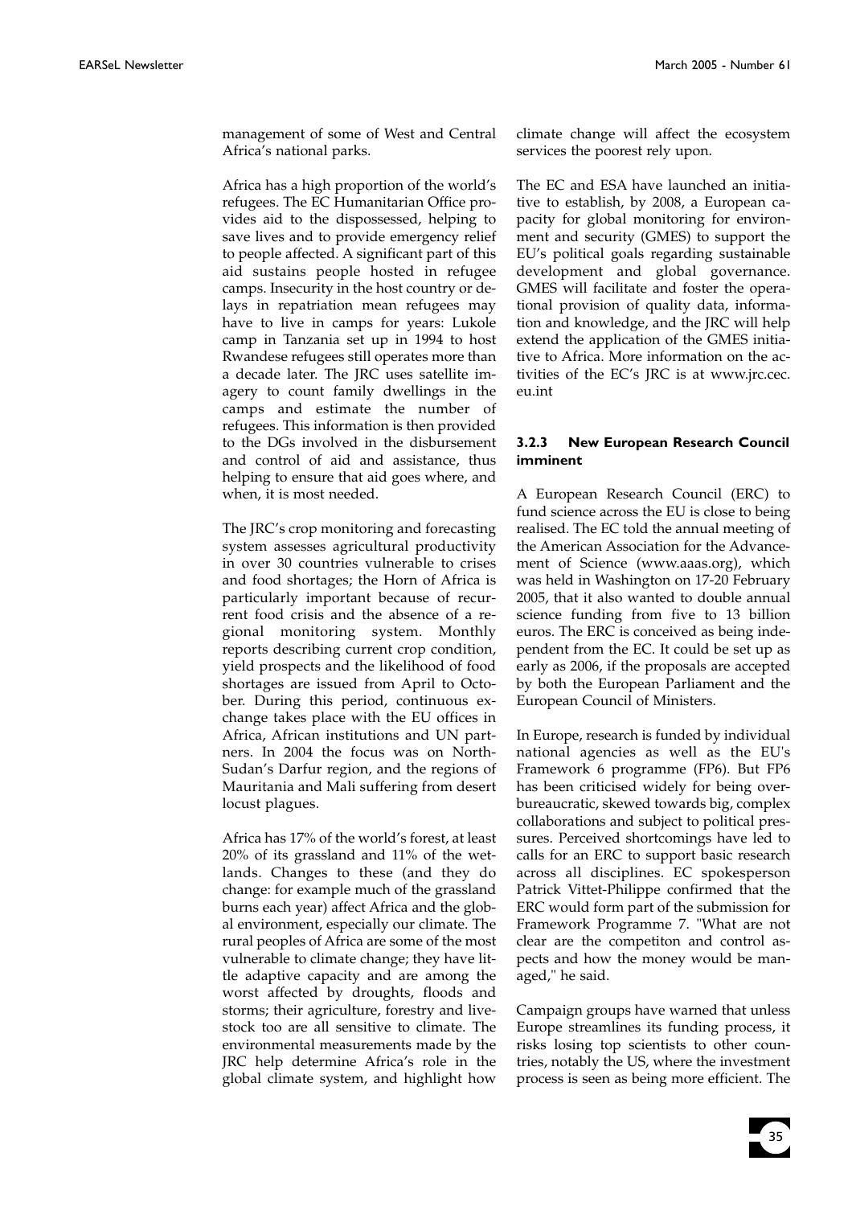management of some of West and Central Africa's national parks.

Africa has a high proportion of the world's refugees. The EC Humanitarian Office provides aid to the dispossessed, helping to save lives and to provide emergency relief to people affected. A significant part of this aid sustains people hosted in refugee camps. Insecurity in the host country or delays in repatriation mean refugees may have to live in camps for years: Lukole camp in Tanzania set up in 1994 to host Rwandese refugees still operates more than a decade later. The JRC uses satellite imagery to count family dwellings in the camps and estimate the number of refugees. This information is then provided to the DGs involved in the disbursement and control of aid and assistance, thus helping to ensure that aid goes where, and when, it is most needed.

The JRC's crop monitoring and forecasting system assesses agricultural productivity in over 30 countries vulnerable to crises and food shortages; the Horn of Africa is particularly important because of recurrent food crisis and the absence of a regional monitoring system. Monthly reports describing current crop condition, yield prospects and the likelihood of food shortages are issued from April to October. During this period, continuous exchange takes place with the EU offices in Africa, African institutions and UN partners. In 2004 the focus was on North-Sudan's Darfur region, and the regions of Mauritania and Mali suffering from desert locust plagues.

Africa has 17% of the world's forest, at least 20% of its grassland and 11% of the wetlands. Changes to these (and they do change: for example much of the grassland burns each year) affect Africa and the global environment, especially our climate. The rural peoples of Africa are some of the most vulnerable to climate change; they have little adaptive capacity and are among the worst affected by droughts, floods and storms; their agriculture, forestry and livestock too are all sensitive to climate. The environmental measurements made by the JRC help determine Africa's role in the global climate system, and highlight how climate change will affect the ecosystem services the poorest rely upon.

The EC and ESA have launched an initiative to establish, by 2008, a European capacity for global monitoring for environment and security (GMES) to support the EU's political goals regarding sustainable development and global governance. GMES will facilitate and foster the operational provision of quality data, information and knowledge, and the JRC will help extend the application of the GMES initiative to Africa. More information on the activities of the EC's JRC is at www.jrc.cec.eu.int

### 3.2.3 New European Research Council imminent

A European Research Council (ERC) to fund science across the EU is close to being realised. The EC told the annual meeting of the American Association for the Advancement of Science (www.aaas.org), which was held in Washington on 17-20 February 2005, that it also wanted to double annual science funding from five to 13 billion euros. The ERC is conceived as being independent from the EC. It could be set up as early as 2006, if the proposals are accepted by both the European Parliament and the European Council of Ministers.

In Europe, research is funded by individual national agencies as well as the EU's Framework 6 programme (FP6). But FP6 has been criticised widely for being over-bureaucratic, skewed towards big, complex collaborations and subject to political pressures. Perceived shortcomings have led to calls for an ERC to support basic research across all disciplines. EC spokesperson Patrick Vittet-Philippe confirmed that the ERC would form part of the submission for Framework Programme 7. "What are not clear are the competiton and control aspects and how the money would be managed," he said.

Campaign groups have warned that unless Europe streamlines its funding process, it risks losing top scientists to other countries, notably the US, where the investment process is seen as being more efficient. The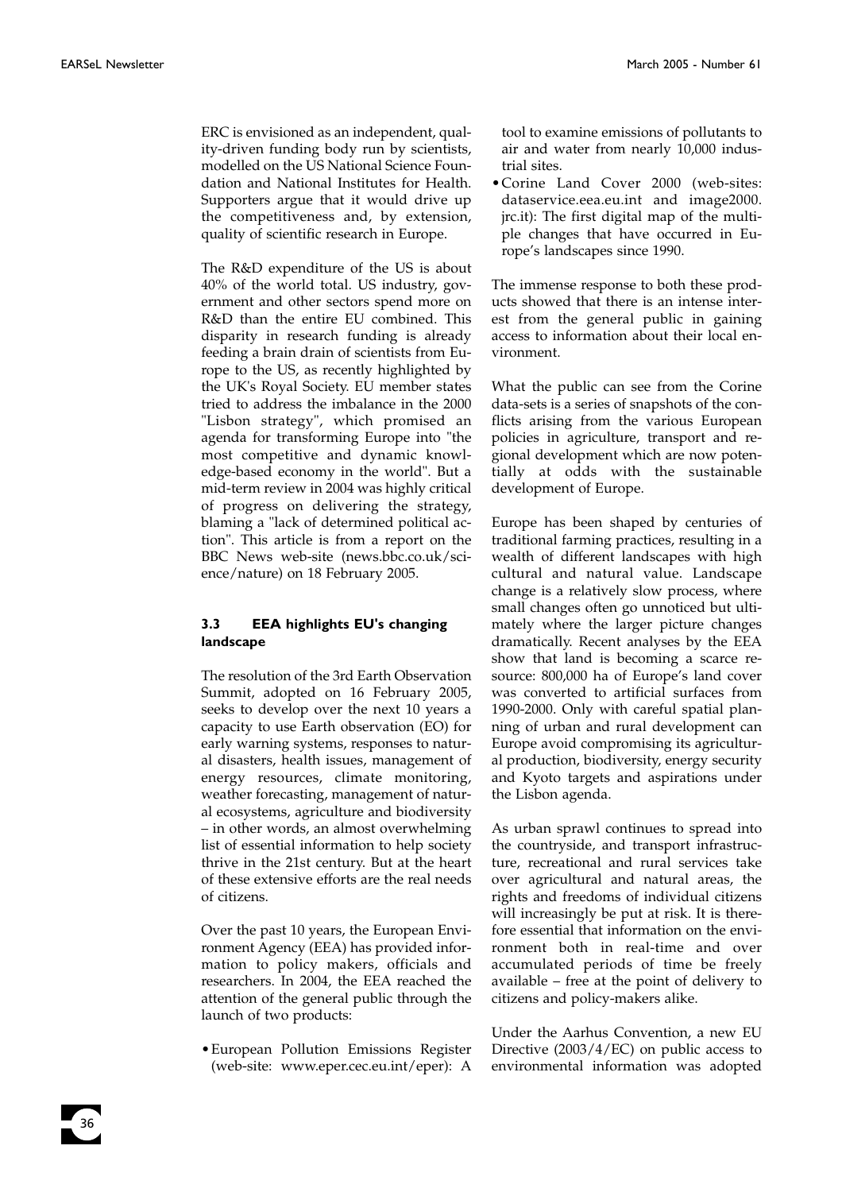ERC is envisioned as an independent, quality-driven funding body run by scientists, modelled on the US National Science Foundation and National Institutes for Health. Supporters argue that it would drive up the competitiveness and, by extension, quality of scientific research in Europe.

The R&D expenditure of the US is about 40% of the world total. US industry, government and other sectors spend more on R&D than the entire EU combined. This disparity in research funding is already feeding a brain drain of scientists from Europe to the US, as recently highlighted by the UK's Royal Society. EU member states tried to address the imbalance in the 2000 "Lisbon strategy", which promised an agenda for transforming Europe into "the most competitive and dynamic knowledge-based economy in the world". But a mid-term review in 2004 was highly critical of progress on delivering the strategy, blaming a "lack of determined political action". This article is from a report on the BBC News web-site (news.bbc.co.uk/science/nature) on 18 February 2005.

### 3.3 EEA highlights EU's changing landscape

The resolution of the 3rd Earth Observation Summit, adopted on 16 February 2005, seeks to develop over the next 10 years a capacity to use Earth observation (EO) for early warning systems, responses to natural disasters, health issues, management of energy resources, climate monitoring, weather forecasting, management of natural ecosystems, agriculture and biodiversity – in other words, an almost overwhelming list of essential information to help society thrive in the 21st century. But at the heart of these extensive efforts are the real needs of citizens.

Over the past 10 years, the European Environment Agency (EEA) has provided information to policy makers, officials and researchers. In 2004, the EEA reached the attention of the general public through the launch of two products:

- European Pollution Emissions Register (web-site: www.eper.cec.eu.int/eper): A tool to examine emissions of pollutants to air and water from nearly 10,000 industrial sites.
- Corine Land Cover 2000 (web-sites: dataservice.eea.eu.int and image2000.jrc.it): The first digital map of the multiple changes that have occurred in Europe's landscapes since 1990.

The immense response to both these products showed that there is an intense interest from the general public in gaining access to information about their local environment.

What the public can see from the Corine data-sets is a series of snapshots of the conflicts arising from the various European policies in agriculture, transport and regional development which are now potentially at odds with the sustainable development of Europe.

Europe has been shaped by centuries of traditional farming practices, resulting in a wealth of different landscapes with high cultural and natural value. Landscape change is a relatively slow process, where small changes often go unnoticed but ultimately where the larger picture changes dramatically. Recent analyses by the EEA show that land is becoming a scarce resource: 800,000 ha of Europe's land cover was converted to artificial surfaces from 1990-2000. Only with careful spatial planning of urban and rural development can Europe avoid compromising its agricultural production, biodiversity, energy security and Kyoto targets and aspirations under the Lisbon agenda.

As urban sprawl continues to spread into the countryside, and transport infrastructure, recreational and rural services take over agricultural and natural areas, the rights and freedoms of individual citizens will increasingly be put at risk. It is therefore essential that information on the environment both in real-time and over accumulated periods of time be freely available – free at the point of delivery to citizens and policy-makers alike.

Under the Aarhus Convention, a new EU Directive (2003/4/EC) on public access to environmental information was adopted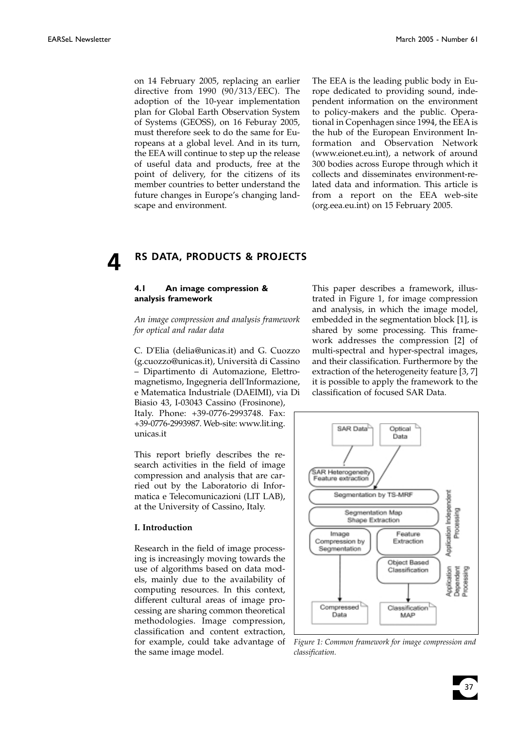on 14 February 2005, replacing an earlier directive from 1990 (90/313/EEC). The adoption of the 10-year implementation plan for Global Earth Observation System of Systems (GEOSS), on 16 Feburay 2005, must therefore seek to do the same for Europeans at a global level. And in its turn, the EEA will continue to step up the release of useful data and products, free at the point of delivery, for the citizens of its member countries to better understand the future changes in Europe's changing landscape and environment.

The EEA is the leading public body in Europe dedicated to providing sound, independent information on the environment to policy-makers and the public. Operational in Copenhagen since 1994, the EEA is the hub of the European Environment Information and Observation Network (www.eionet.eu.int), a network of around 300 bodies across Europe through which it collects and disseminates environment-related data and information. This article is from a report on the EEA web-site (org.eea.eu.int) on 15 February 2005.

# 4 RS DATA, PRODUCTS & PROJECTS

## 4.1 An image compression & analysis framework

*An image compression and analysis framework for optical and radar data*

C. D'Elia (delia@unicas.it) and G. Cuozzo (g.cuozzo@unicas.it), Università di Cassino – Dipartimento di Automazione, Elettromagnetismo, Ingegneria dell'Informazione, e Matematica Industriale (DAEIMI), via Di Biasio 43, I-03043 Cassino (Frosinone), Italy. Phone: +39-0776-2993748. Fax: +39-0776-2993987. Web-site: www.lit.ing.unicas.it

This report briefly describes the research activities in the field of image compression and analysis that are carried out by the Laboratorio di Informatica e Telecomunicazioni (LIT LAB), at the University of Cassino, Italy.

### I. Introduction

Research in the field of image processing is increasingly moving towards the use of algorithms based on data models, mainly due to the availability of computing resources. In this context, different cultural areas of image processing are sharing common theoretical methodologies. Image compression, classification and content extraction, for example, could take advantage of the same image model.

This paper describes a framework, illustrated in Figure 1, for image compression and analysis, in which the image model, embedded in the segmentation block [1], is shared by some processing. This framework addresses the compression [2] of multi-spectral and hyper-spectral images, and their classification. Furthermore by the extraction of the heterogeneity feature [3, 7] it is possible to apply the framework to the classification of focused SAR Data.

*Figure 1: Common framework for image compression and classification.*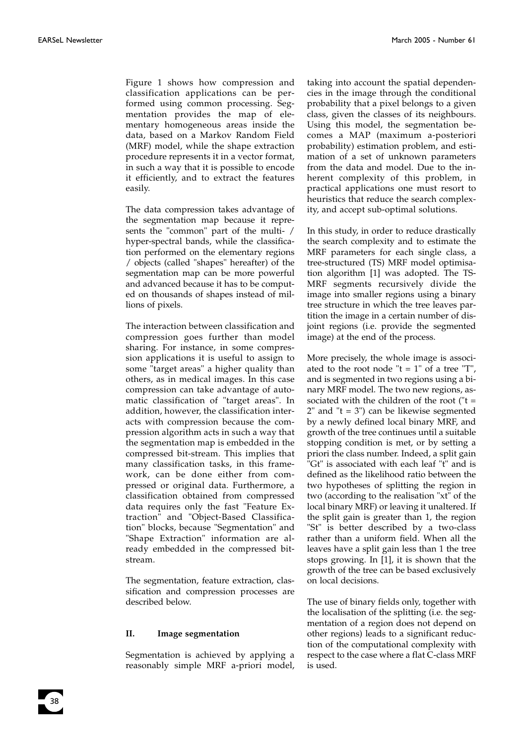Figure 1 shows how compression and classification applications can be performed using common processing. Segmentation provides the map of elementary homogeneous areas inside the data, based on a Markov Random Field (MRF) model, while the shape extraction procedure represents it in a vector format, in such a way that it is possible to encode it efficiently, and to extract the features easily.

The data compression takes advantage of the segmentation map because it represents the "common" part of the multi- / hyper-spectral bands, while the classification performed on the elementary regions / objects (called "shapes" hereafter) of the segmentation map can be more powerful and advanced because it has to be computed on thousands of shapes instead of millions of pixels.

The interaction between classification and compression goes further than model sharing. For instance, in some compression applications it is useful to assign to some "target areas" a higher quality than others, as in medical images. In this case compression can take advantage of automatic classification of "target areas". In addition, however, the classification interacts with compression because the compression algorithm acts in such a way that the segmentation map is embedded in the compressed bit-stream. This implies that many classification tasks, in this framework, can be done either from compressed or original data. Furthermore, a classification obtained from compressed data requires only the fast "Feature Extraction" and "Object-Based Classification" blocks, because "Segmentation" and "Shape Extraction" information are already embedded in the compressed bit-stream.

The segmentation, feature extraction, classification and compression processes are described below.

## II. Image segmentation

Segmentation is achieved by applying a reasonably simple MRF a-priori model, taking into account the spatial dependencies in the image through the conditional probability that a pixel belongs to a given class, given the classes of its neighbours. Using this model, the segmentation becomes a MAP (maximum a-posteriori probability) estimation problem, and estimation of a set of unknown parameters from the data and model. Due to the inherent complexity of this problem, in practical applications one must resort to heuristics that reduce the search complexity, and accept sub-optimal solutions.

In this study, in order to reduce drastically the search complexity and to estimate the MRF parameters for each single class, a tree-structured (TS) MRF model optimisation algorithm [1] was adopted. The TS-MRF segments recursively divide the image into smaller regions using a binary tree structure in which the tree leaves partition the image in a certain number of disjoint regions (i.e. provide the segmented image) at the end of the process.

More precisely, the whole image is associated to the root node "t = 1" of a tree "T", and is segmented in two regions using a binary MRF model. The two new regions, associated with the children of the root ("t = 2" and "t = 3") can be likewise segmented by a newly defined local binary MRF, and growth of the tree continues until a suitable stopping condition is met, or by setting a priori the class number. Indeed, a split gain "Gt" is associated with each leaf "t" and is defined as the likelihood ratio between the two hypotheses of splitting the region in two (according to the realisation "xt" of the local binary MRF) or leaving it unaltered. If the split gain is greater than 1, the region "St" is better described by a two-class rather than a uniform field. When all the leaves have a split gain less than 1 the tree stops growing. In [1], it is shown that the growth of the tree can be based exclusively on local decisions.

The use of binary fields only, together with the localisation of the splitting (i.e. the segmentation of a region does not depend on other regions) leads to a significant reduction of the computational complexity with respect to the case where a flat C-class MRF is used.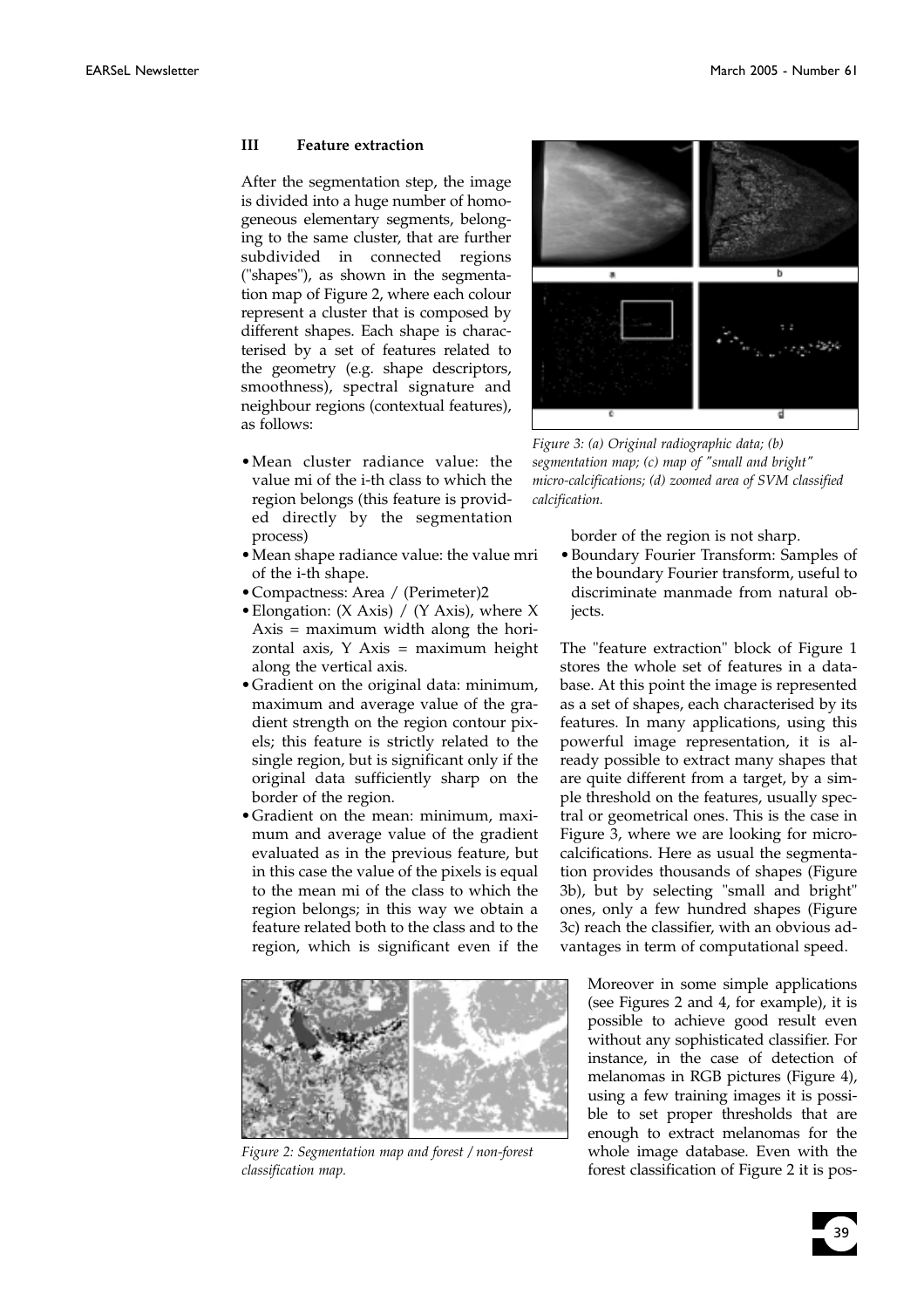### III Feature extraction

After the segmentation step, the image is divided into a huge number of homogeneous elementary segments, belonging to the same cluster, that are further subdivided in connected regions ("shapes"), as shown in the segmentation map of Figure 2, where each colour represent a cluster that is composed by different shapes. Each shape is characterised by a set of features related to the geometry (e.g. shape descriptors, smoothness), spectral signature and neighbour regions (contextual features), as follows:

- Mean cluster radiance value: the value mi of the i-th class to which the region belongs (this feature is provided directly by the segmentation process)
- Mean shape radiance value: the value mri of the i-th shape.
- Compactness: Area / (Perimeter)2
- Elongation: (X Axis) / (Y Axis), where X Axis = maximum width along the horizontal axis, Y Axis = maximum height along the vertical axis.
- Gradient on the original data: minimum, maximum and average value of the gradient strength on the region contour pixels; this feature is strictly related to the single region, but is significant only if the original data sufficiently sharp on the border of the region.
- Gradient on the mean: minimum, maximum and average value of the gradient evaluated as in the previous feature, but in this case the value of the pixels is equal to the mean mi of the class to which the region belongs; in this way we obtain a feature related both to the class and to the region, which is significant even if the border of the region is not sharp.
- Boundary Fourier Transform: Samples of the boundary Fourier transform, useful to discriminate manmade from natural objects.

*Figure 3: (a) Original radiographic data; (b) segmentation map; (c) map of "small and bright" micro-calcifications; (d) zoomed area of SVM classified calcification.*

The "feature extraction" block of Figure 1 stores the whole set of features in a database. At this point the image is represented as a set of shapes, each characterised by its features. In many applications, using this powerful image representation, it is already possible to extract many shapes that are quite different from a target, by a simple threshold on the features, usually spectral or geometrical ones. This is the case in Figure 3, where we are looking for micro-calcifications. Here as usual the segmentation provides thousands of shapes (Figure 3b), but by selecting "small and bright" ones, only a few hundred shapes (Figure 3c) reach the classifier, with an obvious advantages in term of computational speed.

*Figure 2: Segmentation map and forest / non-forest classification map.*

Moreover in some simple applications (see Figures 2 and 4, for example), it is possible to achieve good result even without any sophisticated classifier. For instance, in the case of detection of melanomas in RGB pictures (Figure 4), using a few training images it is possible to set proper thresholds that are enough to extract melanomas for the whole image database. Even with the forest classification of Figure 2 it is pos-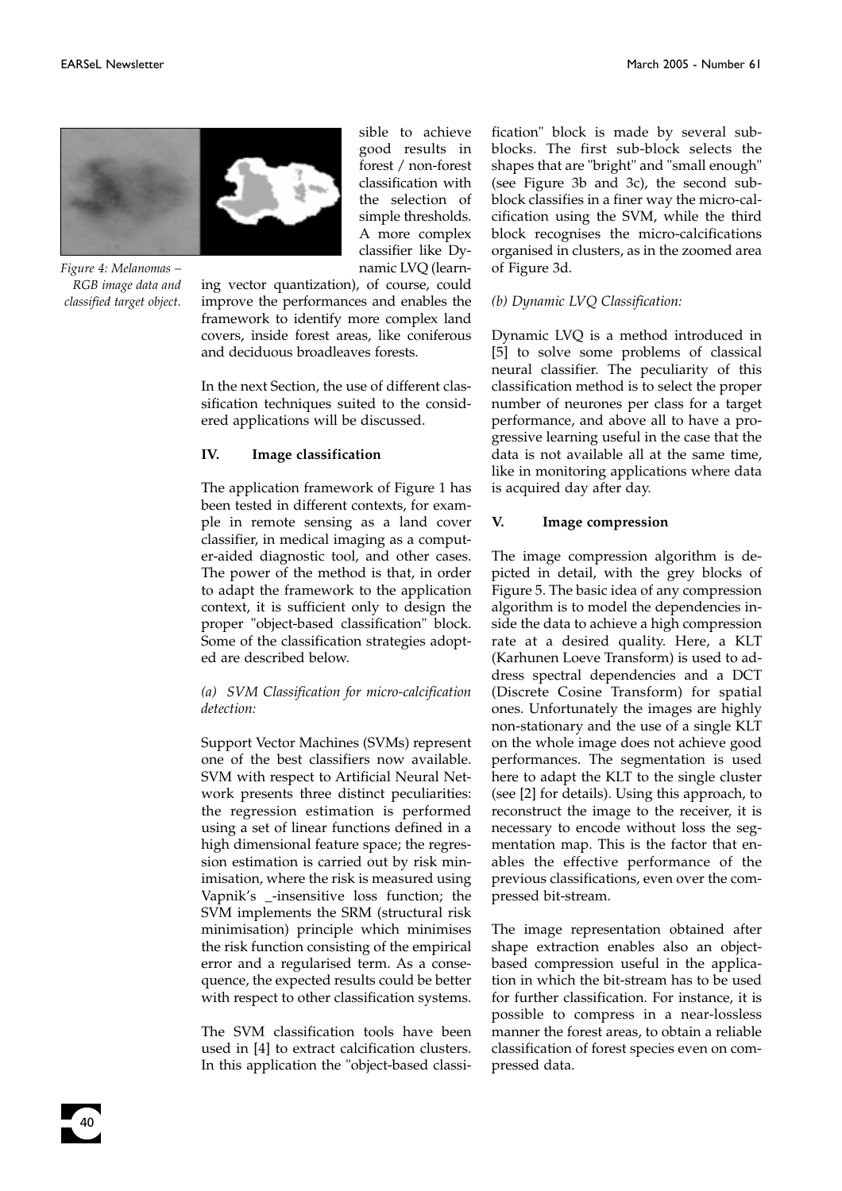sible to achieve good results in forest / non-forest classification with the selection of simple thresholds. A more complex classifier like Dynamic LVQ (learning vector quantization), of course, could improve the performances and enables the framework to identify more complex land covers, inside forest areas, like coniferous and deciduous broadleaves forests.

*Figure 4: Melanomas – RGB image data and classified target object.*

In the next Section, the use of different classification techniques suited to the considered applications will be discussed.

## IV. Image classification

The application framework of Figure 1 has been tested in different contexts, for example in remote sensing as a land cover classifier, in medical imaging as a computer-aided diagnostic tool, and other cases. The power of the method is that, in order to adapt the framework to the application context, it is sufficient only to design the proper "object-based classification" block. Some of the classification strategies adopted are described below.

*(a) SVM Classification for micro-calcification detection:*

Support Vector Machines (SVMs) represent one of the best classifiers now available. SVM with respect to Artificial Neural Network presents three distinct peculiarities: the regression estimation is performed using a set of linear functions defined in a high dimensional feature space; the regression estimation is carried out by risk minimisation, where the risk is measured using Vapnik's _-insensitive loss function; the SVM implements the SRM (structural risk minimisation) principle which minimises the risk function consisting of the empirical error and a regularised term. As a consequence, the expected results could be better with respect to other classification systems.

The SVM classification tools have been used in [4] to extract calcification clusters. In this application the "object-based classification" block is made by several sub-blocks. The first sub-block selects the shapes that are "bright" and "small enough" (see Figure 3b and 3c), the second sub-block classifies in a finer way the micro-calcification using the SVM, while the third block recognises the micro-calcifications organised in clusters, as in the zoomed area of Figure 3d.

*(b) Dynamic LVQ Classification:*

Dynamic LVQ is a method introduced in [5] to solve some problems of classical neural classifier. The peculiarity of this classification method is to select the proper number of neurones per class for a target performance, and above all to have a progressive learning useful in the case that the data is not available all at the same time, like in monitoring applications where data is acquired day after day.

## V. Image compression

The image compression algorithm is depicted in detail, with the grey blocks of Figure 5. The basic idea of any compression algorithm is to model the dependencies inside the data to achieve a high compression rate at a desired quality. Here, a KLT (Karhunen Loeve Transform) is used to address spectral dependencies and a DCT (Discrete Cosine Transform) for spatial ones. Unfortunately the images are highly non-stationary and the use of a single KLT on the whole image does not achieve good performances. The segmentation is used here to adapt the KLT to the single cluster (see [2] for details). Using this approach, to reconstruct the image to the receiver, it is necessary to encode without loss the segmentation map. This is the factor that enables the effective performance of the previous classifications, even over the compressed bit-stream.

The image representation obtained after shape extraction enables also an object-based compression useful in the application in which the bit-stream has to be used for further classification. For instance, it is possible to compress in a near-lossless manner the forest areas, to obtain a reliable classification of forest species even on compressed data.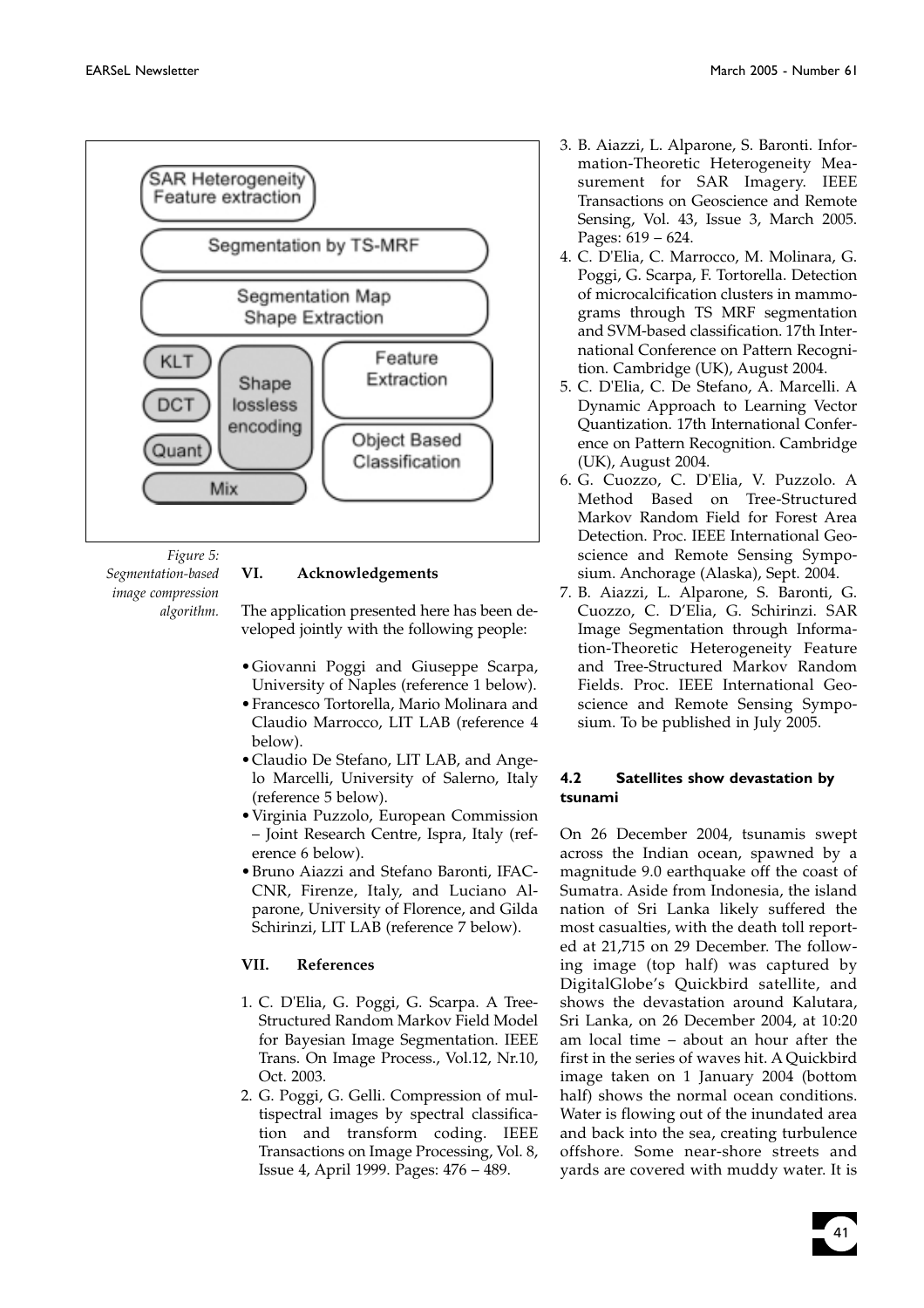Figure 5: Segmentation-based image compression algorithm.

### VI. Acknowledgements

The application presented here has been developed jointly with the following people:

- Giovanni Poggi and Giuseppe Scarpa, University of Naples (reference 1 below).
- Francesco Tortorella, Mario Molinara and Claudio Marrocco, LIT LAB (reference 4 below).
- Claudio De Stefano, LIT LAB, and Angelo Marcelli, University of Salerno, Italy (reference 5 below).
- Virginia Puzzolo, European Commission – Joint Research Centre, Ispra, Italy (reference 6 below).
- Bruno Aiazzi and Stefano Baronti, IFAC-CNR, Firenze, Italy, and Luciano Alparone, University of Florence, and Gilda Schirinzi, LIT LAB (reference 7 below).

### VII. References

1. C. D'Elia, G. Poggi, G. Scarpa. A Tree-Structured Random Markov Field Model for Bayesian Image Segmentation. IEEE Trans. On Image Process., Vol.12, Nr.10, Oct. 2003.
2. G. Poggi, G. Gelli. Compression of multispectral images by spectral classification and transform coding. IEEE Transactions on Image Processing, Vol. 8, Issue 4, April 1999. Pages: 476 – 489.
3. B. Aiazzi, L. Alparone, S. Baronti. Information-Theoretic Heterogeneity Measurement for SAR Imagery. IEEE Transactions on Geoscience and Remote Sensing, Vol. 43, Issue 3, March 2005. Pages: 619 – 624.
4. C. D'Elia, C. Marrocco, M. Molinara, G. Poggi, G. Scarpa, F. Tortorella. Detection of microcalcification clusters in mammograms through TS MRF segmentation and SVM-based classification. 17th International Conference on Pattern Recognition. Cambridge (UK), August 2004.
5. C. D'Elia, C. De Stefano, A. Marcelli. A Dynamic Approach to Learning Vector Quantization. 17th International Conference on Pattern Recognition. Cambridge (UK), August 2004.
6. G. Cuozzo, C. D'Elia, V. Puzzolo. A Method Based on Tree-Structured Markov Random Field for Forest Area Detection. Proc. IEEE International Geoscience and Remote Sensing Symposium. Anchorage (Alaska), Sept. 2004.
7. B. Aiazzi, L. Alparone, S. Baronti, G. Cuozzo, C. D'Elia, G. Schirinzi. SAR Image Segmentation through Information-Theoretic Heterogeneity Feature and Tree-Structured Markov Random Fields. Proc. IEEE International Geoscience and Remote Sensing Symposium. To be published in July 2005.

## 4.2 Satellites show devastation by tsunami

On 26 December 2004, tsunamis swept across the Indian ocean, spawned by a magnitude 9.0 earthquake off the coast of Sumatra. Aside from Indonesia, the island nation of Sri Lanka likely suffered the most casualties, with the death toll reported at 21,715 on 29 December. The following image (top half) was captured by DigitalGlobe's Quickbird satellite, and shows the devastation around Kalutara, Sri Lanka, on 26 December 2004, at 10:20 am local time – about an hour after the first in the series of waves hit. A Quickbird image taken on 1 January 2004 (bottom half) shows the normal ocean conditions. Water is flowing out of the inundated area and back into the sea, creating turbulence offshore. Some near-shore streets and yards are covered with muddy water. It is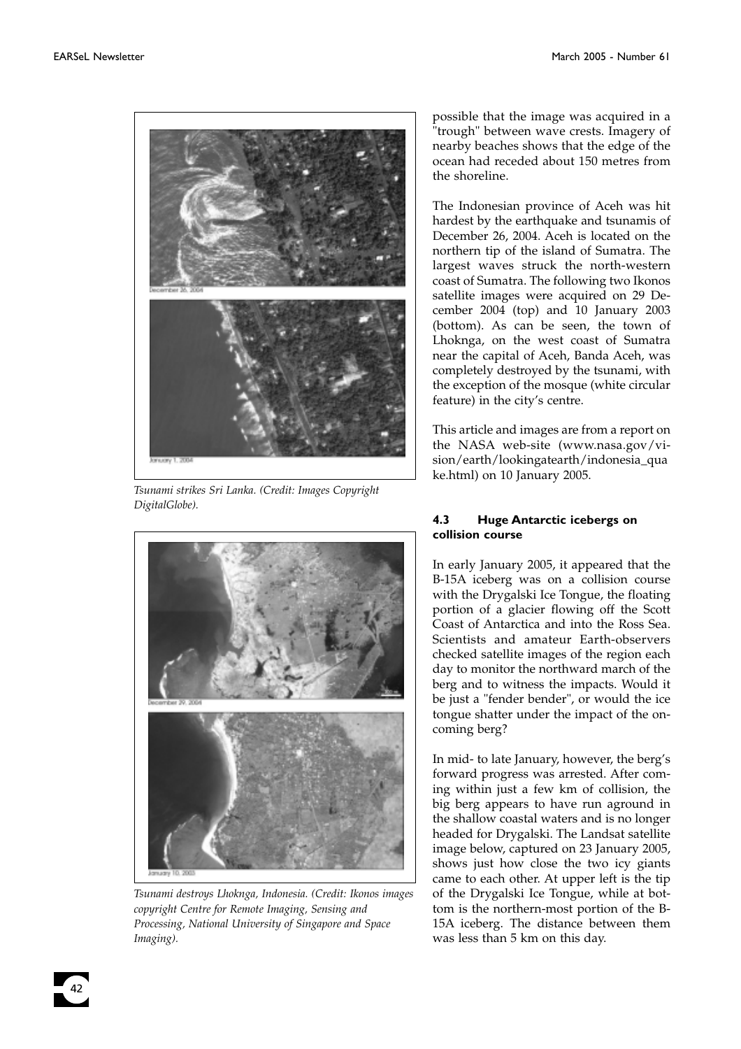Tsunami strikes Sri Lanka. (Credit: Images Copyright DigitalGlobe).

Tsunami destroys Lhoknga, Indonesia. (Credit: Ikonos images copyright Centre for Remote Imaging, Sensing and Processing, National University of Singapore and Space Imaging).

possible that the image was acquired in a "trough" between wave crests. Imagery of nearby beaches shows that the edge of the ocean had receded about 150 metres from the shoreline.

The Indonesian province of Aceh was hit hardest by the earthquake and tsunamis of December 26, 2004. Aceh is located on the northern tip of the island of Sumatra. The largest waves struck the north-western coast of Sumatra. The following two Ikonos satellite images were acquired on 29 December 2004 (top) and 10 January 2003 (bottom). As can be seen, the town of Lhoknga, on the west coast of Sumatra near the capital of Aceh, Banda Aceh, was completely destroyed by the tsunami, with the exception of the mosque (white circular feature) in the city's centre.

This article and images are from a report on the NASA web-site (www.nasa.gov/vision/earth/lookingatearth/indonesia_quake.html) on 10 January 2005.

### 4.3 Huge Antarctic icebergs on collision course

In early January 2005, it appeared that the B-15A iceberg was on a collision course with the Drygalski Ice Tongue, the floating portion of a glacier flowing off the Scott Coast of Antarctica and into the Ross Sea. Scientists and amateur Earth-observers checked satellite images of the region each day to monitor the northward march of the berg and to witness the impacts. Would it be just a "fender bender", or would the ice tongue shatter under the impact of the oncoming berg?

In mid- to late January, however, the berg's forward progress was arrested. After coming within just a few km of collision, the big berg appears to have run aground in the shallow coastal waters and is no longer headed for Drygalski. The Landsat satellite image below, captured on 23 January 2005, shows just how close the two icy giants came to each other. At upper left is the tip of the Drygalski Ice Tongue, while at bottom is the northern-most portion of the B-15A iceberg. The distance between them was less than 5 km on this day.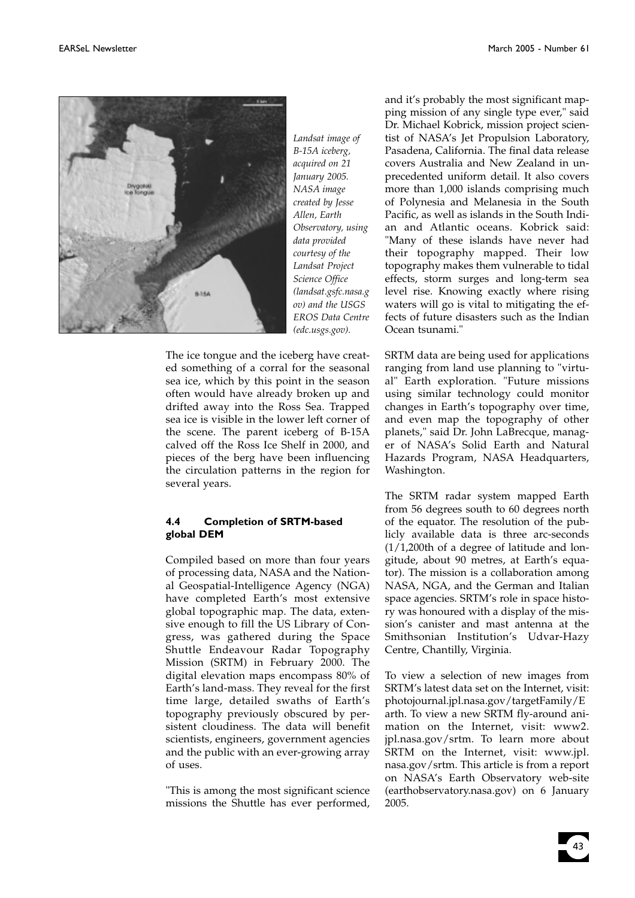Landsat image of B-15A iceberg, acquired on 21 January 2005. NASA image created by Jesse Allen, Earth Observatory, using data provided courtesy of the Landsat Project Science Office (landsat.gsfc.nasa.gov) and the USGS EROS Data Centre (edc.usgs.gov).

The ice tongue and the iceberg have created something of a corral for the seasonal sea ice, which by this point in the season often would have already broken up and drifted away into the Ross Sea. Trapped sea ice is visible in the lower left corner of the scene. The parent iceberg of B-15A calved off the Ross Ice Shelf in 2000, and pieces of the berg have been influencing the circulation patterns in the region for several years.

### 4.4 Completion of SRTM-based global DEM

Compiled based on more than four years of processing data, NASA and the National Geospatial-Intelligence Agency (NGA) have completed Earth's most extensive global topographic map. The data, extensive enough to fill the US Library of Congress, was gathered during the Space Shuttle Endeavour Radar Topography Mission (SRTM) in February 2000. The digital elevation maps encompass 80% of Earth's land-mass. They reveal for the first time large, detailed swaths of Earth's topography previously obscured by persistent cloudiness. The data will benefit scientists, engineers, government agencies and the public with an ever-growing array of uses.

"This is among the most significant science missions the Shuttle has ever performed, and it's probably the most significant mapping mission of any single type ever," said Dr. Michael Kobrick, mission project scientist of NASA's Jet Propulsion Laboratory, Pasadena, California. The final data release covers Australia and New Zealand in unprecedented uniform detail. It also covers more than 1,000 islands comprising much of Polynesia and Melanesia in the South Pacific, as well as islands in the South Indian and Atlantic oceans. Kobrick said: "Many of these islands have never had their topography mapped. Their low topography makes them vulnerable to tidal effects, storm surges and long-term sea level rise. Knowing exactly where rising waters will go is vital to mitigating the effects of future disasters such as the Indian Ocean tsunami."

SRTM data are being used for applications ranging from land use planning to "virtual" Earth exploration. "Future missions using similar technology could monitor changes in Earth's topography over time, and even map the topography of other planets," said Dr. John LaBrecque, manager of NASA's Solid Earth and Natural Hazards Program, NASA Headquarters, Washington.

The SRTM radar system mapped Earth from 56 degrees south to 60 degrees north of the equator. The resolution of the publicly available data is three arc-seconds (1/1,200th of a degree of latitude and longitude, about 90 metres, at Earth's equator). The mission is a collaboration among NASA, NGA, and the German and Italian space agencies. SRTM's role in space history was honoured with a display of the mission's canister and mast antenna at the Smithsonian Institution's Udvar-Hazy Centre, Chantilly, Virginia.

To view a selection of new images from SRTM's latest data set on the Internet, visit: photojournal.jpl.nasa.gov/targetFamily/Earth. To view a new SRTM fly-around animation on the Internet, visit: www2.jpl.nasa.gov/srtm. To learn more about SRTM on the Internet, visit: www.jpl.nasa.gov/srtm. This article is from a report on NASA's Earth Observatory web-site (earthobservatory.nasa.gov) on 6 January 2005.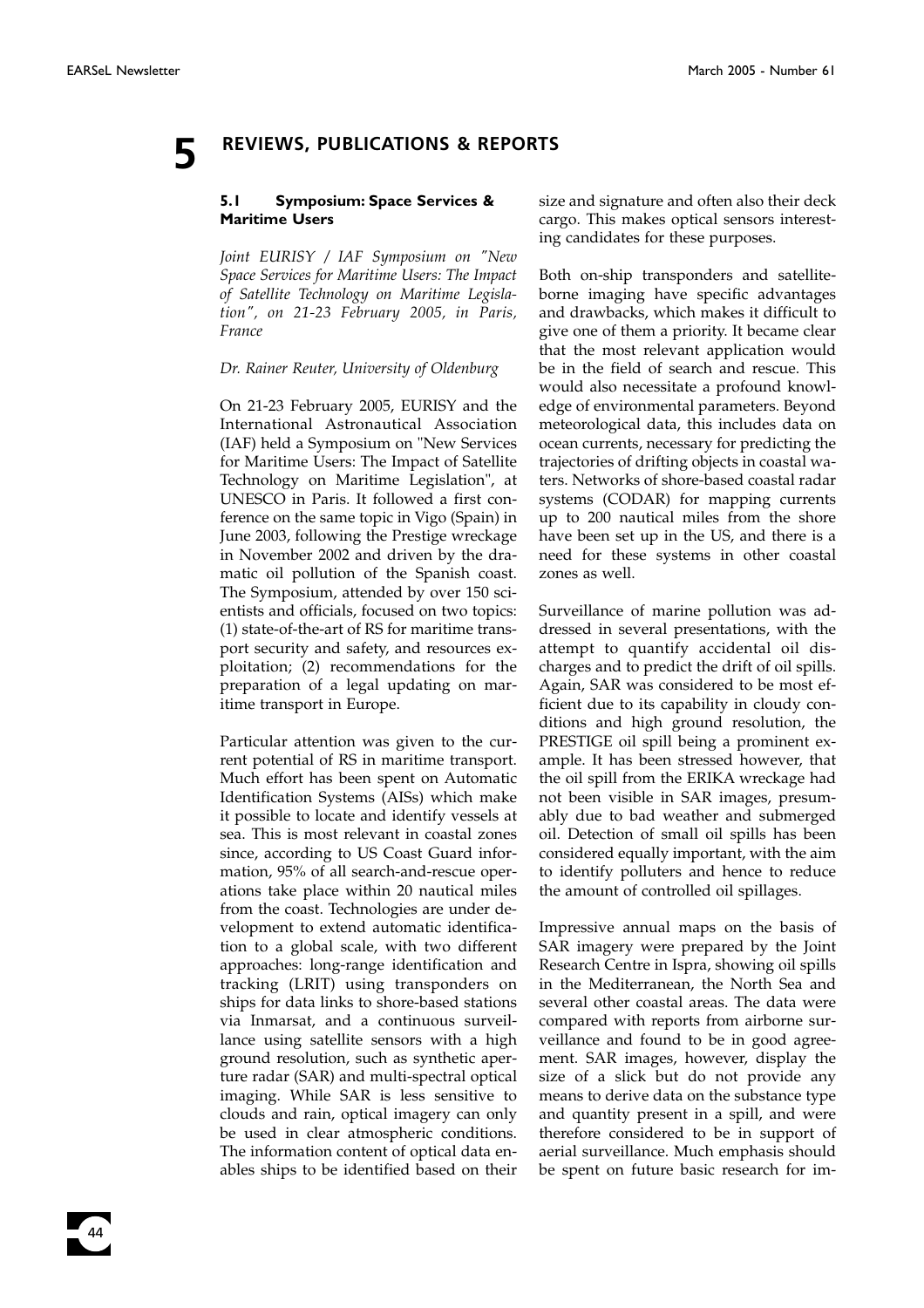# 5 REVIEWS, PUBLICATIONS & REPORTS

## 5.1 Symposium: Space Services & Maritime Users

*Joint EURISY / IAF Symposium on "New Space Services for Maritime Users: The Impact of Satellite Technology on Maritime Legislation", on 21-23 February 2005, in Paris, France*

*Dr. Rainer Reuter, University of Oldenburg*

On 21-23 February 2005, EURISY and the International Astronautical Association (IAF) held a Symposium on "New Services for Maritime Users: The Impact of Satellite Technology on Maritime Legislation", at UNESCO in Paris. It followed a first conference on the same topic in Vigo (Spain) in June 2003, following the Prestige wreckage in November 2002 and driven by the dramatic oil pollution of the Spanish coast. The Symposium, attended by over 150 scientists and officials, focused on two topics: (1) state-of-the-art of RS for maritime transport security and safety, and resources exploitation; (2) recommendations for the preparation of a legal updating on maritime transport in Europe.

Particular attention was given to the current potential of RS in maritime transport. Much effort has been spent on Automatic Identification Systems (AISs) which make it possible to locate and identify vessels at sea. This is most relevant in coastal zones since, according to US Coast Guard information, 95% of all search-and-rescue operations take place within 20 nautical miles from the coast. Technologies are under development to extend automatic identification to a global scale, with two different approaches: long-range identification and tracking (LRIT) using transponders on ships for data links to shore-based stations via Inmarsat, and a continuous surveillance using satellite sensors with a high ground resolution, such as synthetic aperture radar (SAR) and multi-spectral optical imaging. While SAR is less sensitive to clouds and rain, optical imagery can only be used in clear atmospheric conditions. The information content of optical data enables ships to be identified based on their size and signature and often also their deck cargo. This makes optical sensors interesting candidates for these purposes.

Both on-ship transponders and satellite-borne imaging have specific advantages and drawbacks, which makes it difficult to give one of them a priority. It became clear that the most relevant application would be in the field of search and rescue. This would also necessitate a profound knowledge of environmental parameters. Beyond meteorological data, this includes data on ocean currents, necessary for predicting the trajectories of drifting objects in coastal waters. Networks of shore-based coastal radar systems (CODAR) for mapping currents up to 200 nautical miles from the shore have been set up in the US, and there is a need for these systems in other coastal zones as well.

Surveillance of marine pollution was addressed in several presentations, with the attempt to quantify accidental oil discharges and to predict the drift of oil spills. Again, SAR was considered to be most efficient due to its capability in cloudy conditions and high ground resolution, the PRESTIGE oil spill being a prominent example. It has been stressed however, that the oil spill from the ERIKA wreckage had not been visible in SAR images, presumably due to bad weather and submerged oil. Detection of small oil spills has been considered equally important, with the aim to identify polluters and hence to reduce the amount of controlled oil spillages.

Impressive annual maps on the basis of SAR imagery were prepared by the Joint Research Centre in Ispra, showing oil spills in the Mediterranean, the North Sea and several other coastal areas. The data were compared with reports from airborne surveillance and found to be in good agreement. SAR images, however, display the size of a slick but do not provide any means to derive data on the substance type and quantity present in a spill, and were therefore considered to be in support of aerial surveillance. Much emphasis should be spent on future basic research for im-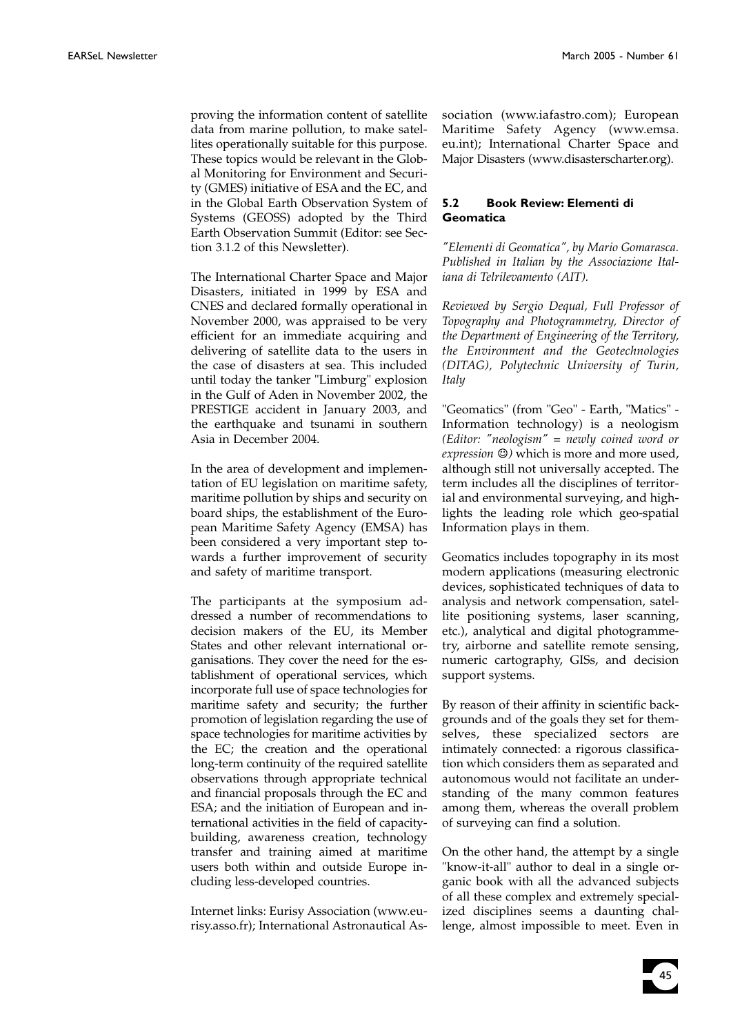proving the information content of satellite data from marine pollution, to make satellites operationally suitable for this purpose. These topics would be relevant in the Global Monitoring for Environment and Security (GMES) initiative of ESA and the EC, and in the Global Earth Observation System of Systems (GEOSS) adopted by the Third Earth Observation Summit (Editor: see Section 3.1.2 of this Newsletter).

The International Charter Space and Major Disasters, initiated in 1999 by ESA and CNES and declared formally operational in November 2000, was appraised to be very efficient for an immediate acquiring and delivering of satellite data to the users in the case of disasters at sea. This included until today the tanker "Limburg" explosion in the Gulf of Aden in November 2002, the PRESTIGE accident in January 2003, and the earthquake and tsunami in southern Asia in December 2004.

In the area of development and implementation of EU legislation on maritime safety, maritime pollution by ships and security on board ships, the establishment of the European Maritime Safety Agency (EMSA) has been considered a very important step towards a further improvement of security and safety of maritime transport.

The participants at the symposium addressed a number of recommendations to decision makers of the EU, its Member States and other relevant international organisations. They cover the need for the establishment of operational services, which incorporate full use of space technologies for maritime safety and security; the further promotion of legislation regarding the use of space technologies for maritime activities by the EC; the creation and the operational long-term continuity of the required satellite observations through appropriate technical and financial proposals through the EC and ESA; and the initiation of European and international activities in the field of capacity-building, awareness creation, technology transfer and training aimed at maritime users both within and outside Europe including less-developed countries.

Internet links: Eurisy Association (www.eurisy.asso.fr); International Astronautical Association (www.iafastro.com); European Maritime Safety Agency (www.emsa.eu.int); International Charter Space and Major Disasters (www.disasterscharter.org).

### 5.2 Book Review: Elementi di Geomatica

*"Elementi di Geomatica", by Mario Gomarasca. Published in Italian by the Associazione Italiana di Telrilevamento (AIT).*

*Reviewed by Sergio Dequal, Full Professor of Topography and Photogrammetry, Director of the Department of Engineering of the Territory, the Environment and the Geotechnologies (DITAG), Polytechnic University of Turin, Italy*

"Geomatics" (from "Geo" - Earth, "Matics" - Information technology) is a neologism *(Editor: "neologism" = newly coined word or expression ☺)* which is more and more used, although still not universally accepted. The term includes all the disciplines of territorial and environmental surveying, and highlights the leading role which geo-spatial Information plays in them.

Geomatics includes topography in its most modern applications (measuring electronic devices, sophisticated techniques of data to analysis and network compensation, satellite positioning systems, laser scanning, etc.), analytical and digital photogrammetry, airborne and satellite remote sensing, numeric cartography, GISs, and decision support systems.

By reason of their affinity in scientific backgrounds and of the goals they set for themselves, these specialized sectors are intimately connected: a rigorous classification which considers them as separated and autonomous would not facilitate an understanding of the many common features among them, whereas the overall problem of surveying can find a solution.

On the other hand, the attempt by a single "know-it-all" author to deal in a single organic book with all the advanced subjects of all these complex and extremely specialized disciplines seems a daunting challenge, almost impossible to meet. Even in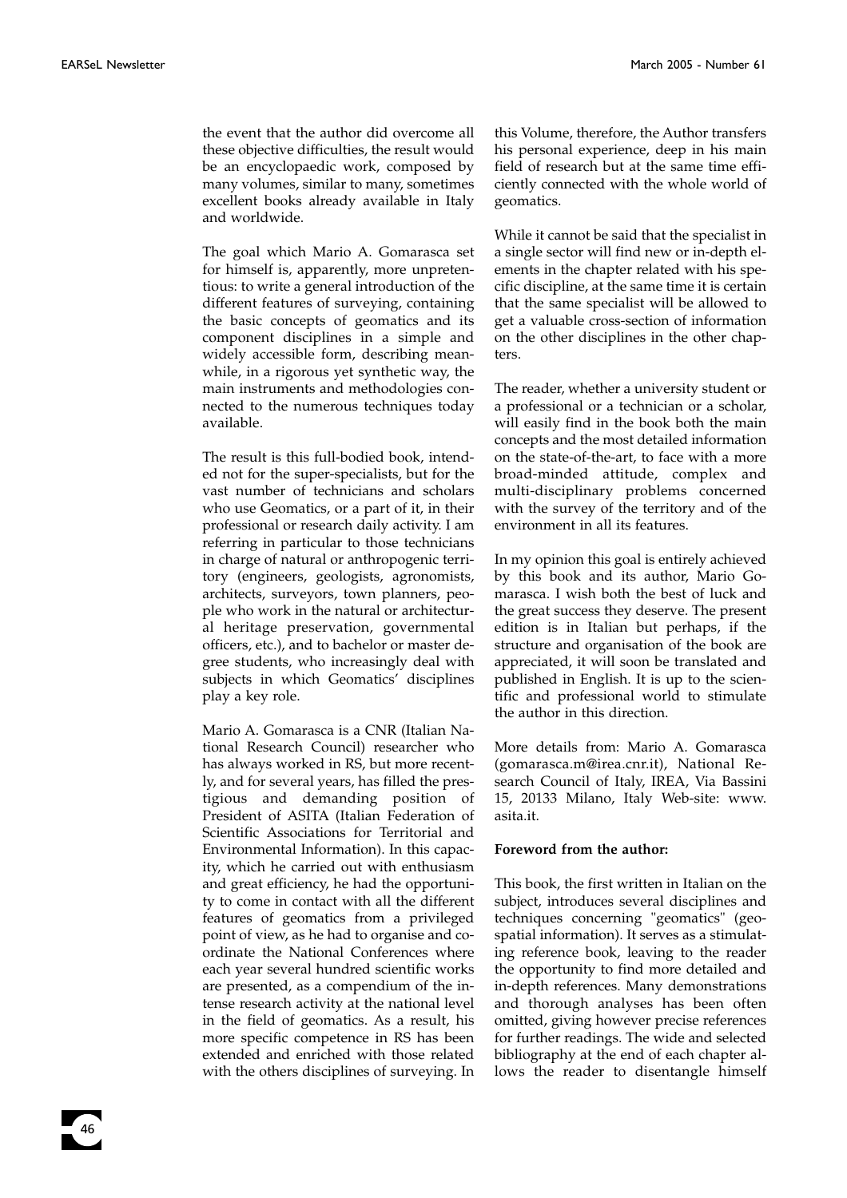the event that the author did overcome all these objective difficulties, the result would be an encyclopaedic work, composed by many volumes, similar to many, sometimes excellent books already available in Italy and worldwide.

The goal which Mario A. Gomarasca set for himself is, apparently, more unpretentious: to write a general introduction of the different features of surveying, containing the basic concepts of geomatics and its component disciplines in a simple and widely accessible form, describing meanwhile, in a rigorous yet synthetic way, the main instruments and methodologies connected to the numerous techniques today available.

The result is this full-bodied book, intended not for the super-specialists, but for the vast number of technicians and scholars who use Geomatics, or a part of it, in their professional or research daily activity. I am referring in particular to those technicians in charge of natural or anthropogenic territory (engineers, geologists, agronomists, architects, surveyors, town planners, people who work in the natural or architectural heritage preservation, governmental officers, etc.), and to bachelor or master degree students, who increasingly deal with subjects in which Geomatics' disciplines play a key role.

Mario A. Gomarasca is a CNR (Italian National Research Council) researcher who has always worked in RS, but more recently, and for several years, has filled the prestigious and demanding position of President of ASITA (Italian Federation of Scientific Associations for Territorial and Environmental Information). In this capacity, which he carried out with enthusiasm and great efficiency, he had the opportunity to come in contact with all the different features of geomatics from a privileged point of view, as he had to organise and coordinate the National Conferences where each year several hundred scientific works are presented, as a compendium of the intense research activity at the national level in the field of geomatics. As a result, his more specific competence in RS has been extended and enriched with those related with the others disciplines of surveying. In this Volume, therefore, the Author transfers his personal experience, deep in his main field of research but at the same time efficiently connected with the whole world of geomatics.

While it cannot be said that the specialist in a single sector will find new or in-depth elements in the chapter related with his specific discipline, at the same time it is certain that the same specialist will be allowed to get a valuable cross-section of information on the other disciplines in the other chapters.

The reader, whether a university student or a professional or a technician or a scholar, will easily find in the book both the main concepts and the most detailed information on the state-of-the-art, to face with a more broad-minded attitude, complex and multi-disciplinary problems concerned with the survey of the territory and of the environment in all its features.

In my opinion this goal is entirely achieved by this book and its author, Mario Gomarasca. I wish both the best of luck and the great success they deserve. The present edition is in Italian but perhaps, if the structure and organisation of the book are appreciated, it will soon be translated and published in English. It is up to the scientific and professional world to stimulate the author in this direction.

More details from: Mario A. Gomarasca (gomarasca.m@irea.cnr.it), National Research Council of Italy, IREA, Via Bassini 15, 20133 Milano, Italy Web-site: www.asita.it.

**Foreword from the author:**

This book, the first written in Italian on the subject, introduces several disciplines and techniques concerning "geomatics" (geospatial information). It serves as a stimulating reference book, leaving to the reader the opportunity to find more detailed and in-depth references. Many demonstrations and thorough analyses has been often omitted, giving however precise references for further readings. The wide and selected bibliography at the end of each chapter allows the reader to disentangle himself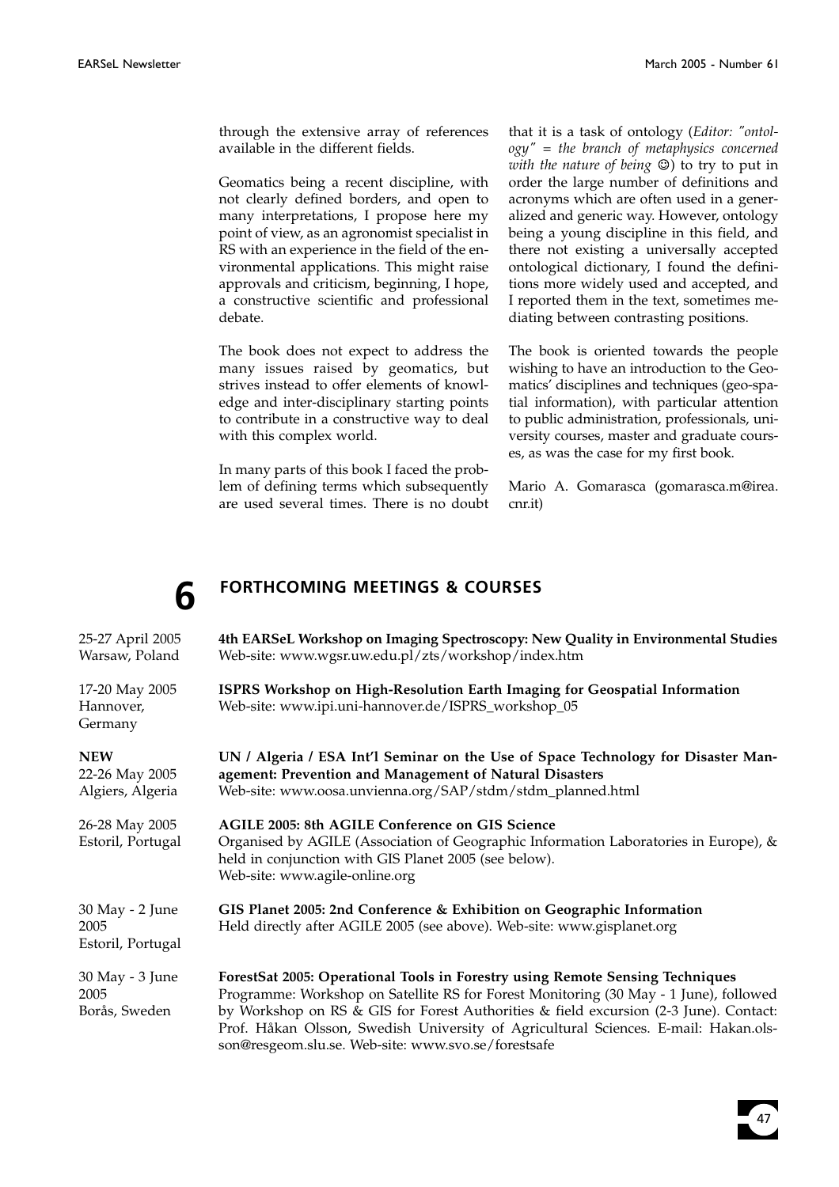through the extensive array of references available in the different fields.

Geomatics being a recent discipline, with not clearly defined borders, and open to many interpretations, I propose here my point of view, as an agronomist specialist in RS with an experience in the field of the environmental applications. This might raise approvals and criticism, beginning, I hope, a constructive scientific and professional debate.

The book does not expect to address the many issues raised by geomatics, but strives instead to offer elements of knowledge and inter-disciplinary starting points to contribute in a constructive way to deal with this complex world.

In many parts of this book I faced the problem of defining terms which subsequently are used several times. There is no doubt that it is a task of ontology (*Editor: "ontology" = the branch of metaphysics concerned with the nature of being* ☺) to try to put in order the large number of definitions and acronyms which are often used in a generalized and generic way. However, ontology being a young discipline in this field, and there not existing a universally accepted ontological dictionary, I found the definitions more widely used and accepted, and I reported them in the text, sometimes mediating between contrasting positions.

The book is oriented towards the people wishing to have an introduction to the Geomatics' disciplines and techniques (geo-spatial information), with particular attention to public administration, professionals, university courses, master and graduate courses, as was the case for my first book.

Mario A. Gomarasca (gomarasca.m@irea.cnr.it)

# 6 FORTHCOMING MEETINGS & COURSES

25-27 April 2005
Warsaw, Poland

**4th EARSeL Workshop on Imaging Spectroscopy: New Quality in Environmental Studies**
Web-site: www.wgsr.uw.edu.pl/zts/workshop/index.htm

17-20 May 2005
Hannover, Germany

**ISPRS Workshop on High-Resolution Earth Imaging for Geospatial Information**
Web-site: www.ipi.uni-hannover.de/ISPRS_workshop_05

**NEW**
22-26 May 2005
Algiers, Algeria

**UN / Algeria / ESA Int'l Seminar on the Use of Space Technology for Disaster Management: Prevention and Management of Natural Disasters**
Web-site: www.oosa.unvienna.org/SAP/stdm/stdm_planned.html

26-28 May 2005
Estoril, Portugal

**AGILE 2005: 8th AGILE Conference on GIS Science**
Organised by AGILE (Association of Geographic Information Laboratories in Europe), & held in conjunction with GIS Planet 2005 (see below).
Web-site: www.agile-online.org

30 May - 2 June 2005
Estoril, Portugal

**GIS Planet 2005: 2nd Conference & Exhibition on Geographic Information**
Held directly after AGILE 2005 (see above). Web-site: www.gisplanet.org

30 May - 3 June 2005
Borås, Sweden

**ForestSat 2005: Operational Tools in Forestry using Remote Sensing Techniques**
Programme: Workshop on Satellite RS for Forest Monitoring (30 May - 1 June), followed by Workshop on RS & GIS for Forest Authorities & field excursion (2-3 June). Contact: Prof. Håkan Olsson, Swedish University of Agricultural Sciences. E-mail: Hakan.olsson@resgeom.slu.se. Web-site: www.svo.se/forestsafe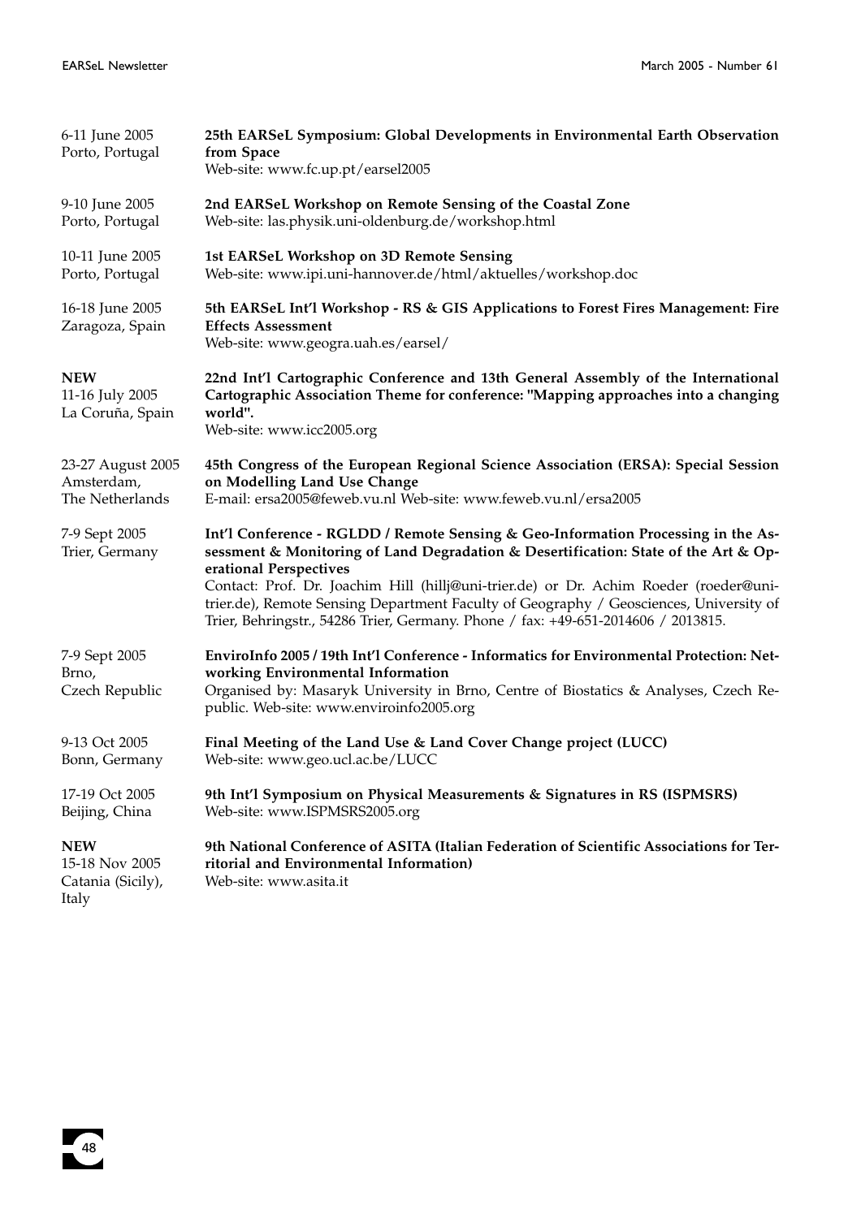| | |
|---|---|
| 6-11 June 2005<br>Porto, Portugal | **25th EARSeL Symposium: Global Developments in Environmental Earth Observation from Space**<br>Web-site: www.fc.up.pt/earsel2005 |
| 9-10 June 2005<br>Porto, Portugal | **2nd EARSeL Workshop on Remote Sensing of the Coastal Zone**<br>Web-site: las.physik.uni-oldenburg.de/workshop.html |
| 10-11 June 2005<br>Porto, Portugal | **1st EARSeL Workshop on 3D Remote Sensing**<br>Web-site: www.ipi.uni-hannover.de/html/aktuelles/workshop.doc |
| 16-18 June 2005<br>Zaragoza, Spain | **5th EARSeL Int'l Workshop - RS & GIS Applications to Forest Fires Management: Fire Effects Assessment**<br>Web-site: www.geogra.uah.es/earsel/ |
| **NEW**<br>11-16 July 2005<br>La Coruña, Spain | **22nd Int'l Cartographic Conference and 13th General Assembly of the International Cartographic Association Theme for conference: "Mapping approaches into a changing world".**<br>Web-site: www.icc2005.org |
| 23-27 August 2005<br>Amsterdam,<br>The Netherlands | **45th Congress of the European Regional Science Association (ERSA): Special Session on Modelling Land Use Change**<br>E-mail: ersa2005@feweb.vu.nl Web-site: www.feweb.vu.nl/ersa2005 |
| 7-9 Sept 2005<br>Trier, Germany | **Int'l Conference - RGLDD / Remote Sensing & Geo-Information Processing in the Assessment & Monitoring of Land Degradation & Desertification: State of the Art & Operational Perspectives**<br>Contact: Prof. Dr. Joachim Hill (hillj@uni-trier.de) or Dr. Achim Roeder (roeder@uni-trier.de), Remote Sensing Department Faculty of Geography / Geosciences, University of Trier, Behringstr., 54286 Trier, Germany. Phone / fax: +49-651-2014606 / 2013815. |
| 7-9 Sept 2005<br>Brno,<br>Czech Republic | **EnviroInfo 2005 / 19th Int'l Conference - Informatics for Environmental Protection: Networking Environmental Information**<br>Organised by: Masaryk University in Brno, Centre of Biostatics & Analyses, Czech Republic. Web-site: www.enviroinfo2005.org |
| 9-13 Oct 2005<br>Bonn, Germany | **Final Meeting of the Land Use & Land Cover Change project (LUCC)**<br>Web-site: www.geo.ucl.ac.be/LUCC |
| 17-19 Oct 2005<br>Beijing, China | **9th Int'l Symposium on Physical Measurements & Signatures in RS (ISPMSRS)**<br>Web-site: www.ISPMSRS2005.org |
| **NEW**<br>15-18 Nov 2005<br>Catania (Sicily),<br>Italy | **9th National Conference of ASITA (Italian Federation of Scientific Associations for Territorial and Environmental Information)**<br>Web-site: www.asita.it |